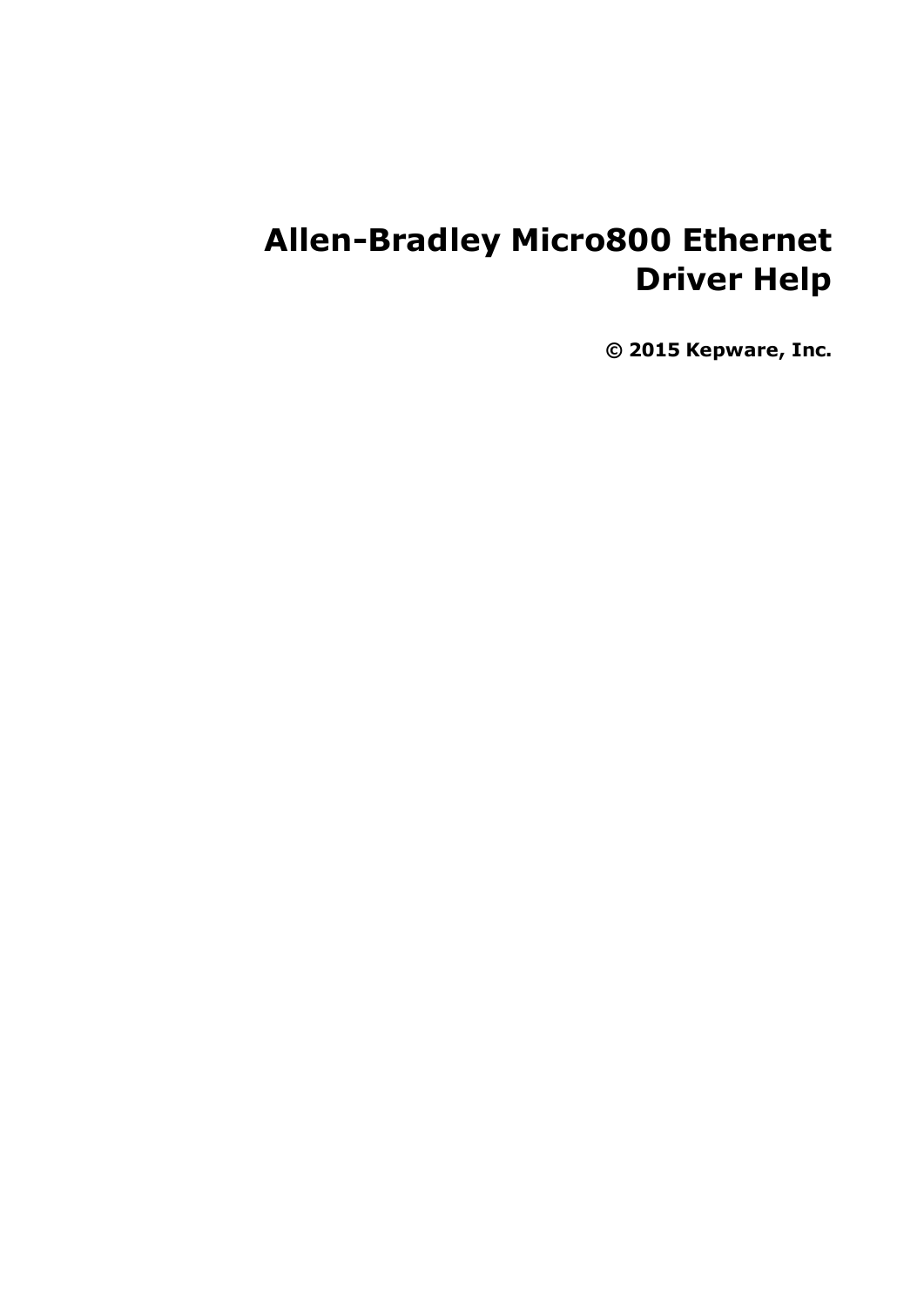# Allen-Bradley Micro800 Ethernet Driver Help

**© 2015 Kepware, Inc.**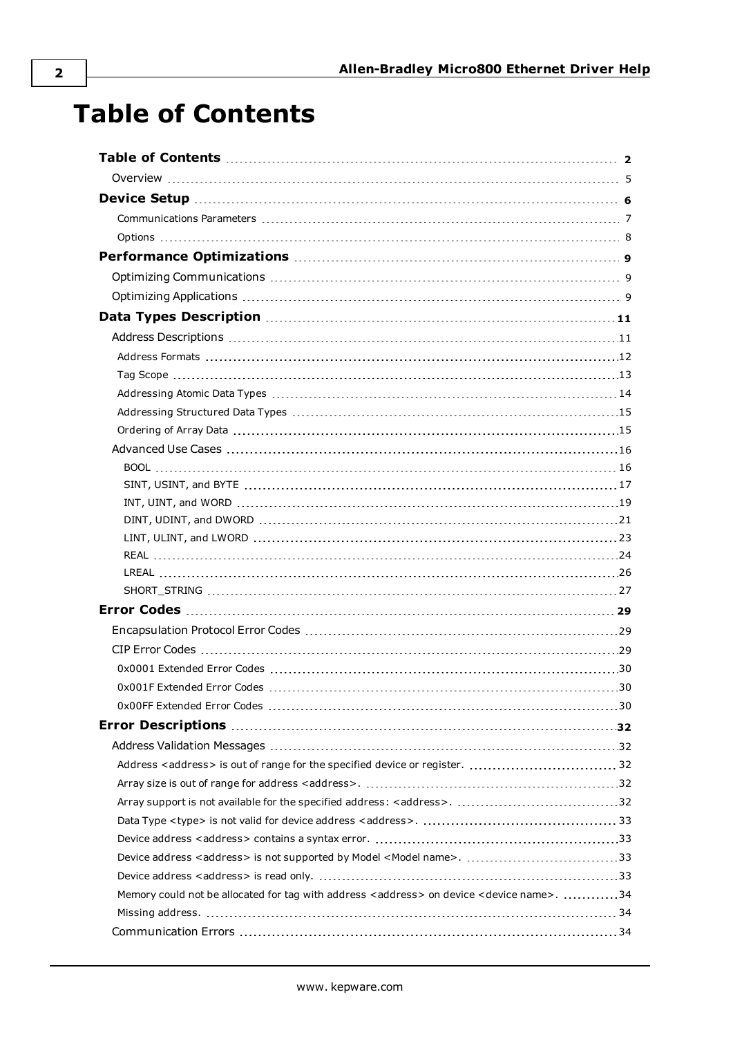# Table of Contents

| | |
|---|---|
| **Table of Contents** | **2** |
| Overview | 5 |
| **Device Setup** | **6** |
| Communications Parameters | 7 |
| Options | 8 |
| **Performance Optimizations** | **9** |
| Optimizing Communications | 9 |
| Optimizing Applications | 9 |
| **Data Types Description** | **11** |
| Address Descriptions | 11 |
| Address Formats | 12 |
| Tag Scope | 13 |
| Addressing Atomic Data Types | 14 |
| Addressing Structured Data Types | 15 |
| Ordering of Array Data | 15 |
| Advanced Use Cases | 16 |
| BOOL | 16 |
| SINT, USINT, and BYTE | 17 |
| INT, UINT, and WORD | 19 |
| DINT, UDINT, and DWORD | 21 |
| LINT, ULINT, and LWORD | 23 |
| REAL | 24 |
| LREAL | 26 |
| SHORT_STRING | 27 |
| **Error Codes** | **29** |
| Encapsulation Protocol Error Codes | 29 |
| CIP Error Codes | 29 |
| 0x0001 Extended Error Codes | 30 |
| 0x001F Extended Error Codes | 30 |
| 0x00FF Extended Error Codes | 30 |
| **Error Descriptions** | **32** |
| Address Validation Messages | 32 |
| Address <address> is out of range for the specified device or register. | 32 |
| Array size is out of range for address <address>. | 32 |
| Array support is not available for the specified address: <address>. | 32 |
| Data Type <type> is not valid for device address <address>. | 33 |
| Device address <address> contains a syntax error. | 33 |
| Device address <address> is not supported by Model <Model name>. | 33 |
| Device address <address> is read only. | 33 |
| Memory could not be allocated for tag with address <address> on device <device name>. | 34 |
| Missing address. | 34 |
| Communication Errors | 34 |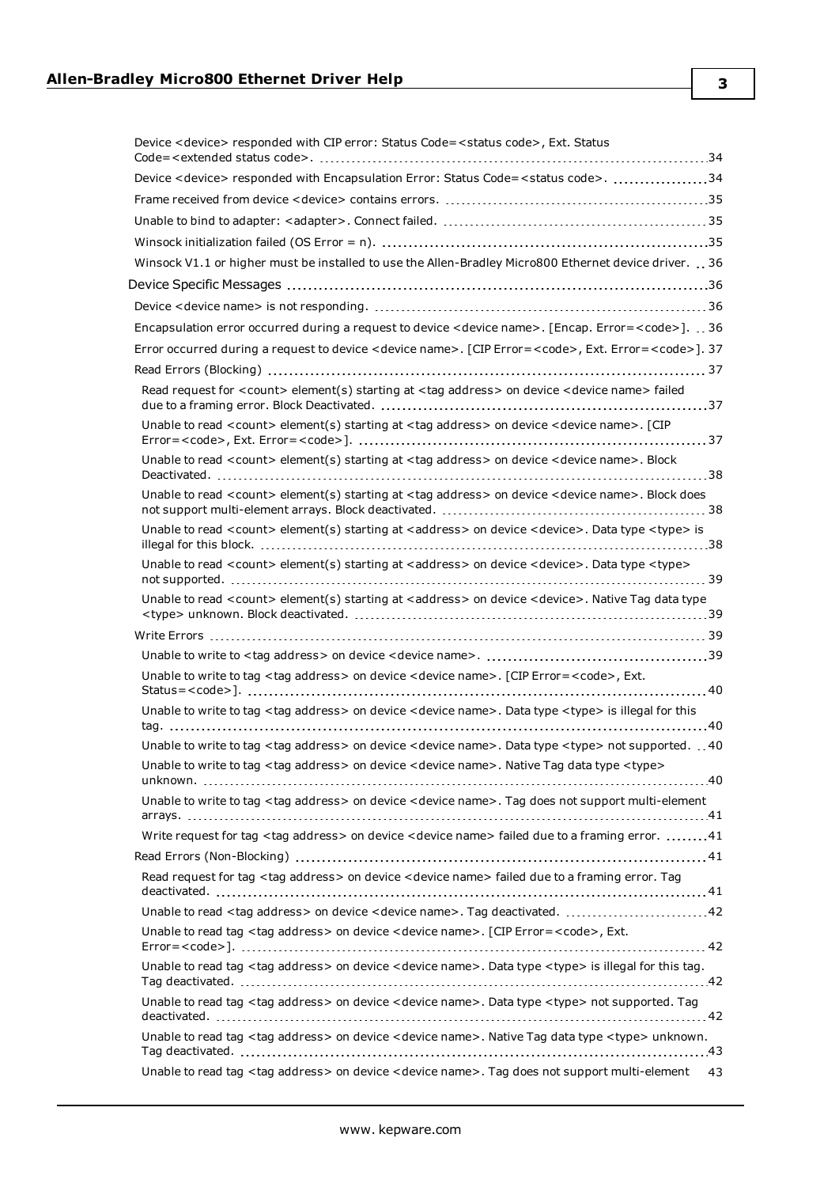Device <device> responded with CIP error: Status Code=<status code>, Ext. Status Code=<extended status code>. 34

Device <device> responded with Encapsulation Error: Status Code=<status code>. 34

Frame received from device <device> contains errors. 35

Unable to bind to adapter: <adapter>. Connect failed. 35

Winsock initialization failed (OS Error = n). 35

Winsock V1.1 or higher must be installed to use the Allen-Bradley Micro800 Ethernet device driver. 36

Device Specific Messages 36

Device <device name> is not responding. 36

Encapsulation error occurred during a request to device <device name>. [Encap. Error=<code>]. 36

Error occurred during a request to device <device name>. [CIP Error=<code>, Ext. Error=<code>]. 37

Read Errors (Blocking) 37

- Read request for <count> element(s) starting at <tag address> on device <device name> failed due to a framing error. Block Deactivated. 37
- Unable to read <count> element(s) starting at <tag address> on device <device name>. [CIP Error=<code>, Ext. Error=<code>]. 37
- Unable to read <count> element(s) starting at <tag address> on device <device name>. Block Deactivated. 38
- Unable to read <count> element(s) starting at <tag address> on device <device name>. Block does not support multi-element arrays. Block deactivated. 38
- Unable to read <count> element(s) starting at <address> on device <device>. Data type <type> is illegal for this block. 38
- Unable to read <count> element(s) starting at <address> on device <device>. Data type <type> not supported. 39
- Unable to read <count> element(s) starting at <address> on device <device>. Native Tag data type <type> unknown. Block deactivated. 39

Write Errors 39

- Unable to write to <tag address> on device <device name>. 39
- Unable to write to tag <tag address> on device <device name>. [CIP Error=<code>, Ext. Status=<code>]. 40
- Unable to write to tag <tag address> on device <device name>. Data type <type> is illegal for this tag. 40
- Unable to write to tag <tag address> on device <device name>. Data type <type> not supported. 40
- Unable to write to tag <tag address> on device <device name>. Native Tag data type <type> unknown. 40
- Unable to write to tag <tag address> on device <device name>. Tag does not support multi-element arrays. 41
- Write request for tag <tag address> on device <device name> failed due to a framing error. 41

Read Errors (Non-Blocking) 41

- Read request for tag <tag address> on device <device name> failed due to a framing error. Tag deactivated. 41
- Unable to read <tag address> on device <device name>. Tag deactivated. 42
- Unable to read tag <tag address> on device <device name>. [CIP Error=<code>, Ext. Error=<code>]. 42
- Unable to read tag <tag address> on device <device name>. Data type <type> is illegal for this tag. Tag deactivated. 42
- Unable to read tag <tag address> on device <device name>. Data type <type> not supported. Tag deactivated. 42
- Unable to read tag <tag address> on device <device name>. Native Tag data type <type> unknown. Tag deactivated. 43
- Unable to read tag <tag address> on device <device name>. Tag does not support multi-element 43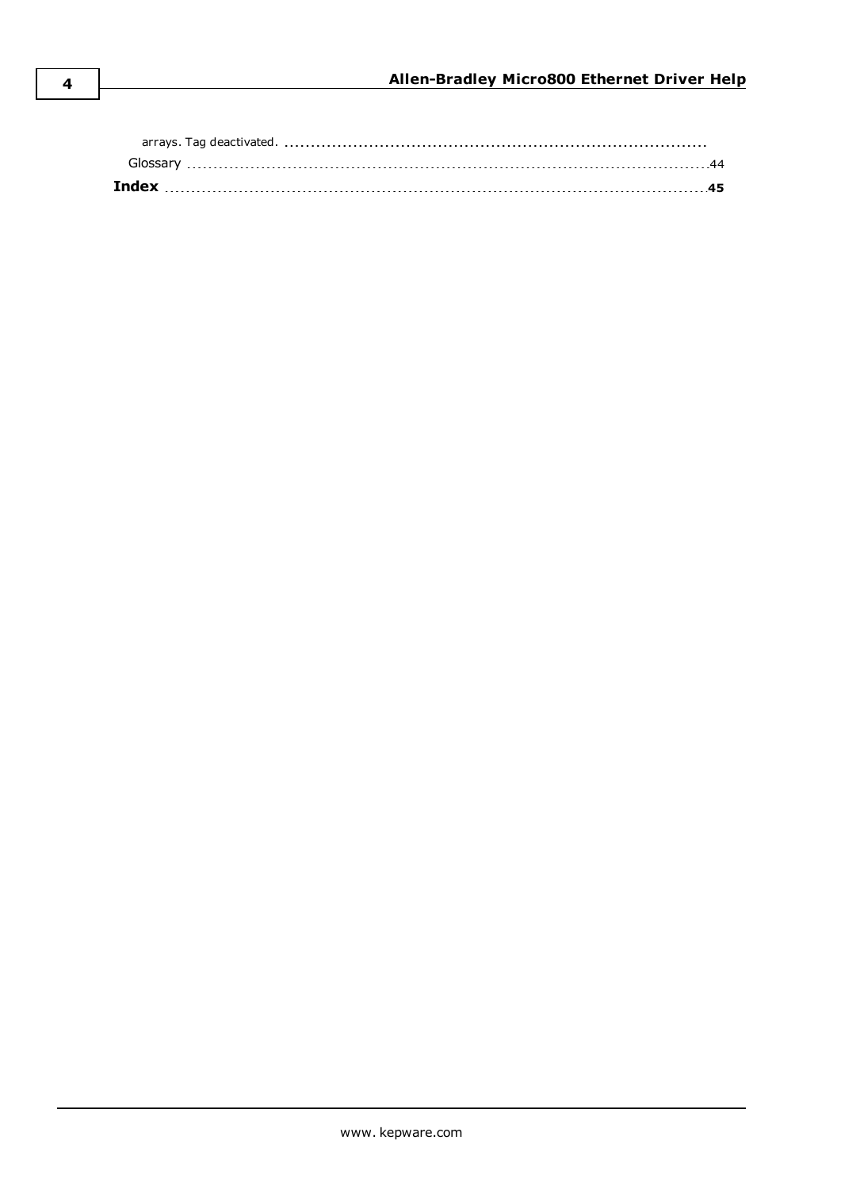arrays. Tag deactivated.

Glossary ... 44

**Index** ... **45**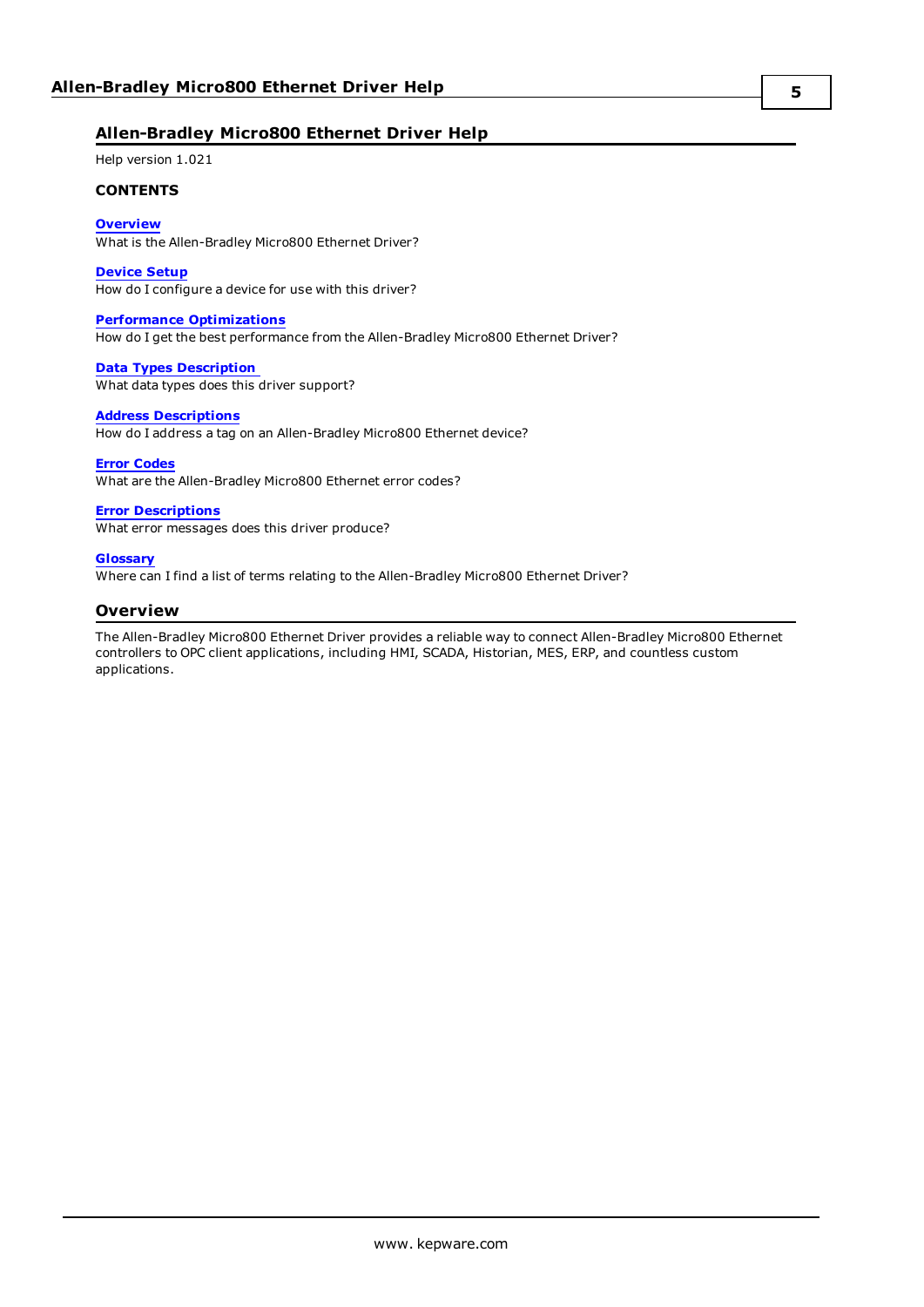# Allen-Bradley Micro800 Ethernet Driver Help

Help version 1.021

**CONTENTS**

**Overview**
What is the Allen-Bradley Micro800 Ethernet Driver?

**Device Setup**
How do I configure a device for use with this driver?

**Performance Optimizations**
How do I get the best performance from the Allen-Bradley Micro800 Ethernet Driver?

**Data Types Description**
What data types does this driver support?

**Address Descriptions**
How do I address a tag on an Allen-Bradley Micro800 Ethernet device?

**Error Codes**
What are the Allen-Bradley Micro800 Ethernet error codes?

**Error Descriptions**
What error messages does this driver produce?

**Glossary**
Where can I find a list of terms relating to the Allen-Bradley Micro800 Ethernet Driver?

## Overview

The Allen-Bradley Micro800 Ethernet Driver provides a reliable way to connect Allen-Bradley Micro800 Ethernet controllers to OPC client applications, including HMI, SCADA, Historian, MES, ERP, and countless custom applications.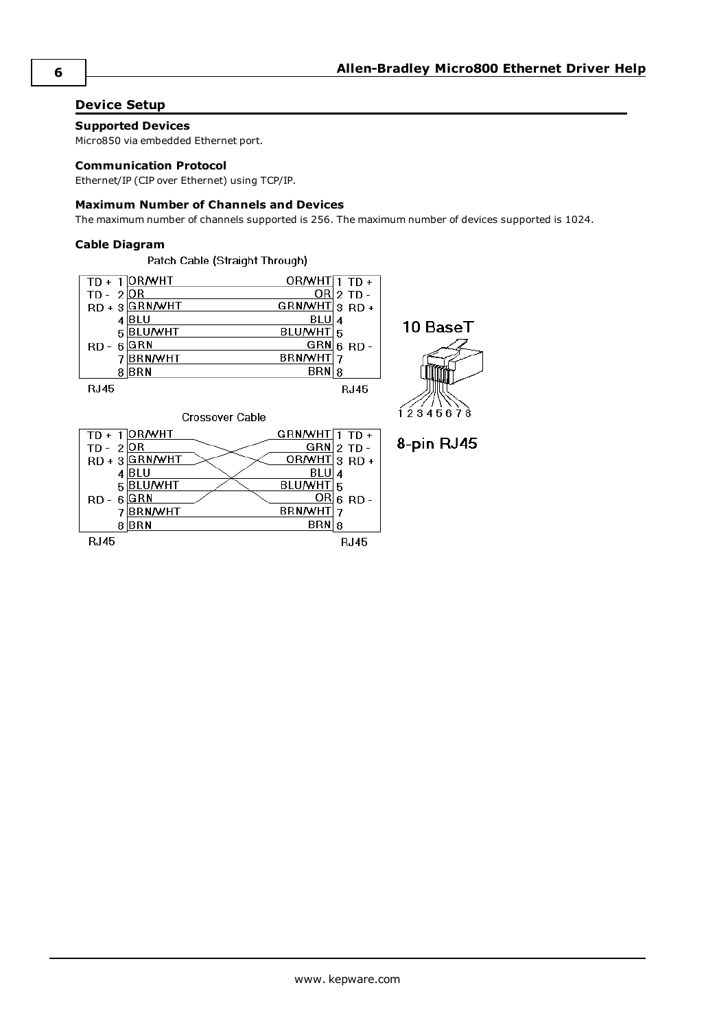## Device Setup

### Supported Devices

Micro850 via embedded Ethernet port.

### Communication Protocol

Ethernet/IP (CIP over Ethernet) using TCP/IP.

### Maximum Number of Channels and Devices

The maximum number of channels supported is 256. The maximum number of devices supported is 1024.

### Cable Diagram

Patch Cable (Straight Through)

| Signal | Pin | Wire | Wire | Pin | Signal |
|---|---|---|---|---|---|
| TD + | 1 | OR/WHT | OR/WHT | 1 | TD + |
| TD - | 2 | OR | OR | 2 | TD - |
| RD + | 3 | GRN/WHT | GRN/WHT | 3 | RD + |
| | 4 | BLU | BLU | 4 | |
| | 5 | BLU/WHT | BLU/WHT | 5 | |
| RD - | 6 | GRN | GRN | 6 | RD - |
| | 7 | BRN/WHT | BRN/WHT | 7 | |
| | 8 | BRN | BRN | 8 | |

RJ45 — RJ45

Crossover Cable

| Signal | Pin | Wire | Wire | Pin | Signal |
|---|---|---|---|---|---|
| TD + | 1 | OR/WHT | GRN/WHT | 1 | TD + |
| TD - | 2 | OR | GRN | 2 | TD - |
| RD + | 3 | GRN/WHT | OR/WHT | 3 | RD + |
| | 4 | BLU | BLU | 4 | |
| | 5 | BLU/WHT | BLU/WHT | 5 | |
| RD - | 6 | GRN | OR | 6 | RD - |
| | 7 | BRN/WHT | BRN/WHT | 7 | |
| | 8 | BRN | BRN | 8 | |

RJ45 — RJ45

10 BaseT

1 2 3 4 5 6 7 8

8-pin RJ45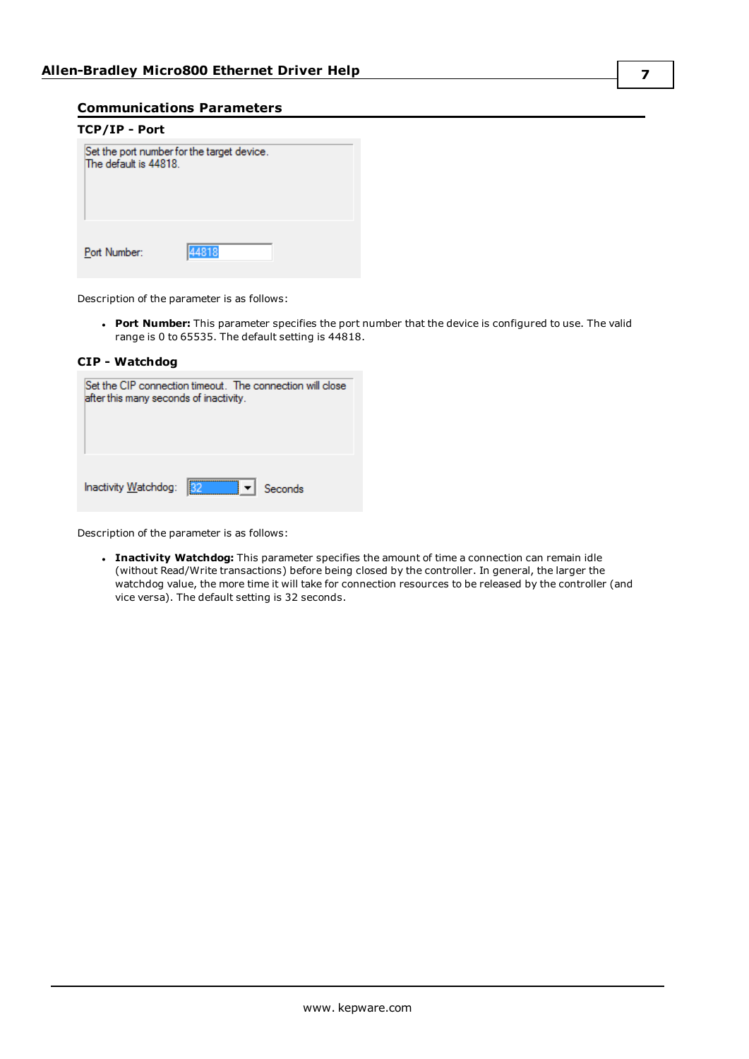## Communications Parameters

### TCP/IP - Port

Set the port number for the target device.
The default is 44818.

Port Number: 44818

Description of the parameter is as follows:

- **Port Number:** This parameter specifies the port number that the device is configured to use. The valid range is 0 to 65535. The default setting is 44818.

### CIP - Watchdog

Set the CIP connection timeout. The connection will close after this many seconds of inactivity.

Inactivity Watchdog: 32 Seconds

Description of the parameter is as follows:

- **Inactivity Watchdog:** This parameter specifies the amount of time a connection can remain idle (without Read/Write transactions) before being closed by the controller. In general, the larger the watchdog value, the more time it will take for connection resources to be released by the controller (and vice versa). The default setting is 32 seconds.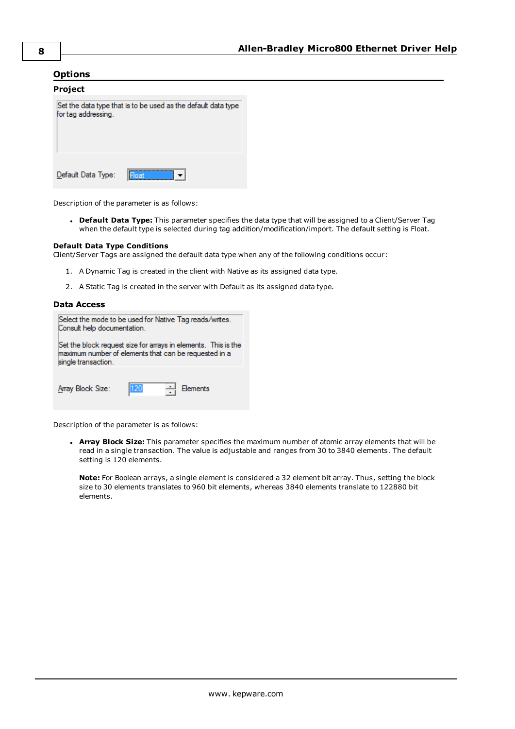## Options

### Project

Set the data type that is to be used as the default data type for tag addressing.

Default Data Type: Float

Description of the parameter is as follows:

- **Default Data Type:** This parameter specifies the data type that will be assigned to a Client/Server Tag when the default type is selected during tag addition/modification/import. The default setting is Float.

**Default Data Type Conditions**
Client/Server Tags are assigned the default data type when any of the following conditions occur:

1. A Dynamic Tag is created in the client with Native as its assigned data type.
2. A Static Tag is created in the server with Default as its assigned data type.

### Data Access

Select the mode to be used for Native Tag reads/writes. Consult help documentation.

Set the block request size for arrays in elements. This is the maximum number of elements that can be requested in a single transaction.

Array Block Size: 120 Elements

Description of the parameter is as follows:

- **Array Block Size:** This parameter specifies the maximum number of atomic array elements that will be read in a single transaction. The value is adjustable and ranges from 30 to 3840 elements. The default setting is 120 elements.

  **Note:** For Boolean arrays, a single element is considered a 32 element bit array. Thus, setting the block size to 30 elements translates to 960 bit elements, whereas 3840 elements translate to 122880 bit elements.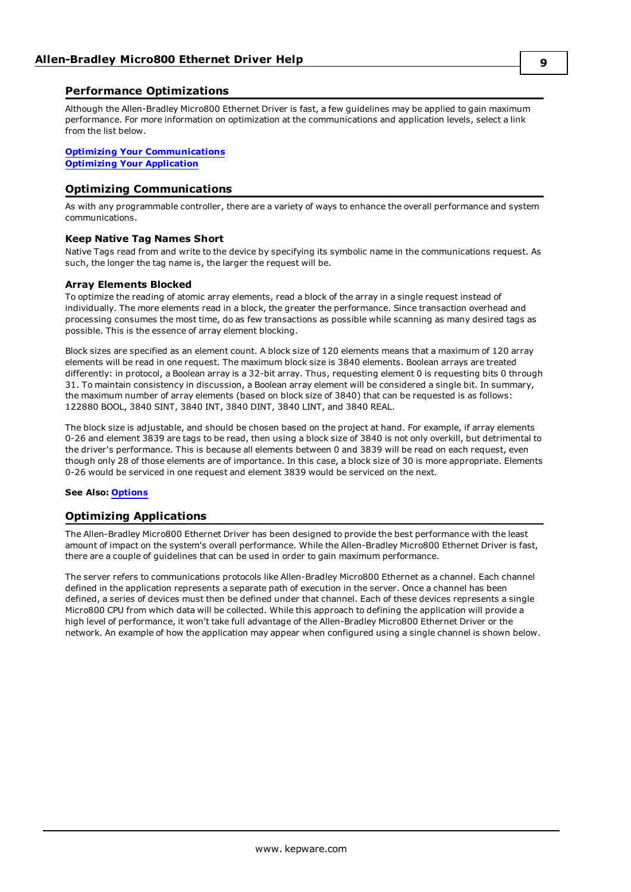## Performance Optimizations

Although the Allen-Bradley Micro800 Ethernet Driver is fast, a few guidelines may be applied to gain maximum performance. For more information on optimization at the communications and application levels, select a link from the list below.

**Optimizing Your Communications**
**Optimizing Your Application**

## Optimizing Communications

As with any programmable controller, there are a variety of ways to enhance the overall performance and system communications.

### Keep Native Tag Names Short

Native Tags read from and write to the device by specifying its symbolic name in the communications request. As such, the longer the tag name is, the larger the request will be.

### Array Elements Blocked

To optimize the reading of atomic array elements, read a block of the array in a single request instead of individually. The more elements read in a block, the greater the performance. Since transaction overhead and processing consumes the most time, do as few transactions as possible while scanning as many desired tags as possible. This is the essence of array element blocking.

Block sizes are specified as an element count. A block size of 120 elements means that a maximum of 120 array elements will be read in one request. The maximum block size is 3840 elements. Boolean arrays are treated differently: in protocol, a Boolean array is a 32-bit array. Thus, requesting element 0 is requesting bits 0 through 31. To maintain consistency in discussion, a Boolean array element will be considered a single bit. In summary, the maximum number of array elements (based on block size of 3840) that can be requested is as follows: 122880 BOOL, 3840 SINT, 3840 INT, 3840 DINT, 3840 LINT, and 3840 REAL.

The block size is adjustable, and should be chosen based on the project at hand. For example, if array elements 0-26 and element 3839 are tags to be read, then using a block size of 3840 is not only overkill, but detrimental to the driver's performance. This is because all elements between 0 and 3839 will be read on each request, even though only 28 of those elements are of importance. In this case, a block size of 30 is more appropriate. Elements 0-26 would be serviced in one request and element 3839 would be serviced on the next.

**See Also: Options**

## Optimizing Applications

The Allen-Bradley Micro800 Ethernet Driver has been designed to provide the best performance with the least amount of impact on the system's overall performance. While the Allen-Bradley Micro800 Ethernet Driver is fast, there are a couple of guidelines that can be used in order to gain maximum performance.

The server refers to communications protocols like Allen-Bradley Micro800 Ethernet as a channel. Each channel defined in the application represents a separate path of execution in the server. Once a channel has been defined, a series of devices must then be defined under that channel. Each of these devices represents a single Micro800 CPU from which data will be collected. While this approach to defining the application will provide a high level of performance, it won't take full advantage of the Allen-Bradley Micro800 Ethernet Driver or the network. An example of how the application may appear when configured using a single channel is shown below.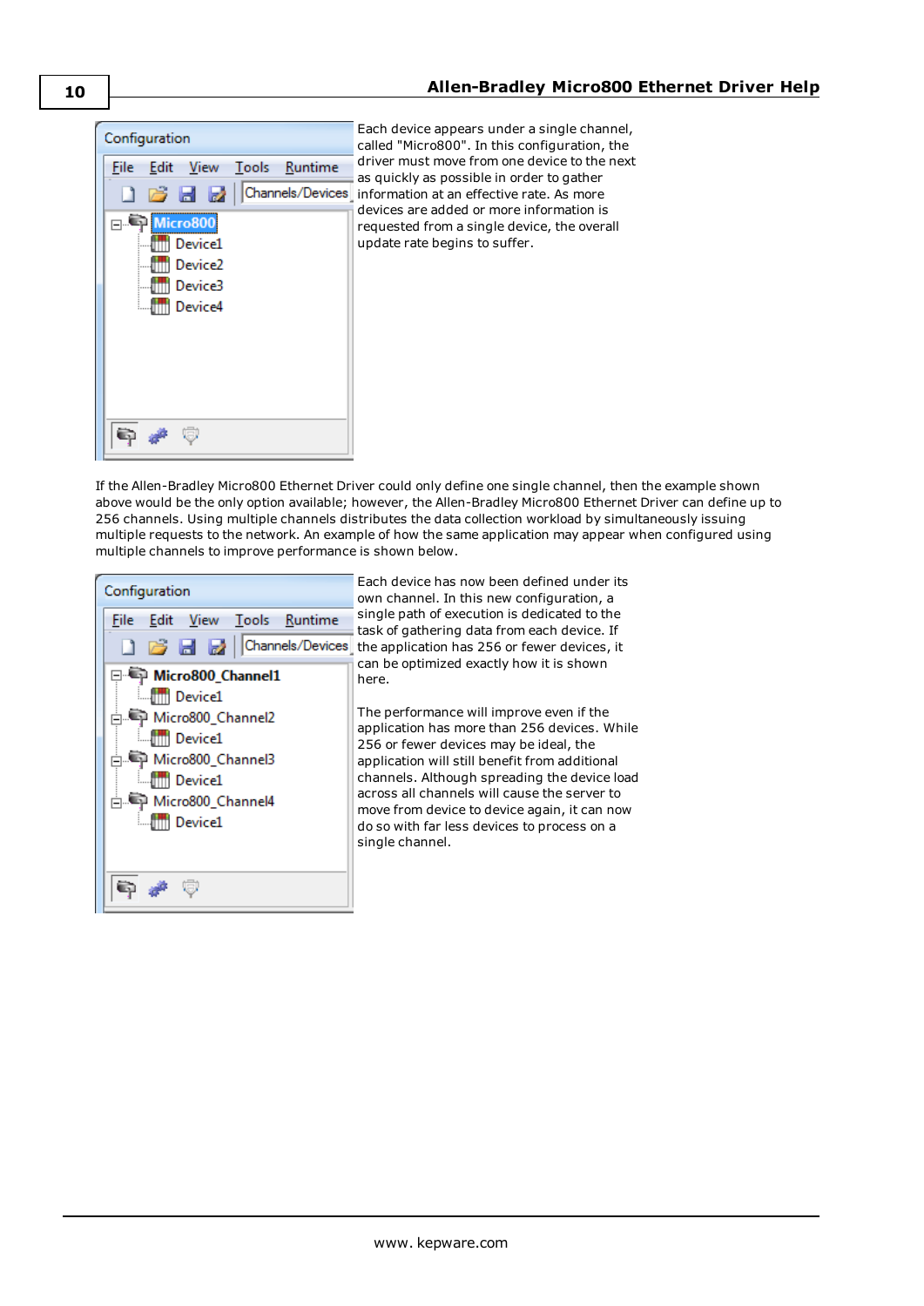Each device appears under a single channel, called "Micro800". In this configuration, the driver must move from one device to the next as quickly as possible in order to gather information at an effective rate. As more devices are added or more information is requested from a single device, the overall update rate begins to suffer.

If the Allen-Bradley Micro800 Ethernet Driver could only define one single channel, then the example shown above would be the only option available; however, the Allen-Bradley Micro800 Ethernet Driver can define up to 256 channels. Using multiple channels distributes the data collection workload by simultaneously issuing multiple requests to the network. An example of how the same application may appear when configured using multiple channels to improve performance is shown below.

Each device has now been defined under its own channel. In this new configuration, a single path of execution is dedicated to the task of gathering data from each device. If the application has 256 or fewer devices, it can be optimized exactly how it is shown here.

The performance will improve even if the application has more than 256 devices. While 256 or fewer devices may be ideal, the application will still benefit from additional channels. Although spreading the device load across all channels will cause the server to move from device to device again, it can now do so with far less devices to process on a single channel.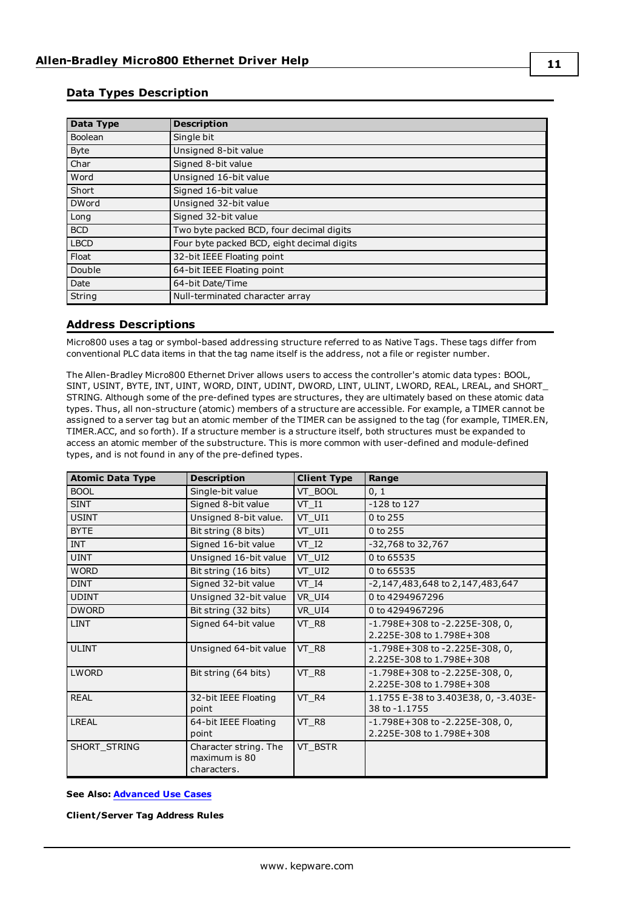## Data Types Description

| Data Type | Description |
|---|---|
| Boolean | Single bit |
| Byte | Unsigned 8-bit value |
| Char | Signed 8-bit value |
| Word | Unsigned 16-bit value |
| Short | Signed 16-bit value |
| DWord | Unsigned 32-bit value |
| Long | Signed 32-bit value |
| BCD | Two byte packed BCD, four decimal digits |
| LBCD | Four byte packed BCD, eight decimal digits |
| Float | 32-bit IEEE Floating point |
| Double | 64-bit IEEE Floating point |
| Date | 64-bit Date/Time |
| String | Null-terminated character array |

## Address Descriptions

Micro800 uses a tag or symbol-based addressing structure referred to as Native Tags. These tags differ from conventional PLC data items in that the tag name itself is the address, not a file or register number.

The Allen-Bradley Micro800 Ethernet Driver allows users to access the controller's atomic data types: BOOL, SINT, USINT, BYTE, INT, UINT, WORD, DINT, UDINT, DWORD, LINT, ULINT, LWORD, REAL, LREAL, and SHORT_STRING. Although some of the pre-defined types are structures, they are ultimately based on these atomic data types. Thus, all non-structure (atomic) members of a structure are accessible. For example, a TIMER cannot be assigned to a server tag but an atomic member of the TIMER can be assigned to the tag (for example, TIMER.EN, TIMER.ACC, and so forth). If a structure member is a structure itself, both structures must be expanded to access an atomic member of the substructure. This is more common with user-defined and module-defined types, and is not found in any of the pre-defined types.

| Atomic Data Type | Description | Client Type | Range |
|---|---|---|---|
| BOOL | Single-bit value | VT_BOOL | 0, 1 |
| SINT | Signed 8-bit value | VT_I1 | -128 to 127 |
| USINT | Unsigned 8-bit value. | VT_UI1 | 0 to 255 |
| BYTE | Bit string (8 bits) | VT_UI1 | 0 to 255 |
| INT | Signed 16-bit value | VT_I2 | -32,768 to 32,767 |
| UINT | Unsigned 16-bit value | VT_UI2 | 0 to 65535 |
| WORD | Bit string (16 bits) | VT_UI2 | 0 to 65535 |
| DINT | Signed 32-bit value | VT_I4 | -2,147,483,648 to 2,147,483,647 |
| UDINT | Unsigned 32-bit value | VR_UI4 | 0 to 4294967296 |
| DWORD | Bit string (32 bits) | VR_UI4 | 0 to 4294967296 |
| LINT | Signed 64-bit value | VT_R8 | -1.798E+308 to -2.225E-308, 0, 2.225E-308 to 1.798E+308 |
| ULINT | Unsigned 64-bit value | VT_R8 | -1.798E+308 to -2.225E-308, 0, 2.225E-308 to 1.798E+308 |
| LWORD | Bit string (64 bits) | VT_R8 | -1.798E+308 to -2.225E-308, 0, 2.225E-308 to 1.798E+308 |
| REAL | 32-bit IEEE Floating point | VT_R4 | 1.1755 E-38 to 3.403E38, 0, -3.403E-38 to -1.1755 |
| LREAL | 64-bit IEEE Floating point | VT_R8 | -1.798E+308 to -2.225E-308, 0, 2.225E-308 to 1.798E+308 |
| SHORT_STRING | Character string. The maximum is 80 characters. | VT_BSTR | |

**See Also:** Advanced Use Cases

**Client/Server Tag Address Rules**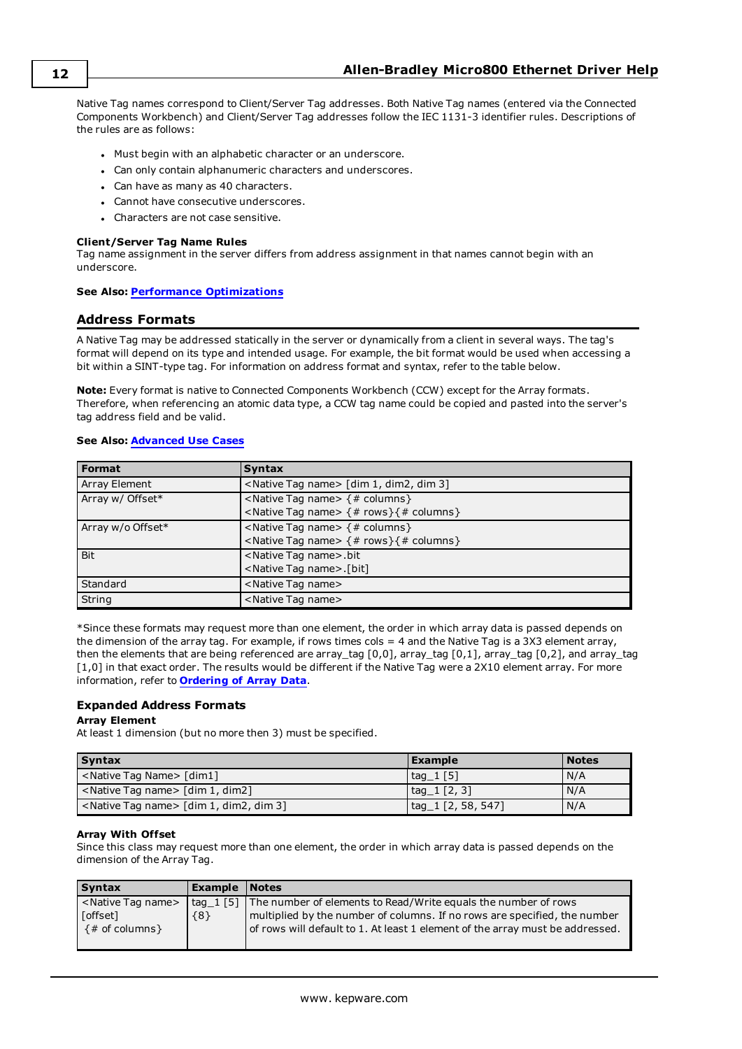Native Tag names correspond to Client/Server Tag addresses. Both Native Tag names (entered via the Connected Components Workbench) and Client/Server Tag addresses follow the IEC 1131-3 identifier rules. Descriptions of the rules are as follows:

- Must begin with an alphabetic character or an underscore.
- Can only contain alphanumeric characters and underscores.
- Can have as many as 40 characters.
- Cannot have consecutive underscores.
- Characters are not case sensitive.

**Client/Server Tag Name Rules**
Tag name assignment in the server differs from address assignment in that names cannot begin with an underscore.

**See Also:** Performance Optimizations

## Address Formats

A Native Tag may be addressed statically in the server or dynamically from a client in several ways. The tag's format will depend on its type and intended usage. For example, the bit format would be used when accessing a bit within a SINT-type tag. For information on address format and syntax, refer to the table below.

**Note:** Every format is native to Connected Components Workbench (CCW) except for the Array formats. Therefore, when referencing an atomic data type, a CCW tag name could be copied and pasted into the server's tag address field and be valid.

**See Also:** Advanced Use Cases

| Format | Syntax |
|---|---|
| Array Element | <Native Tag name> [dim 1, dim2, dim 3] |
| Array w/ Offset* | <Native Tag name> {# columns}<br><Native Tag name> {# rows}{# columns} |
| Array w/o Offset* | <Native Tag name> {# columns}<br><Native Tag name> {# rows}{# columns} |
| Bit | <Native Tag name>.bit<br><Native Tag name>.[bit] |
| Standard | <Native Tag name> |
| String | <Native Tag name> |

*Since these formats may request more than one element, the order in which array data is passed depends on the dimension of the array tag. For example, if rows times cols = 4 and the Native Tag is a 3X3 element array, then the elements that are being referenced are array_tag [0,0], array_tag [0,1], array_tag [0,2], and array_tag [1,0] in that exact order. The results would be different if the Native Tag were a 2X10 element array. For more information, refer to **Ordering of Array Data**.

### Expanded Address Formats

**Array Element**
At least 1 dimension (but no more then 3) must be specified.

| Syntax | Example | Notes |
|---|---|---|
| <Native Tag Name> [dim1] | tag_1 [5] | N/A |
| <Native Tag name> [dim 1, dim2] | tag_1 [2, 3] | N/A |
| <Native Tag name> [dim 1, dim2, dim 3] | tag_1 [2, 58, 547] | N/A |

**Array With Offset**
Since this class may request more than one element, the order in which array data is passed depends on the dimension of the Array Tag.

| Syntax | Example | Notes |
|---|---|---|
| <Native Tag name> [offset] {# of columns} | tag_1 [5] {8} | The number of elements to Read/Write equals the number of rows multiplied by the number of columns. If no rows are specified, the number of rows will default to 1. At least 1 element of the array must be addressed. |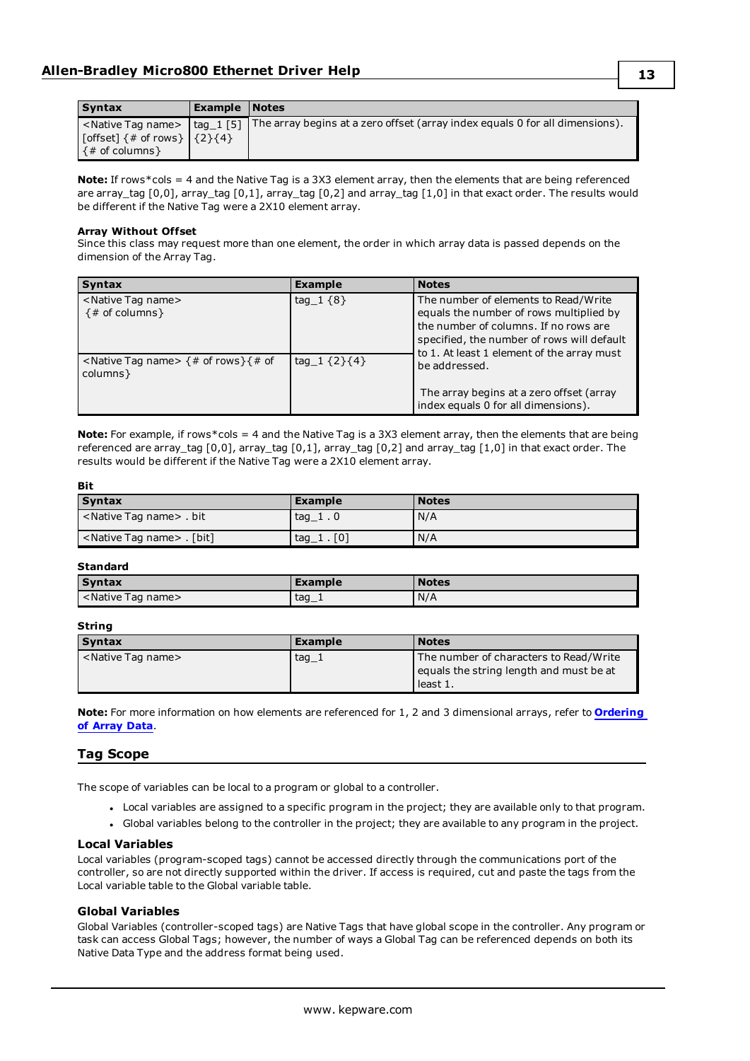| Syntax | Example | Notes |
| --- | --- | --- |
| <Native Tag name> [offset] {# of rows} {# of columns} | tag_1 [5] {2}{4} | The array begins at a zero offset (array index equals 0 for all dimensions). |

**Note:** If rows*cols = 4 and the Native Tag is a 3X3 element array, then the elements that are being referenced are array_tag [0,0], array_tag [0,1], array_tag [0,2] and array_tag [1,0] in that exact order. The results would be different if the Native Tag were a 2X10 element array.

**Array Without Offset**

Since this class may request more than one element, the order in which array data is passed depends on the dimension of the Array Tag.

| Syntax | Example | Notes |
| --- | --- | --- |
| <Native Tag name> {# of columns} | tag_1 {8} | The number of elements to Read/Write equals the number of rows multiplied by the number of columns. If no rows are specified, the number of rows will default to 1. At least 1 element of the array must be addressed.<br><br>The array begins at a zero offset (array index equals 0 for all dimensions). |
| <Native Tag name> {# of rows}{# of columns} | tag_1 {2}{4} | |

**Note:** For example, if rows*cols = 4 and the Native Tag is a 3X3 element array, then the elements that are being referenced are array_tag [0,0], array_tag [0,1], array_tag [0,2] and array_tag [1,0] in that exact order. The results would be different if the Native Tag were a 2X10 element array.

**Bit**

| Syntax | Example | Notes |
| --- | --- | --- |
| <Native Tag name> . bit | tag_1 . 0 | N/A |
| <Native Tag name> . [bit] | tag_1 . [0] | N/A |

**Standard**

| Syntax | Example | Notes |
| --- | --- | --- |
| <Native Tag name> | tag_1 | N/A |

**String**

| Syntax | Example | Notes |
| --- | --- | --- |
| <Native Tag name> | tag_1 | The number of characters to Read/Write equals the string length and must be at least 1. |

**Note:** For more information on how elements are referenced for 1, 2 and 3 dimensional arrays, refer to **Ordering of Array Data**.

## Tag Scope

The scope of variables can be local to a program or global to a controller.

- Local variables are assigned to a specific program in the project; they are available only to that program.
- Global variables belong to the controller in the project; they are available to any program in the project.

### Local Variables

Local variables (program-scoped tags) cannot be accessed directly through the communications port of the controller, so are not directly supported within the driver. If access is required, cut and paste the tags from the Local variable table to the Global variable table.

### Global Variables

Global Variables (controller-scoped tags) are Native Tags that have global scope in the controller. Any program or task can access Global Tags; however, the number of ways a Global Tag can be referenced depends on both its Native Data Type and the address format being used.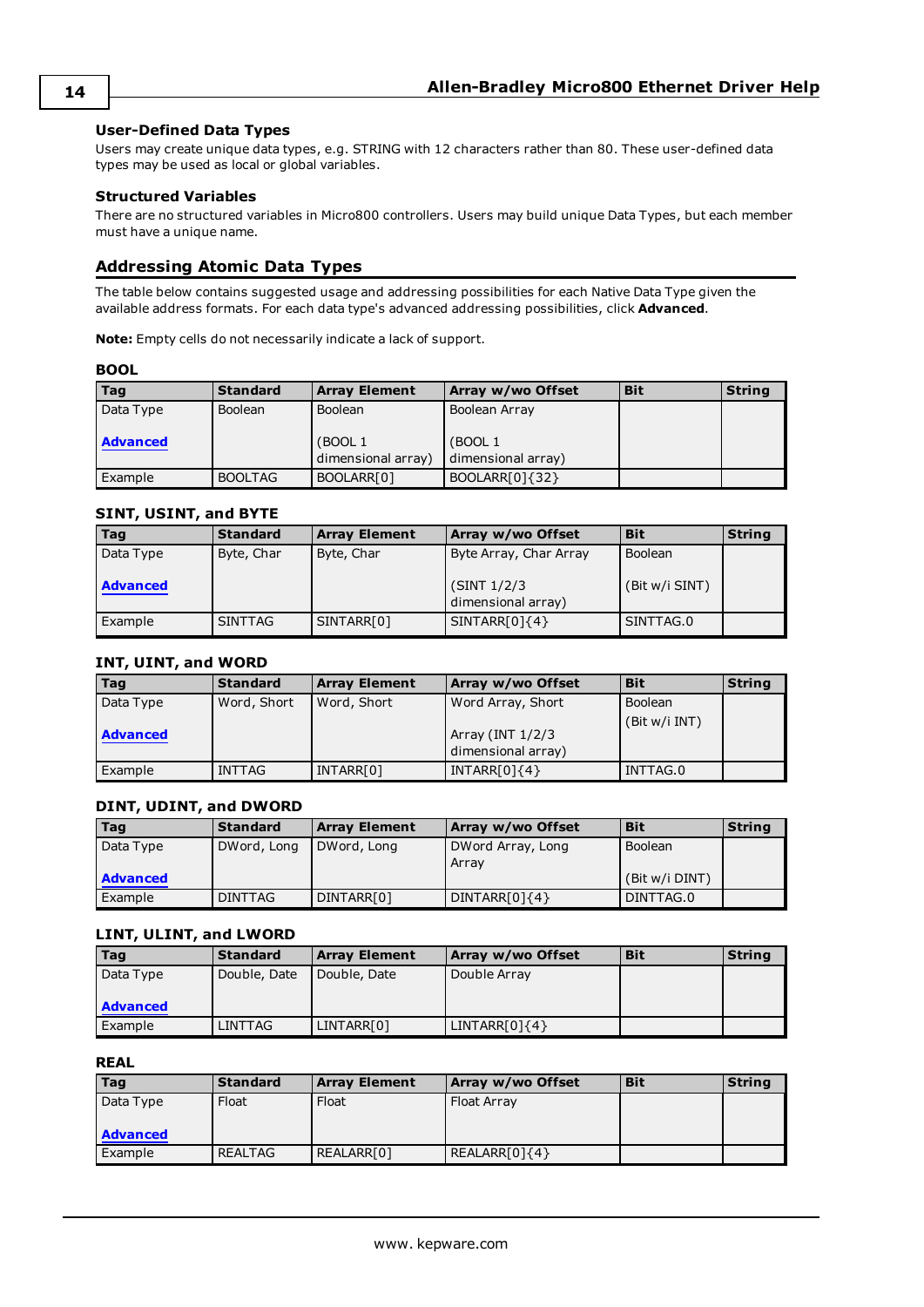### User-Defined Data Types

Users may create unique data types, e.g. STRING with 12 characters rather than 80. These user-defined data types may be used as local or global variables.

### Structured Variables

There are no structured variables in Micro800 controllers. Users may build unique Data Types, but each member must have a unique name.

## Addressing Atomic Data Types

The table below contains suggested usage and addressing possibilities for each Native Data Type given the available address formats. For each data type's advanced addressing possibilities, click **Advanced**.

**Note:** Empty cells do not necessarily indicate a lack of support.

### BOOL

| Tag | Standard | Array Element | Array w/wo Offset | Bit | String |
|---|---|---|---|---|---|
| Data Type<br><br>**Advanced** | Boolean | Boolean<br><br>(BOOL 1 dimensional array) | Boolean Array<br><br>(BOOL 1 dimensional array) | | |
| Example | BOOLTAG | BOOLARR[0] | BOOLARR[0]{32} | | |

### SINT, USINT, and BYTE

| Tag | Standard | Array Element | Array w/wo Offset | Bit | String |
|---|---|---|---|---|---|
| Data Type<br><br>**Advanced** | Byte, Char | Byte, Char | Byte Array, Char Array<br><br>(SINT 1/2/3 dimensional array) | Boolean<br><br>(Bit w/i SINT) | |
| Example | SINTTAG | SINTARR[0] | SINTARR[0]{4} | SINTTAG.0 | |

### INT, UINT, and WORD

| Tag | Standard | Array Element | Array w/wo Offset | Bit | String |
|---|---|---|---|---|---|
| Data Type<br><br>**Advanced** | Word, Short | Word, Short | Word Array, Short<br><br>Array (INT 1/2/3 dimensional array) | Boolean<br>(Bit w/i INT) | |
| Example | INTTAG | INTARR[0] | INTARR[0]{4} | INTTAG.0 | |

### DINT, UDINT, and DWORD

| Tag | Standard | Array Element | Array w/wo Offset | Bit | String |
|---|---|---|---|---|---|
| Data Type<br><br>**Advanced** | DWord, Long | DWord, Long | DWord Array, Long Array | Boolean<br><br>(Bit w/i DINT) | |
| Example | DINTTAG | DINTARR[0] | DINTARR[0]{4} | DINTTAG.0 | |

### LINT, ULINT, and LWORD

| Tag | Standard | Array Element | Array w/wo Offset | Bit | String |
|---|---|---|---|---|---|
| Data Type<br><br>**Advanced** | Double, Date | Double, Date | Double Array | | |
| Example | LINTTAG | LINTARR[0] | LINTARR[0]{4} | | |

### REAL

| Tag | Standard | Array Element | Array w/wo Offset | Bit | String |
|---|---|---|---|---|---|
| Data Type<br><br>**Advanced** | Float | Float | Float Array | | |
| Example | REALTAG | REALARR[0] | REALARR[0]{4} | | |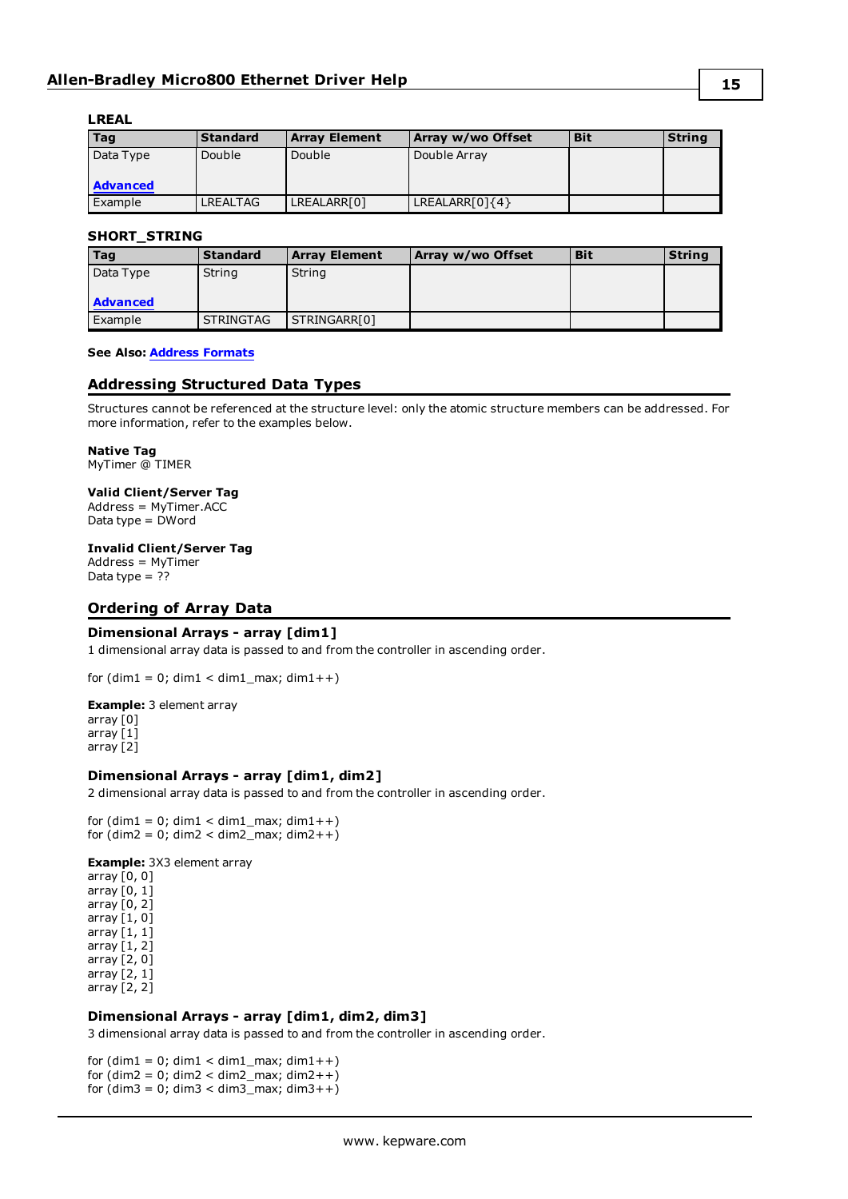**LREAL**

| Tag | Standard | Array Element | Array w/wo Offset | Bit | String |
|---|---|---|---|---|---|
| Data Type<br><br>**Advanced** | Double | Double | Double Array | | |
| Example | LREALTAG | LREALARR[0] | LREALARR[0]{4} | | |

**SHORT_STRING**

| Tag | Standard | Array Element | Array w/wo Offset | Bit | String |
|---|---|---|---|---|---|
| Data Type<br><br>**Advanced** | String | String | | | |
| Example | STRINGTAG | STRINGARR[0] | | | |

**See Also:** **Address Formats**

## Addressing Structured Data Types

Structures cannot be referenced at the structure level: only the atomic structure members can be addressed. For more information, refer to the examples below.

**Native Tag**
MyTimer @ TIMER

**Valid Client/Server Tag**
Address = MyTimer.ACC
Data type = DWord

**Invalid Client/Server Tag**
Address = MyTimer
Data type = ??

## Ordering of Array Data

### Dimensional Arrays - array [dim1]

1 dimensional array data is passed to and from the controller in ascending order.

```
for (dim1 = 0; dim1 < dim1_max; dim1++)
```

**Example:** 3 element array
array [0]
array [1]
array [2]

### Dimensional Arrays - array [dim1, dim2]

2 dimensional array data is passed to and from the controller in ascending order.

```
for (dim1 = 0; dim1 < dim1_max; dim1++)
for (dim2 = 0; dim2 < dim2_max; dim2++)
```

**Example:** 3X3 element array
array [0, 0]
array [0, 1]
array [0, 2]
array [1, 0]
array [1, 1]
array [1, 2]
array [2, 0]
array [2, 1]
array [2, 2]

### Dimensional Arrays - array [dim1, dim2, dim3]

3 dimensional array data is passed to and from the controller in ascending order.

```
for (dim1 = 0; dim1 < dim1_max; dim1++)
for (dim2 = 0; dim2 < dim2_max; dim2++)
for (dim3 = 0; dim3 < dim3_max; dim3++)
```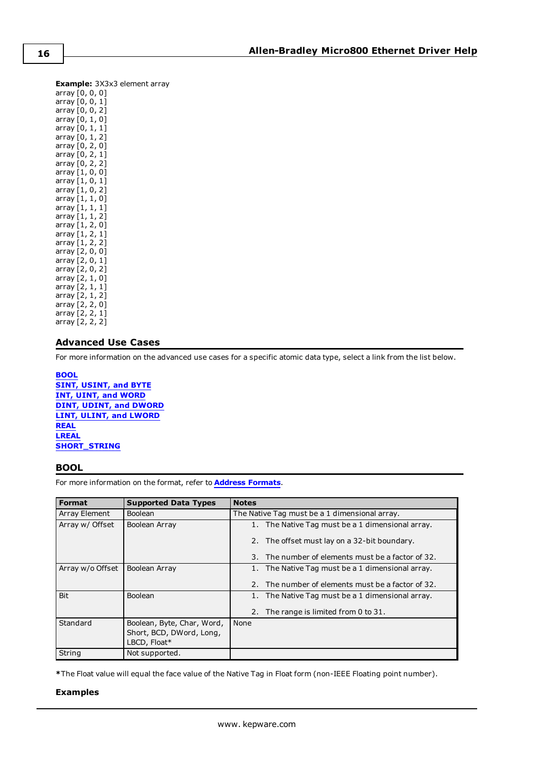**Example:** 3X3x3 element array
array [0, 0, 0]
array [0, 0, 1]
array [0, 0, 2]
array [0, 1, 0]
array [0, 1, 1]
array [0, 1, 2]
array [0, 2, 0]
array [0, 2, 1]
array [0, 2, 2]
array [1, 0, 0]
array [1, 0, 1]
array [1, 0, 2]
array [1, 1, 0]
array [1, 1, 1]
array [1, 1, 2]
array [1, 2, 0]
array [1, 2, 1]
array [1, 2, 2]
array [2, 0, 0]
array [2, 0, 1]
array [2, 0, 2]
array [2, 1, 0]
array [2, 1, 1]
array [2, 1, 2]
array [2, 2, 0]
array [2, 2, 1]
array [2, 2, 2]

## Advanced Use Cases

For more information on the advanced use cases for a specific atomic data type, select a link from the list below.

**BOOL**
**SINT, USINT, and BYTE**
**INT, UINT, and WORD**
**DINT, UDINT, and DWORD**
**LINT, ULINT, and LWORD**
**REAL**
**LREAL**
**SHORT_STRING**

## BOOL

For more information on the format, refer to **Address Formats**.

| Format | Supported Data Types | Notes |
|---|---|---|
| Array Element | Boolean | The Native Tag must be a 1 dimensional array. |
| Array w/ Offset | Boolean Array | 1. The Native Tag must be a 1 dimensional array.<br>2. The offset must lay on a 32-bit boundary.<br>3. The number of elements must be a factor of 32. |
| Array w/o Offset | Boolean Array | 1. The Native Tag must be a 1 dimensional array.<br>2. The number of elements must be a factor of 32. |
| Bit | Boolean | 1. The Native Tag must be a 1 dimensional array.<br>2. The range is limited from 0 to 31. |
| Standard | Boolean, Byte, Char, Word, Short, BCD, DWord, Long, LBCD, Float* | None |
| String | Not supported. | |

***** The Float value will equal the face value of the Native Tag in Float form (non-IEEE Floating point number).

**Examples**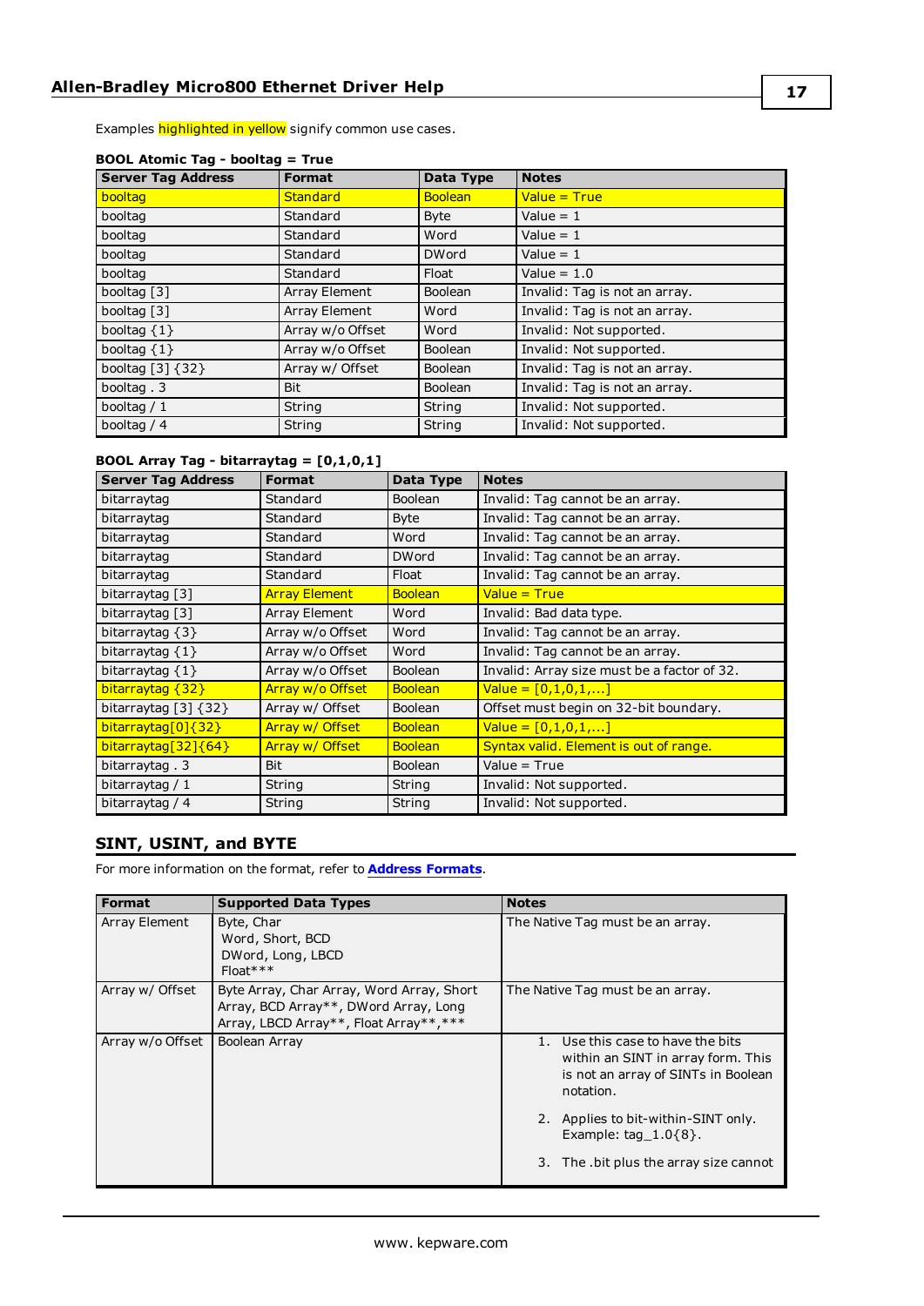Examples highlighted in yellow signify common use cases.

**BOOL Atomic Tag - booltag = True**

| Server Tag Address | Format | Data Type | Notes |
|---|---|---|---|
| booltag | Standard | Boolean | Value = True |
| booltag | Standard | Byte | Value = 1 |
| booltag | Standard | Word | Value = 1 |
| booltag | Standard | DWord | Value = 1 |
| booltag | Standard | Float | Value = 1.0 |
| booltag [3] | Array Element | Boolean | Invalid: Tag is not an array. |
| booltag [3] | Array Element | Word | Invalid: Tag is not an array. |
| booltag {1} | Array w/o Offset | Word | Invalid: Not supported. |
| booltag {1} | Array w/o Offset | Boolean | Invalid: Not supported. |
| booltag [3] {32} | Array w/ Offset | Boolean | Invalid: Tag is not an array. |
| booltag . 3 | Bit | Boolean | Invalid: Tag is not an array. |
| booltag / 1 | String | String | Invalid: Not supported. |
| booltag / 4 | String | String | Invalid: Not supported. |

**BOOL Array Tag - bitarraytag = [0,1,0,1]**

| Server Tag Address | Format | Data Type | Notes |
|---|---|---|---|
| bitarraytag | Standard | Boolean | Invalid: Tag cannot be an array. |
| bitarraytag | Standard | Byte | Invalid: Tag cannot be an array. |
| bitarraytag | Standard | Word | Invalid: Tag cannot be an array. |
| bitarraytag | Standard | DWord | Invalid: Tag cannot be an array. |
| bitarraytag | Standard | Float | Invalid: Tag cannot be an array. |
| bitarraytag [3] | Array Element | Boolean | Value = True |
| bitarraytag [3] | Array Element | Word | Invalid: Bad data type. |
| bitarraytag {3} | Array w/o Offset | Word | Invalid: Tag cannot be an array. |
| bitarraytag {1} | Array w/o Offset | Word | Invalid: Tag cannot be an array. |
| bitarraytag {1} | Array w/o Offset | Boolean | Invalid: Array size must be a factor of 32. |
| bitarraytag {32} | Array w/o Offset | Boolean | Value = [0,1,0,1,...] |
| bitarraytag [3] {32} | Array w/ Offset | Boolean | Offset must begin on 32-bit boundary. |
| bitarraytag[0]{32} | Array w/ Offset | Boolean | Value = [0,1,0,1,...] |
| bitarraytag[32]{64} | Array w/ Offset | Boolean | Syntax valid. Element is out of range. |
| bitarraytag . 3 | Bit | Boolean | Value = True |
| bitarraytag / 1 | String | String | Invalid: Not supported. |
| bitarraytag / 4 | String | String | Invalid: Not supported. |

## SINT, USINT, and BYTE

For more information on the format, refer to **Address Formats**.

| Format | Supported Data Types | Notes |
|---|---|---|
| Array Element | Byte, Char<br>Word, Short, BCD<br>DWord, Long, LBCD<br>Float*** | The Native Tag must be an array. |
| Array w/ Offset | Byte Array, Char Array, Word Array, Short Array, BCD Array**, DWord Array, Long Array, LBCD Array**, Float Array**,*** | The Native Tag must be an array. |
| Array w/o Offset | Boolean Array | 1. Use this case to have the bits within an SINT in array form. This is not an array of SINTs in Boolean notation.<br>2. Applies to bit-within-SINT only. Example: tag_1.0{8}.<br>3. The .bit plus the array size cannot |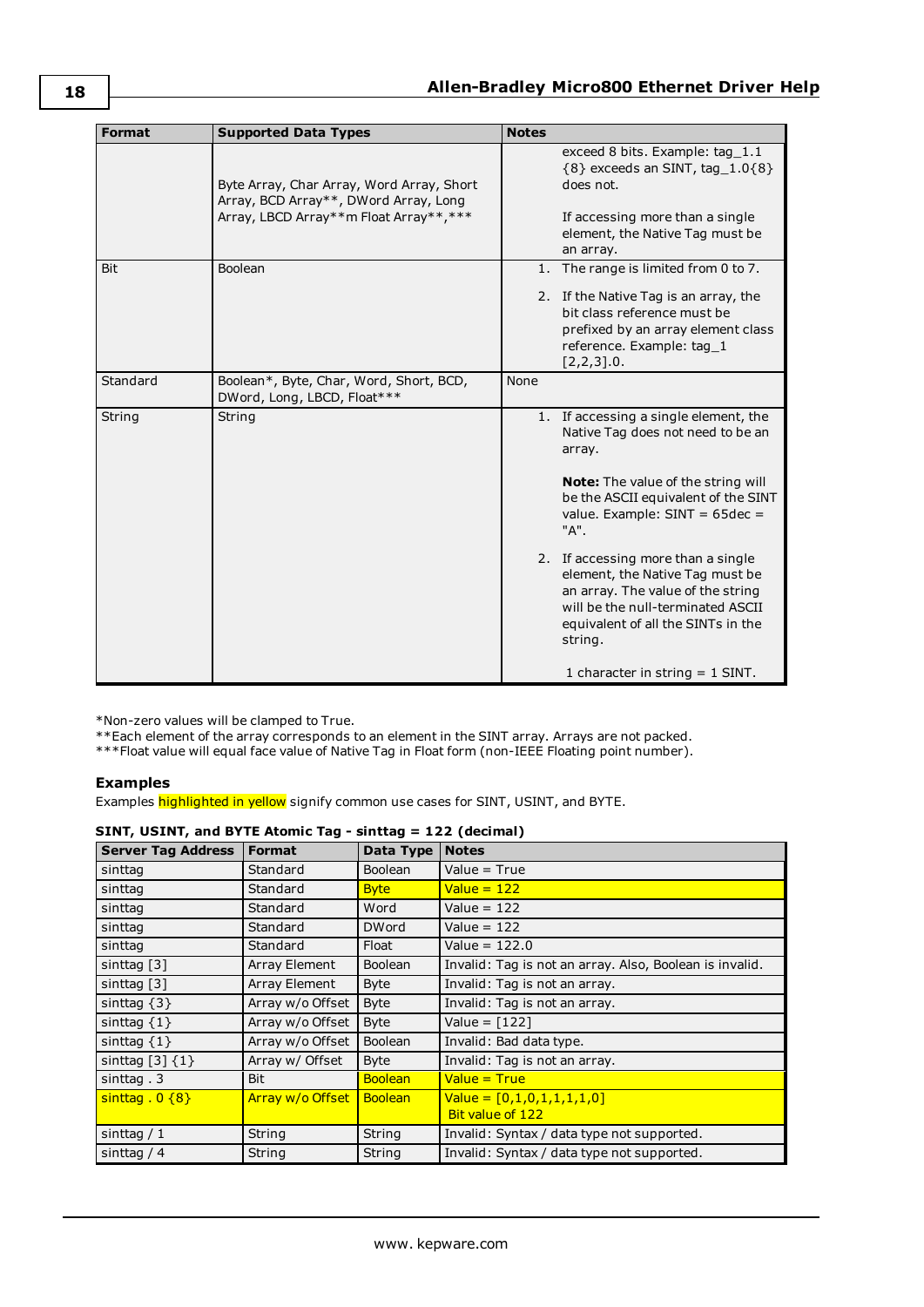| Format | Supported Data Types | Notes |
|---|---|---|
| | Byte Array, Char Array, Word Array, Short Array, BCD Array**, DWord Array, Long Array, LBCD Array**m Float Array**,*** | exceed 8 bits. Example: tag_1.1 {8} exceeds an SINT, tag_1.0{8} does not.<br><br>If accessing more than a single element, the Native Tag must be an array. |
| Bit | Boolean | 1. The range is limited from 0 to 7.<br>2. If the Native Tag is an array, the bit class reference must be prefixed by an array element class reference. Example: tag_1 [2,2,3].0. |
| Standard | Boolean*, Byte, Char, Word, Short, BCD, DWord, Long, LBCD, Float*** | None |
| String | String | 1. If accessing a single element, the Native Tag does not need to be an array.<br><br>**Note:** The value of the string will be the ASCII equivalent of the SINT value. Example: SINT = 65dec = "A".<br><br>2. If accessing more than a single element, the Native Tag must be an array. The value of the string will be the null-terminated ASCII equivalent of all the SINTs in the string.<br><br>1 character in string = 1 SINT. |

*Non-zero values will be clamped to True.
**Each element of the array corresponds to an element in the SINT array. Arrays are not packed.
***Float value will equal face value of Native Tag in Float form (non-IEEE Floating point number).

### Examples

Examples highlighted in yellow signify common use cases for SINT, USINT, and BYTE.

**SINT, USINT, and BYTE Atomic Tag - sinttag = 122 (decimal)**

| Server Tag Address | Format | Data Type | Notes |
|---|---|---|---|
| sinttag | Standard | Boolean | Value = True |
| sinttag | Standard | Byte | Value = 122 |
| sinttag | Standard | Word | Value = 122 |
| sinttag | Standard | DWord | Value = 122 |
| sinttag | Standard | Float | Value = 122.0 |
| sinttag [3] | Array Element | Boolean | Invalid: Tag is not an array. Also, Boolean is invalid. |
| sinttag [3] | Array Element | Byte | Invalid: Tag is not an array. |
| sinttag {3} | Array w/o Offset | Byte | Invalid: Tag is not an array. |
| sinttag {1} | Array w/o Offset | Byte | Value = [122] |
| sinttag {1} | Array w/o Offset | Boolean | Invalid: Bad data type. |
| sinttag [3] {1} | Array w/ Offset | Byte | Invalid: Tag is not an array. |
| sinttag . 3 | Bit | Boolean | Value = True |
| sinttag . 0 {8} | Array w/o Offset | Boolean | Value = [0,1,0,1,1,1,1,0]<br>Bit value of 122 |
| sinttag / 1 | String | String | Invalid: Syntax / data type not supported. |
| sinttag / 4 | String | String | Invalid: Syntax / data type not supported. |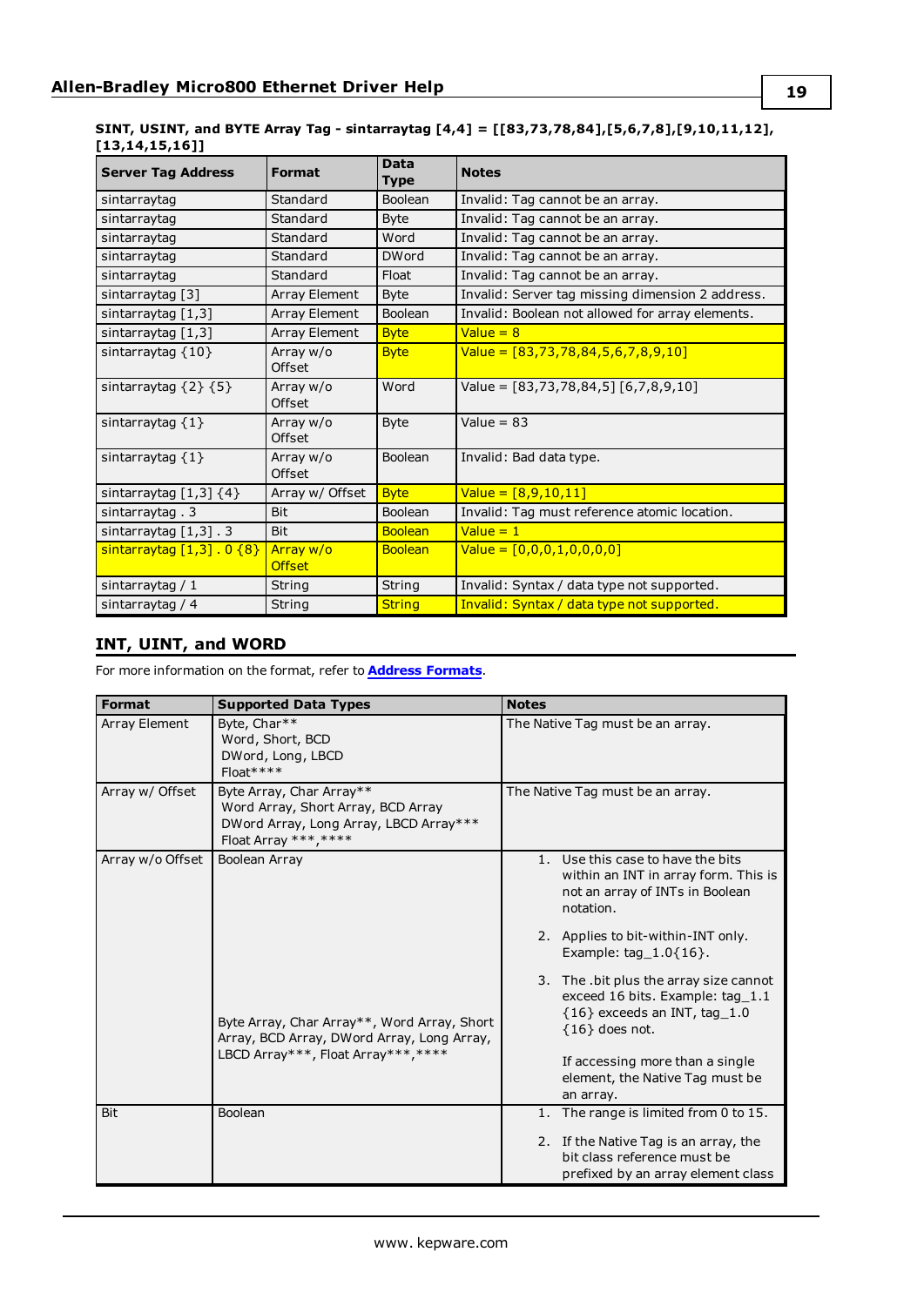**SINT, USINT, and BYTE Array Tag - sintarraytag [4,4] = [[83,73,78,84],[5,6,7,8],[9,10,11,12],[13,14,15,16]]**

| Server Tag Address | Format | Data Type | Notes |
|---|---|---|---|
| sintarraytag | Standard | Boolean | Invalid: Tag cannot be an array. |
| sintarraytag | Standard | Byte | Invalid: Tag cannot be an array. |
| sintarraytag | Standard | Word | Invalid: Tag cannot be an array. |
| sintarraytag | Standard | DWord | Invalid: Tag cannot be an array. |
| sintarraytag | Standard | Float | Invalid: Tag cannot be an array. |
| sintarraytag [3] | Array Element | Byte | Invalid: Server tag missing dimension 2 address. |
| sintarraytag [1,3] | Array Element | Boolean | Invalid: Boolean not allowed for array elements. |
| sintarraytag [1,3] | Array Element | Byte | Value = 8 |
| sintarraytag {10} | Array w/o Offset | Byte | Value = [83,73,78,84,5,6,7,8,9,10] |
| sintarraytag {2} {5} | Array w/o Offset | Word | Value = [83,73,78,84,5] [6,7,8,9,10] |
| sintarraytag {1} | Array w/o Offset | Byte | Value = 83 |
| sintarraytag {1} | Array w/o Offset | Boolean | Invalid: Bad data type. |
| sintarraytag [1,3] {4} | Array w/ Offset | Byte | Value = [8,9,10,11] |
| sintarraytag . 3 | Bit | Boolean | Invalid: Tag must reference atomic location. |
| sintarraytag [1,3] . 3 | Bit | Boolean | Value = 1 |
| sintarraytag [1,3] . 0 {8} | Array w/o Offset | Boolean | Value = [0,0,0,1,0,0,0,0] |
| sintarraytag / 1 | String | String | Invalid: Syntax / data type not supported. |
| sintarraytag / 4 | String | String | Invalid: Syntax / data type not supported. |

## INT, UINT, and WORD

For more information on the format, refer to **Address Formats**.

| Format | Supported Data Types | Notes |
|---|---|---|
| Array Element | Byte, Char**<br>Word, Short, BCD<br>DWord, Long, LBCD<br>Float**** | The Native Tag must be an array. |
| Array w/ Offset | Byte Array, Char Array**<br>Word Array, Short Array, BCD Array<br>DWord Array, Long Array, LBCD Array***<br>Float Array ***,**** | The Native Tag must be an array. |
| Array w/o Offset | Boolean Array<br><br>Byte Array, Char Array**, Word Array, Short Array, BCD Array, DWord Array, Long Array, LBCD Array***, Float Array***,**** | 1. Use this case to have the bits within an INT in array form. This is not an array of INTs in Boolean notation.<br>2. Applies to bit-within-INT only. Example: tag_1.0{16}.<br>3. The .bit plus the array size cannot exceed 16 bits. Example: tag_1.1 {16} exceeds an INT, tag_1.0 {16} does not.<br><br>If accessing more than a single element, the Native Tag must be an array. |
| Bit | Boolean | 1. The range is limited from 0 to 15.<br>2. If the Native Tag is an array, the bit class reference must be prefixed by an array element class |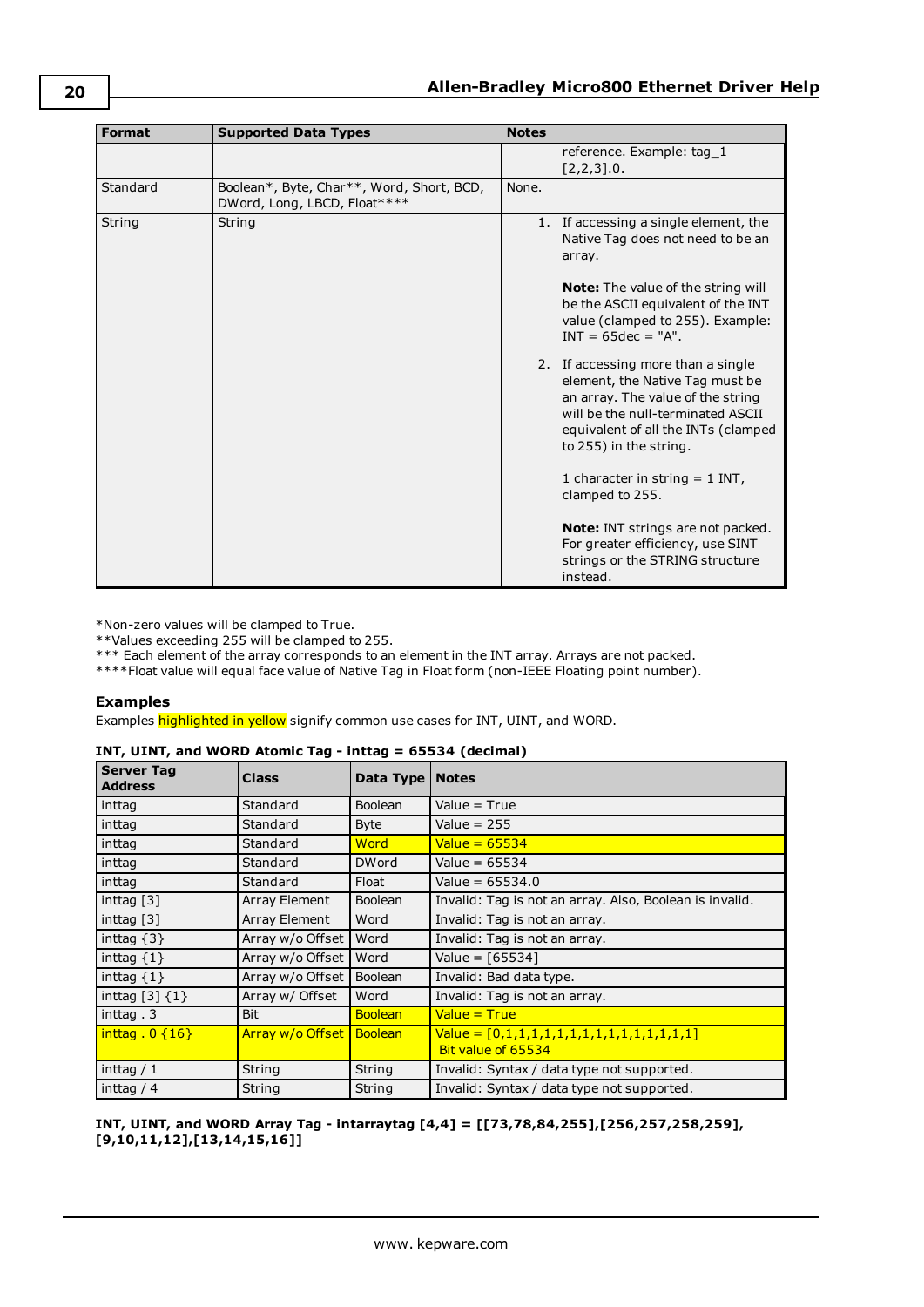| Format | Supported Data Types | Notes |
|---|---|---|
| | | reference. Example: tag_1 [2,2,3].0. |
| Standard | Boolean*, Byte, Char**, Word, Short, BCD, DWord, Long, LBCD, Float**** | None. |
| String | String | 1. If accessing a single element, the Native Tag does not need to be an array.<br><br>**Note:** The value of the string will be the ASCII equivalent of the INT value (clamped to 255). Example: INT = 65dec = "A".<br><br>2. If accessing more than a single element, the Native Tag must be an array. The value of the string will be the null-terminated ASCII equivalent of all the INTs (clamped to 255) in the string.<br><br>1 character in string = 1 INT, clamped to 255.<br><br>**Note:** INT strings are not packed. For greater efficiency, use SINT strings or the STRING structure instead. |

*Non-zero values will be clamped to True.
**Values exceeding 255 will be clamped to 255.
*** Each element of the array corresponds to an element in the INT array. Arrays are not packed.
****Float value will equal face value of Native Tag in Float form (non-IEEE Floating point number).

### Examples

Examples highlighted in yellow signify common use cases for INT, UINT, and WORD.

**INT, UINT, and WORD Atomic Tag - inttag = 65534 (decimal)**

| Server Tag Address | Class | Data Type | Notes |
|---|---|---|---|
| inttag | Standard | Boolean | Value = True |
| inttag | Standard | Byte | Value = 255 |
| inttag | Standard | Word | Value = 65534 |
| inttag | Standard | DWord | Value = 65534 |
| inttag | Standard | Float | Value = 65534.0 |
| inttag [3] | Array Element | Boolean | Invalid: Tag is not an array. Also, Boolean is invalid. |
| inttag [3] | Array Element | Word | Invalid: Tag is not an array. |
| inttag {3} | Array w/o Offset | Word | Invalid: Tag is not an array. |
| inttag {1} | Array w/o Offset | Word | Value = [65534] |
| inttag {1} | Array w/o Offset | Boolean | Invalid: Bad data type. |
| inttag [3] {1} | Array w/ Offset | Word | Invalid: Tag is not an array. |
| inttag . 3 | Bit | Boolean | Value = True |
| inttag . 0 {16} | Array w/o Offset | Boolean | Value = [0,1,1,1,1,1,1,1,1,1,1,1,1,1,1,1] Bit value of 65534 |
| inttag / 1 | String | String | Invalid: Syntax / data type not supported. |
| inttag / 4 | String | String | Invalid: Syntax / data type not supported. |

**INT, UINT, and WORD Array Tag - intarraytag [4,4] = [[73,78,84,255],[256,257,258,259],[9,10,11,12],[13,14,15,16]]**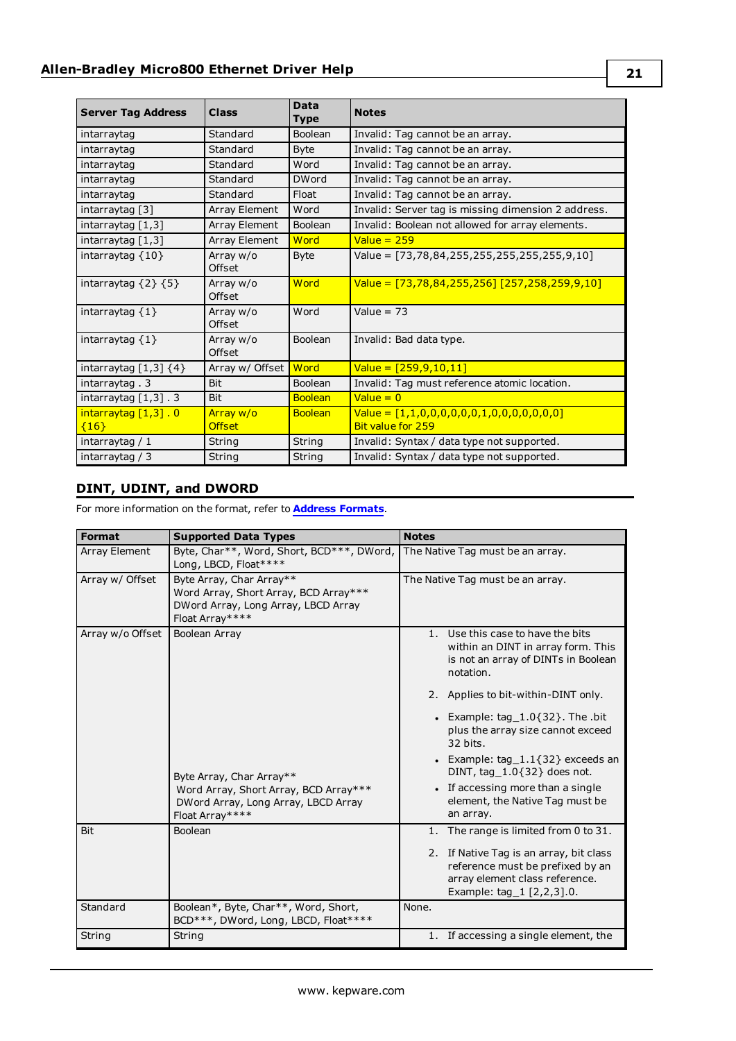| Server Tag Address | Class | Data Type | Notes |
|---|---|---|---|
| intarraytag | Standard | Boolean | Invalid: Tag cannot be an array. |
| intarraytag | Standard | Byte | Invalid: Tag cannot be an array. |
| intarraytag | Standard | Word | Invalid: Tag cannot be an array. |
| intarraytag | Standard | DWord | Invalid: Tag cannot be an array. |
| intarraytag | Standard | Float | Invalid: Tag cannot be an array. |
| intarraytag [3] | Array Element | Word | Invalid: Server tag is missing dimension 2 address. |
| intarraytag [1,3] | Array Element | Boolean | Invalid: Boolean not allowed for array elements. |
| intarraytag [1,3] | Array Element | Word | Value = 259 |
| intarraytag {10} | Array w/o Offset | Byte | Value = [73,78,84,255,255,255,255,255,9,10] |
| intarraytag {2} {5} | Array w/o Offset | Word | Value = [73,78,84,255,256] [257,258,259,9,10] |
| intarraytag {1} | Array w/o Offset | Word | Value = 73 |
| intarraytag {1} | Array w/o Offset | Boolean | Invalid: Bad data type. |
| intarraytag [1,3] {4} | Array w/ Offset | Word | Value = [259,9,10,11] |
| intarraytag . 3 | Bit | Boolean | Invalid: Tag must reference atomic location. |
| intarraytag [1,3] . 3 | Bit | Boolean | Value = 0 |
| intarraytag [1,3] . 0 {16} | Array w/o Offset | Boolean | Value = [1,1,0,0,0,0,0,0,1,0,0,0,0,0,0,0] Bit value for 259 |
| intarraytag / 1 | String | String | Invalid: Syntax / data type not supported. |
| intarraytag / 3 | String | String | Invalid: Syntax / data type not supported. |

## DINT, UDINT, and DWORD

For more information on the format, refer to **Address Formats**.

| Format | Supported Data Types | Notes |
|---|---|---|
| Array Element | Byte, Char**, Word, Short, BCD***, DWord, Long, LBCD, Float**** | The Native Tag must be an array. |
| Array w/ Offset | Byte Array, Char Array** Word Array, Short Array, BCD Array*** DWord Array, Long Array, LBCD Array Float Array**** | The Native Tag must be an array. |
| Array w/o Offset | Boolean Array<br><br>Byte Array, Char Array** Word Array, Short Array, BCD Array*** DWord Array, Long Array, LBCD Array Float Array**** | 1. Use this case to have the bits within an DINT in array form. This is not an array of DINTs in Boolean notation.<br>2. Applies to bit-within-DINT only.<br>• Example: tag_1.0{32}. The .bit plus the array size cannot exceed 32 bits.<br>• Example: tag_1.1{32} exceeds an DINT, tag_1.0{32} does not.<br>• If accessing more than a single element, the Native Tag must be an array. |
| Bit | Boolean | 1. The range is limited from 0 to 31.<br>2. If Native Tag is an array, bit class reference must be prefixed by an array element class reference. Example: tag_1 [2,2,3].0. |
| Standard | Boolean*, Byte, Char**, Word, Short, BCD***, DWord, Long, LBCD, Float**** | None. |
| String | String | 1. If accessing a single element, the |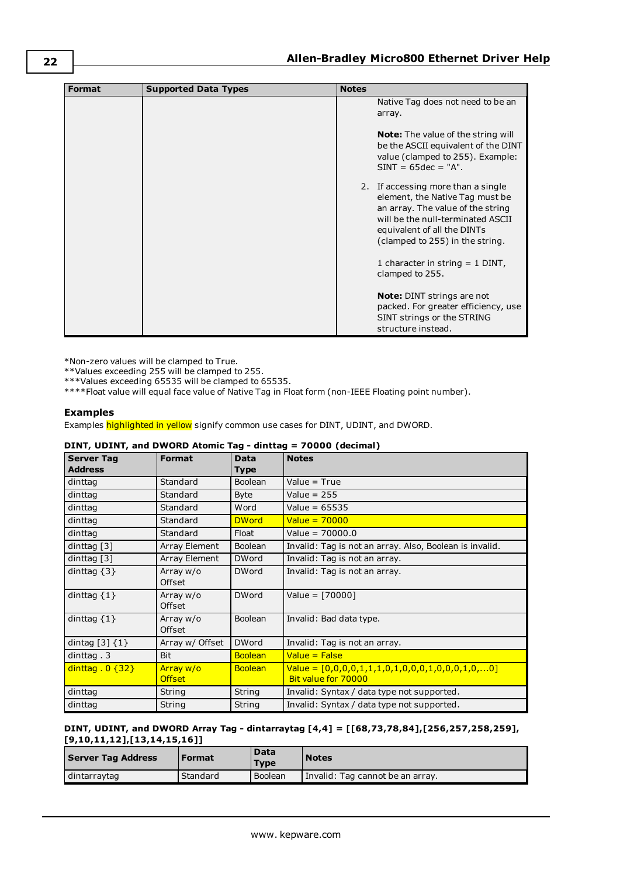| Format | Supported Data Types | Notes |
|---|---|---|
| | | Native Tag does not need to be an array.<br><br>**Note:** The value of the string will be the ASCII equivalent of the DINT value (clamped to 255). Example: SINT = 65dec = "A".<br><br>2. If accessing more than a single element, the Native Tag must be an array. The value of the string will be the null-terminated ASCII equivalent of all the DINTs (clamped to 255) in the string.<br><br>1 character in string = 1 DINT, clamped to 255.<br><br>**Note:** DINT strings are not packed. For greater efficiency, use SINT strings or the STRING structure instead. |

*Non-zero values will be clamped to True.
**Values exceeding 255 will be clamped to 255.
***Values exceeding 65535 will be clamped to 65535.
****Float value will equal face value of Native Tag in Float form (non-IEEE Floating point number).

### Examples

Examples highlighted in yellow signify common use cases for DINT, UDINT, and DWORD.

**DINT, UDINT, and DWORD Atomic Tag - dinttag = 70000 (decimal)**

| Server Tag Address | Format | Data Type | Notes |
|---|---|---|---|
| dinttag | Standard | Boolean | Value = True |
| dinttag | Standard | Byte | Value = 255 |
| dinttag | Standard | Word | Value = 65535 |
| dinttag | Standard | DWord | Value = 70000 |
| dinttag | Standard | Float | Value = 70000.0 |
| dinttag [3] | Array Element | Boolean | Invalid: Tag is not an array. Also, Boolean is invalid. |
| dinttag [3] | Array Element | DWord | Invalid: Tag is not an array. |
| dinttag {3} | Array w/o Offset | DWord | Invalid: Tag is not an array. |
| dinttag {1} | Array w/o Offset | DWord | Value = [70000] |
| dinttag {1} | Array w/o Offset | Boolean | Invalid: Bad data type. |
| dintag [3] {1} | Array w/ Offset | DWord | Invalid: Tag is not an array. |
| dinttag . 3 | Bit | Boolean | Value = False |
| dinttag . 0 {32} | Array w/o Offset | Boolean | Value = [0,0,0,0,1,1,1,0,1,0,0,0,1,0,0,0,1,0,...0] Bit value for 70000 |
| dinttag | String | String | Invalid: Syntax / data type not supported. |
| dinttag | String | String | Invalid: Syntax / data type not supported. |

**DINT, UDINT, and DWORD Array Tag - dintarraytag [4,4] = [[68,73,78,84],[256,257,258,259],[9,10,11,12],[13,14,15,16]]**

| Server Tag Address | Format | Data Type | Notes |
|---|---|---|---|
| dintarraytag | Standard | Boolean | Invalid: Tag cannot be an array. |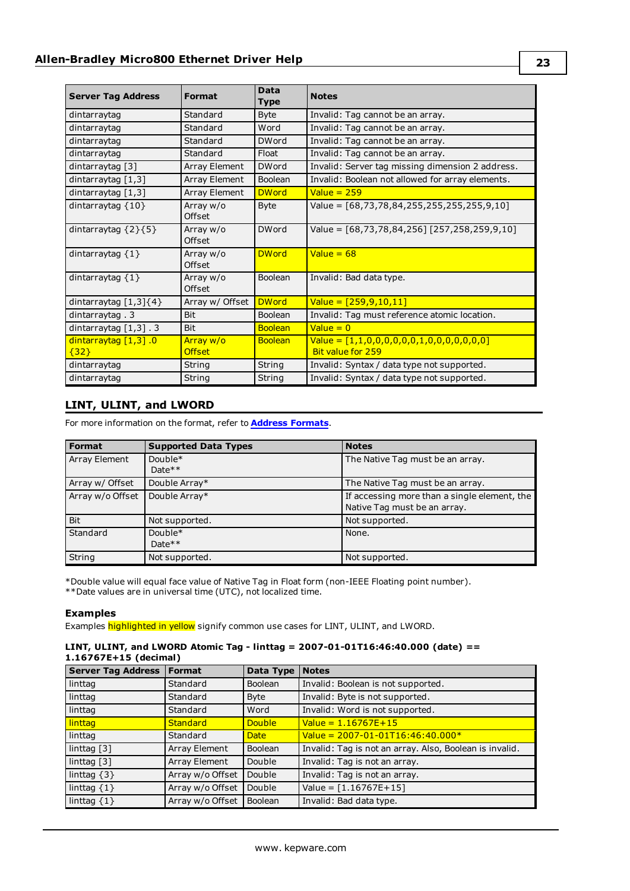| Server Tag Address | Format | Data Type | Notes |
|---|---|---|---|
| dintarraytag | Standard | Byte | Invalid: Tag cannot be an array. |
| dintarraytag | Standard | Word | Invalid: Tag cannot be an array. |
| dintarraytag | Standard | DWord | Invalid: Tag cannot be an array. |
| dintarraytag | Standard | Float | Invalid: Tag cannot be an array. |
| dintarraytag [3] | Array Element | DWord | Invalid: Server tag missing dimension 2 address. |
| dintarraytag [1,3] | Array Element | Boolean | Invalid: Boolean not allowed for array elements. |
| dintarraytag [1,3] | Array Element | DWord | Value = 259 |
| dintarraytag {10} | Array w/o Offset | Byte | Value = [68,73,78,84,255,255,255,255,9,10] |
| dintarraytag {2}{5} | Array w/o Offset | DWord | Value = [68,73,78,84,256] [257,258,259,9,10] |
| dintarraytag {1} | Array w/o Offset | DWord | Value = 68 |
| dintarraytag {1} | Array w/o Offset | Boolean | Invalid: Bad data type. |
| dintarraytag [1,3]{4} | Array w/ Offset | DWord | Value = [259,9,10,11] |
| dintarraytag . 3 | Bit | Boolean | Invalid: Tag must reference atomic location. |
| dintarraytag [1,3] . 3 | Bit | Boolean | Value = 0 |
| dintarraytag [1,3] .0 {32} | Array w/o Offset | Boolean | Value = [1,1,0,0,0,0,0,0,1,0,0,0,0,0,0,0] Bit value for 259 |
| dintarraytag | String | String | Invalid: Syntax / data type not supported. |
| dintarraytag | String | String | Invalid: Syntax / data type not supported. |

## LINT, ULINT, and LWORD

For more information on the format, refer to **Address Formats**.

| Format | Supported Data Types | Notes |
|---|---|---|
| Array Element | Double* Date** | The Native Tag must be an array. |
| Array w/ Offset | Double Array* | The Native Tag must be an array. |
| Array w/o Offset | Double Array* | If accessing more than a single element, the Native Tag must be an array. |
| Bit | Not supported. | Not supported. |
| Standard | Double* Date** | None. |
| String | Not supported. | Not supported. |

*Double value will equal face value of Native Tag in Float form (non-IEEE Floating point number).
**Date values are in universal time (UTC), not localized time.

### Examples

Examples highlighted in yellow signify common use cases for LINT, ULINT, and LWORD.

**LINT, ULINT, and LWORD Atomic Tag - linttag = 2007-01-01T16:46:40.000 (date) == 1.16767E+15 (decimal)**

| Server Tag Address | Format | Data Type | Notes |
|---|---|---|---|
| linttag | Standard | Boolean | Invalid: Boolean is not supported. |
| linttag | Standard | Byte | Invalid: Byte is not supported. |
| linttag | Standard | Word | Invalid: Word is not supported. |
| linttag | Standard | Double | Value = 1.16767E+15 |
| linttag | Standard | Date | Value = 2007-01-01T16:46:40.000* |
| linttag [3] | Array Element | Boolean | Invalid: Tag is not an array. Also, Boolean is invalid. |
| linttag [3] | Array Element | Double | Invalid: Tag is not an array. |
| linttag {3} | Array w/o Offset | Double | Invalid: Tag is not an array. |
| linttag {1} | Array w/o Offset | Double | Value = [1.16767E+15] |
| linttag {1} | Array w/o Offset | Boolean | Invalid: Bad data type. |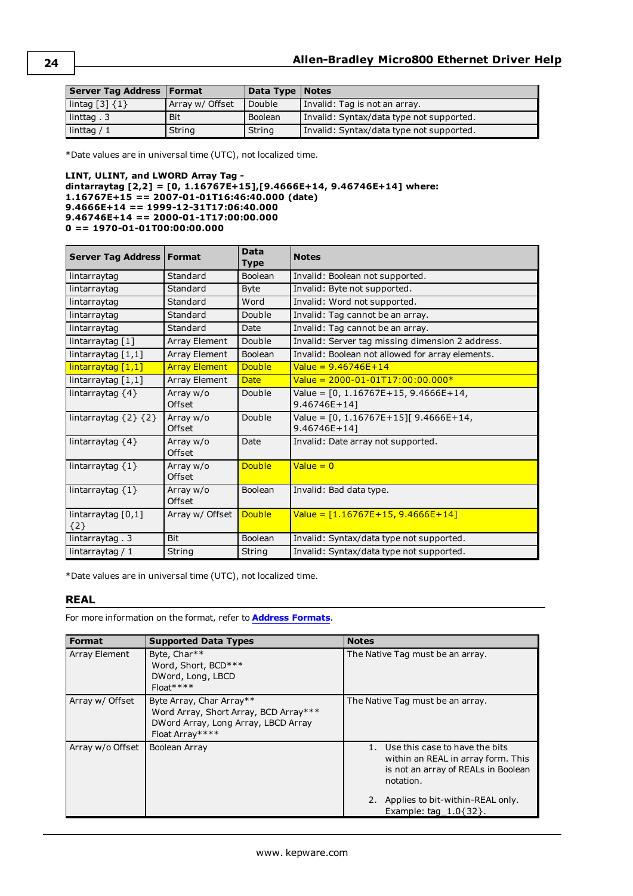| Server Tag Address | Format | Data Type | Notes |
|---|---|---|---|
| lintag [3] {1} | Array w/ Offset | Double | Invalid: Tag is not an array. |
| lintag . 3 | Bit | Boolean | Invalid: Syntax/data type not supported. |
| linttag / 1 | String | String | Invalid: Syntax/data type not supported. |

*Date values are in universal time (UTC), not localized time.

**LINT, ULINT, and LWORD Array Tag -**
**dintarraytag [2,2] = [0, 1.16767E+15],[9.4666E+14, 9.46746E+14] where:**
**1.16767E+15 == 2007-01-01T16:46:40.000 (date)**
**9.4666E+14 == 1999-12-31T17:06:40.000**
**9.46746E+14 == 2000-01-1T17:00:00.000**
**0 == 1970-01-01T00:00:00.000**

| Server Tag Address | Format | Data Type | Notes |
|---|---|---|---|
| lintarraytag | Standard | Boolean | Invalid: Boolean not supported. |
| lintarraytag | Standard | Byte | Invalid: Byte not supported. |
| lintarraytag | Standard | Word | Invalid: Word not supported. |
| lintarraytag | Standard | Double | Invalid: Tag cannot be an array. |
| lintarraytag | Standard | Date | Invalid: Tag cannot be an array. |
| lintarraytag [1] | Array Element | Double | Invalid: Server tag missing dimension 2 address. |
| lintarraytag [1,1] | Array Element | Boolean | Invalid: Boolean not allowed for array elements. |
| lintarraytag [1,1] | Array Element | Double | Value = 9.46746E+14 |
| lintarraytag [1,1] | Array Element | Date | Value = 2000-01-01T17:00:00.000* |
| lintarraytag {4} | Array w/o Offset | Double | Value = [0, 1.16767E+15, 9.4666E+14, 9.46746E+14] |
| lintarraytag {2} {2} | Array w/o Offset | Double | Value = [0, 1.16767E+15][ 9.4666E+14, 9.46746E+14] |
| lintarraytag {4} | Array w/o Offset | Date | Invalid: Date array not supported. |
| lintarraytag {1} | Array w/o Offset | Double | Value = 0 |
| lintarraytag {1} | Array w/o Offset | Boolean | Invalid: Bad data type. |
| lintarraytag [0,1] {2} | Array w/ Offset | Double | Value = [1.16767E+15, 9.4666E+14] |
| lintarraytag . 3 | Bit | Boolean | Invalid: Syntax/data type not supported. |
| lintarraytag / 1 | String | String | Invalid: Syntax/data type not supported. |

*Date values are in universal time (UTC), not localized time.

## REAL

For more information on the format, refer to **Address Formats**.

| Format | Supported Data Types | Notes |
|---|---|---|
| Array Element | Byte, Char** Word, Short, BCD*** DWord, Long, LBCD Float**** | The Native Tag must be an array. |
| Array w/ Offset | Byte Array, Char Array** Word Array, Short Array, BCD Array*** DWord Array, Long Array, LBCD Array Float Array**** | The Native Tag must be an array. |
| Array w/o Offset | Boolean Array | 1. Use this case to have the bits within an REAL in array form. This is not an array of REALs in Boolean notation. 2. Applies to bit-within-REAL only. Example: tag_1.0{32}. |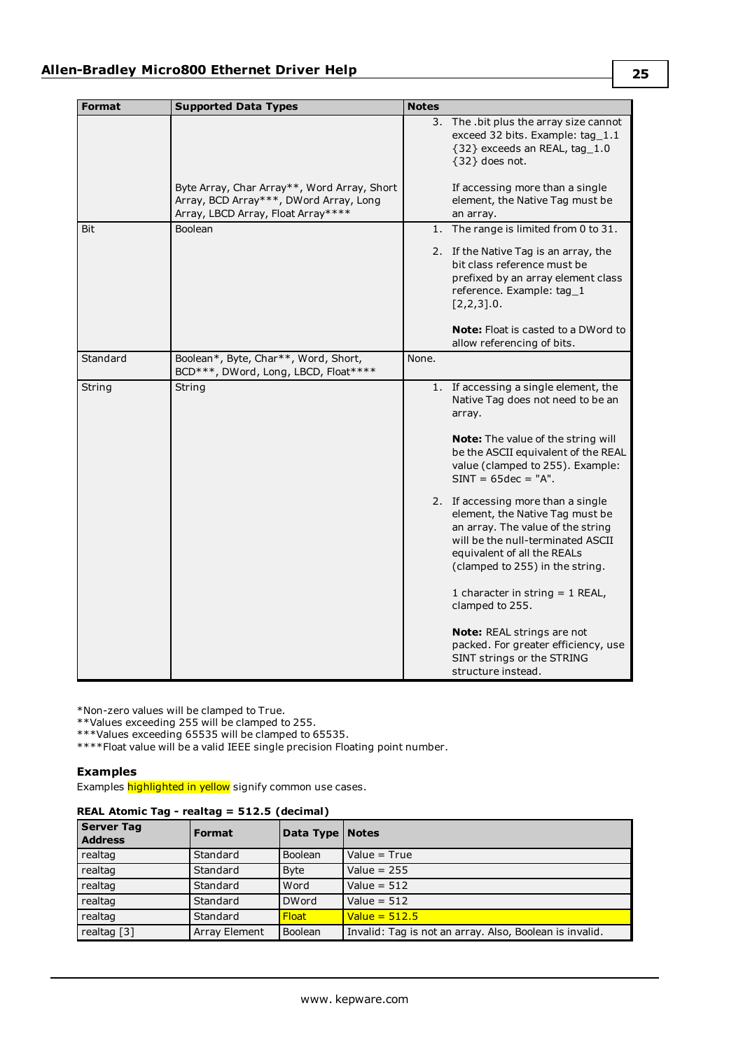| Format | Supported Data Types | Notes |
|---|---|---|
| | Byte Array, Char Array**, Word Array, Short Array, BCD Array***, DWord Array, Long Array, LBCD Array, Float Array**** | 3. The .bit plus the array size cannot exceed 32 bits. Example: tag_1.1 {32} exceeds an REAL, tag_1.0 {32} does not.<br><br>If accessing more than a single element, the Native Tag must be an array. |
| Bit | Boolean | 1. The range is limited from 0 to 31.<br><br>2. If the Native Tag is an array, the bit class reference must be prefixed by an array element class reference. Example: tag_1 [2,2,3].0.<br><br>**Note:** Float is casted to a DWord to allow referencing of bits. |
| Standard | Boolean*, Byte, Char**, Word, Short, BCD***, DWord, Long, LBCD, Float**** | None. |
| String | String | 1. If accessing a single element, the Native Tag does not need to be an array.<br><br>**Note:** The value of the string will be the ASCII equivalent of the REAL value (clamped to 255). Example: SINT = 65dec = "A".<br><br>2. If accessing more than a single element, the Native Tag must be an array. The value of the string will be the null-terminated ASCII equivalent of all the REALs (clamped to 255) in the string.<br><br>1 character in string = 1 REAL, clamped to 255.<br><br>**Note:** REAL strings are not packed. For greater efficiency, use SINT strings or the STRING structure instead. |

*Non-zero values will be clamped to True.
**Values exceeding 255 will be clamped to 255.
***Values exceeding 65535 will be clamped to 65535.
****Float value will be a valid IEEE single precision Floating point number.

### Examples

Examples highlighted in yellow signify common use cases.

**REAL Atomic Tag - realtag = 512.5 (decimal)**

| Server Tag Address | Format | Data Type | Notes |
|---|---|---|---|
| realtag | Standard | Boolean | Value = True |
| realtag | Standard | Byte | Value = 255 |
| realtag | Standard | Word | Value = 512 |
| realtag | Standard | DWord | Value = 512 |
| realtag | Standard | Float | Value = 512.5 |
| realtag [3] | Array Element | Boolean | Invalid: Tag is not an array. Also, Boolean is invalid. |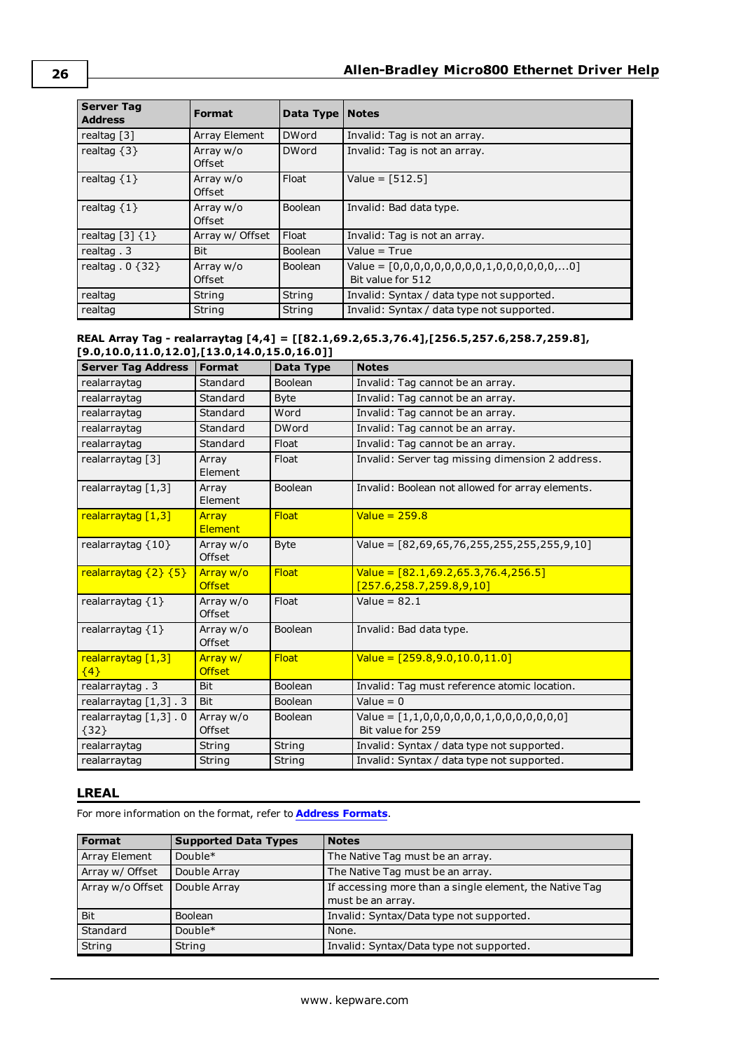| Server Tag Address | Format | Data Type | Notes |
|---|---|---|---|
| realtag [3] | Array Element | DWord | Invalid: Tag is not an array. |
| realtag {3} | Array w/o Offset | DWord | Invalid: Tag is not an array. |
| realtag {1} | Array w/o Offset | Float | Value = [512.5] |
| realtag {1} | Array w/o Offset | Boolean | Invalid: Bad data type. |
| realtag [3] {1} | Array w/ Offset | Float | Invalid: Tag is not an array. |
| realtag . 3 | Bit | Boolean | Value = True |
| realtag . 0 {32} | Array w/o Offset | Boolean | Value = [0,0,0,0,0,0,0,0,0,1,0,0,0,0,0,0,...0] Bit value for 512 |
| realtag | String | String | Invalid: Syntax / data type not supported. |
| realtag | String | String | Invalid: Syntax / data type not supported. |

**REAL Array Tag - realarraytag [4,4] = [[82.1,69.2,65.3,76.4],[256.5,257.6,258.7,259.8],[9.0,10.0,11.0,12.0],[13.0,14.0,15.0,16.0]]**

| Server Tag Address | Format | Data Type | Notes |
|---|---|---|---|
| realarraytag | Standard | Boolean | Invalid: Tag cannot be an array. |
| realarraytag | Standard | Byte | Invalid: Tag cannot be an array. |
| realarraytag | Standard | Word | Invalid: Tag cannot be an array. |
| realarraytag | Standard | DWord | Invalid: Tag cannot be an array. |
| realarraytag | Standard | Float | Invalid: Tag cannot be an array. |
| realarraytag [3] | Array Element | Float | Invalid: Server tag missing dimension 2 address. |
| realarraytag [1,3] | Array Element | Boolean | Invalid: Boolean not allowed for array elements. |
| realarraytag [1,3] | Array Element | Float | Value = 259.8 |
| realarraytag {10} | Array w/o Offset | Byte | Value = [82,69,65,76,255,255,255,255,9,10] |
| realarraytag {2} {5} | Array w/o Offset | Float | Value = [82.1,69.2,65.3,76.4,256.5][257.6,258.7,259.8,9,10] |
| realarraytag {1} | Array w/o Offset | Float | Value = 82.1 |
| realarraytag {1} | Array w/o Offset | Boolean | Invalid: Bad data type. |
| realarraytag [1,3] {4} | Array w/ Offset | Float | Value = [259.8,9.0,10.0,11.0] |
| realarraytag . 3 | Bit | Boolean | Invalid: Tag must reference atomic location. |
| realarraytag [1,3] . 3 | Bit | Boolean | Value = 0 |
| realarraytag [1,3] . 0 {32} | Array w/o Offset | Boolean | Value = [1,1,0,0,0,0,0,0,1,0,0,0,0,0,0,0] Bit value for 259 |
| realarraytag | String | String | Invalid: Syntax / data type not supported. |
| realarraytag | String | String | Invalid: Syntax / data type not supported. |

## LREAL

For more information on the format, refer to **Address Formats**.

| Format | Supported Data Types | Notes |
|---|---|---|
| Array Element | Double* | The Native Tag must be an array. |
| Array w/ Offset | Double Array | The Native Tag must be an array. |
| Array w/o Offset | Double Array | If accessing more than a single element, the Native Tag must be an array. |
| Bit | Boolean | Invalid: Syntax/Data type not supported. |
| Standard | Double* | None. |
| String | String | Invalid: Syntax/Data type not supported. |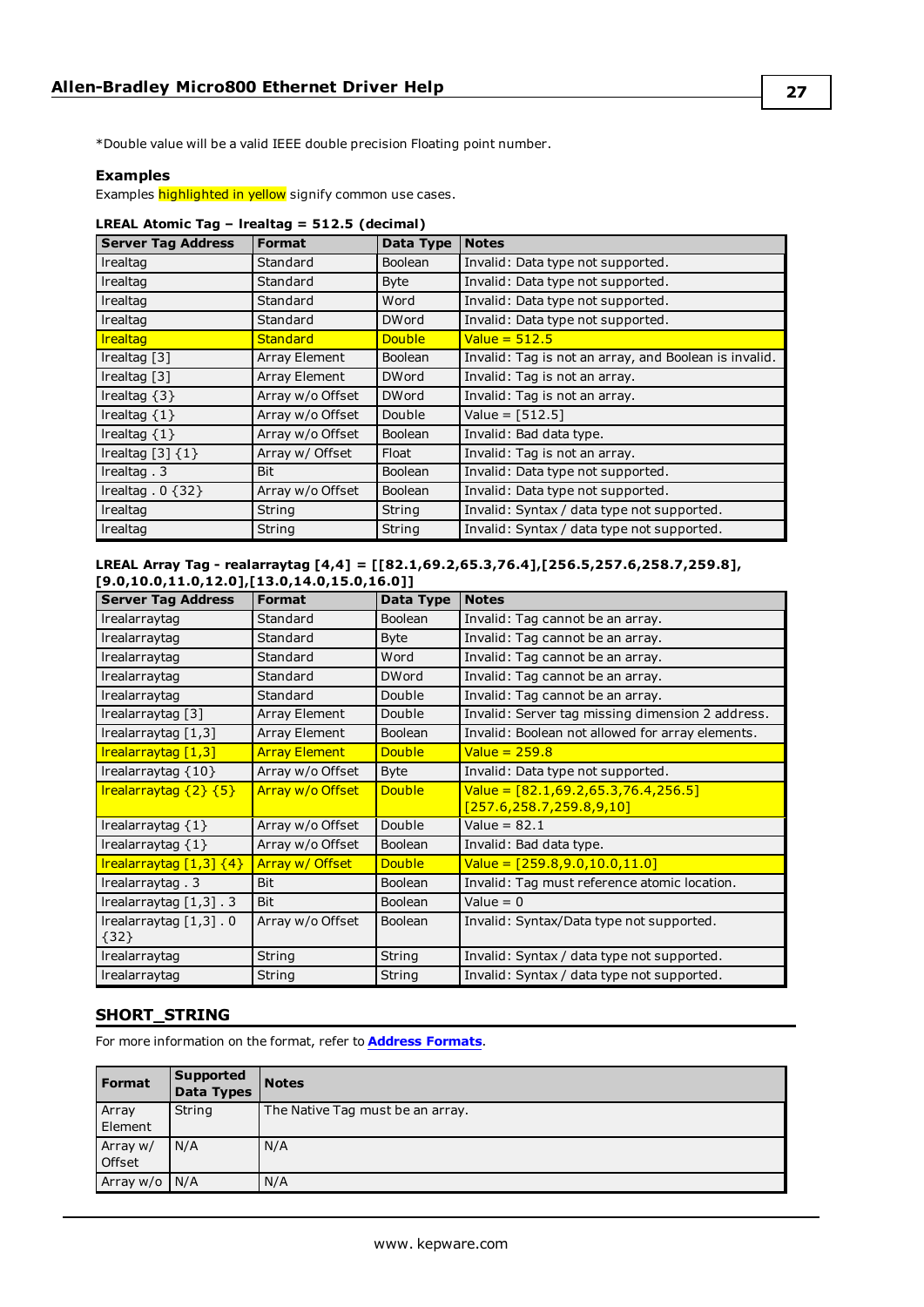*Double value will be a valid IEEE double precision Floating point number.

### Examples

Examples highlighted in yellow signify common use cases.

**LREAL Atomic Tag – lrealtag = 512.5 (decimal)**

| Server Tag Address | Format | Data Type | Notes |
|---|---|---|---|
| lrealtag | Standard | Boolean | Invalid: Data type not supported. |
| lrealtag | Standard | Byte | Invalid: Data type not supported. |
| lrealtag | Standard | Word | Invalid: Data type not supported. |
| lrealtag | Standard | DWord | Invalid: Data type not supported. |
| lrealtag | Standard | Double | Value = 512.5 |
| lrealtag [3] | Array Element | Boolean | Invalid: Tag is not an array, and Boolean is invalid. |
| lrealtag [3] | Array Element | DWord | Invalid: Tag is not an array. |
| lrealtag {3} | Array w/o Offset | DWord | Invalid: Tag is not an array. |
| lrealtag {1} | Array w/o Offset | Double | Value = [512.5] |
| lrealtag {1} | Array w/o Offset | Boolean | Invalid: Bad data type. |
| lrealtag [3] {1} | Array w/ Offset | Float | Invalid: Tag is not an array. |
| lrealtag . 3 | Bit | Boolean | Invalid: Data type not supported. |
| lrealtag . 0 {32} | Array w/o Offset | Boolean | Invalid: Data type not supported. |
| lrealtag | String | String | Invalid: Syntax / data type not supported. |
| lrealtag | String | String | Invalid: Syntax / data type not supported. |

**LREAL Array Tag - realarraytag [4,4] = [[82.1,69.2,65.3,76.4],[256.5,257.6,258.7,259.8], [9.0,10.0,11.0,12.0],[13.0,14.0,15.0,16.0]]**

| Server Tag Address | Format | Data Type | Notes |
|---|---|---|---|
| lrealarraytag | Standard | Boolean | Invalid: Tag cannot be an array. |
| lrealarraytag | Standard | Byte | Invalid: Tag cannot be an array. |
| lrealarraytag | Standard | Word | Invalid: Tag cannot be an array. |
| lrealarraytag | Standard | DWord | Invalid: Tag cannot be an array. |
| lrealarraytag | Standard | Double | Invalid: Tag cannot be an array. |
| lrealarraytag [3] | Array Element | Double | Invalid: Server tag missing dimension 2 address. |
| lrealarraytag [1,3] | Array Element | Boolean | Invalid: Boolean not allowed for array elements. |
| lrealarraytag [1,3] | Array Element | Double | Value = 259.8 |
| lrealarraytag {10} | Array w/o Offset | Byte | Invalid: Data type not supported. |
| lrealarraytag {2} {5} | Array w/o Offset | Double | Value = [82.1,69.2,65.3,76.4,256.5] [257.6,258.7,259.8,9,10] |
| lrealarraytag {1} | Array w/o Offset | Double | Value = 82.1 |
| lrealarraytag {1} | Array w/o Offset | Boolean | Invalid: Bad data type. |
| lrealarraytag [1,3] {4} | Array w/ Offset | Double | Value = [259.8,9.0,10.0,11.0] |
| lrealarraytag . 3 | Bit | Boolean | Invalid: Tag must reference atomic location. |
| lrealarraytag [1,3] . 3 | Bit | Boolean | Value = 0 |
| lrealarraytag [1,3] . 0 {32} | Array w/o Offset | Boolean | Invalid: Syntax/Data type not supported. |
| lrealarraytag | String | String | Invalid: Syntax / data type not supported. |
| lrealarraytag | String | String | Invalid: Syntax / data type not supported. |

## SHORT_STRING

For more information on the format, refer to **Address Formats**.

| Format | Supported Data Types | Notes |
|---|---|---|
| Array Element | String | The Native Tag must be an array. |
| Array w/ Offset | N/A | N/A |
| Array w/o | N/A | N/A |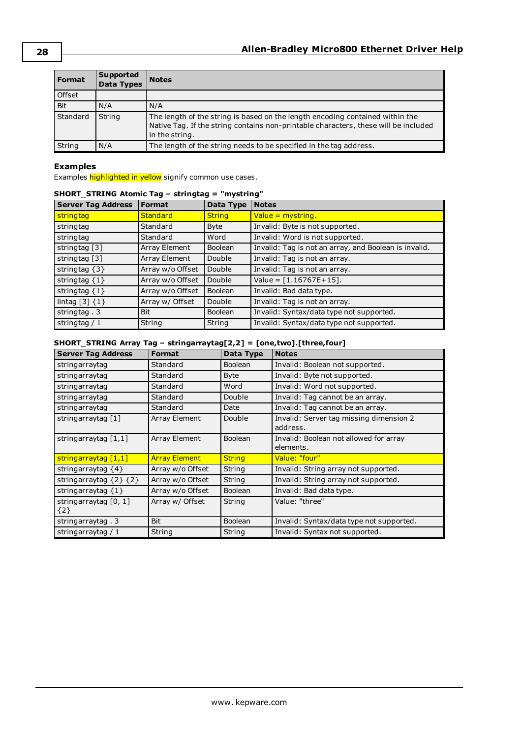| Format | Supported Data Types | Notes |
|---|---|---|
| Offset | | |
| Bit | N/A | N/A |
| Standard | String | The length of the string is based on the length encoding contained within the Native Tag. If the string contains non-printable characters, these will be included in the string. |
| String | N/A | The length of the string needs to be specified in the tag address. |

### Examples

Examples highlighted in yellow signify common use cases.

**SHORT_STRING Atomic Tag – stringtag = "mystring"**

| Server Tag Address | Format | Data Type | Notes |
|---|---|---|---|
| stringtag | Standard | String | Value = mystring. |
| stringtag | Standard | Byte | Invalid: Byte is not supported. |
| stringtag | Standard | Word | Invalid: Word is not supported. |
| stringtag [3] | Array Element | Boolean | Invalid: Tag is not an array, and Boolean is invalid. |
| stringtag [3] | Array Element | Double | Invalid: Tag is not an array. |
| stringtag {3} | Array w/o Offset | Double | Invalid: Tag is not an array. |
| stringtag {1} | Array w/o Offset | Double | Value = [1.16767E+15]. |
| stringtag {1} | Array w/o Offset | Boolean | Invalid: Bad data type. |
| lintag [3] {1} | Array w/ Offset | Double | Invalid: Tag is not an array. |
| stringtag . 3 | Bit | Boolean | Invalid: Syntax/data type not supported. |
| stringtag / 1 | String | String | Invalid: Syntax/data type not supported. |

**SHORT_STRING Array Tag – stringarraytag[2,2] = [one,two].[three,four]**

| Server Tag Address | Format | Data Type | Notes |
|---|---|---|---|
| stringarraytag | Standard | Boolean | Invalid: Boolean not supported. |
| stringarraytag | Standard | Byte | Invalid: Byte not supported. |
| stringarraytag | Standard | Word | Invalid: Word not supported. |
| stringarraytag | Standard | Double | Invalid: Tag cannot be an array. |
| stringarraytag | Standard | Date | Invalid: Tag cannot be an array. |
| stringarraytag [1] | Array Element | Double | Invalid: Server tag missing dimension 2 address. |
| stringarraytag [1,1] | Array Element | Boolean | Invalid: Boolean not allowed for array elements. |
| stringarraytag [1,1] | Array Element | String | Value: "four" |
| stringarraytag {4} | Array w/o Offset | String | Invalid: String array not supported. |
| stringarraytag {2} {2} | Array w/o Offset | String | Invalid: String array not supported. |
| stringarraytag {1} | Array w/o Offset | Boolean | Invalid: Bad data type. |
| stringarraytag [0, 1] {2} | Array w/ Offset | String | Value: "three" |
| stringarraytag . 3 | Bit | Boolean | Invalid: Syntax/data type not supported. |
| stringarraytag / 1 | String | String | Invalid: Syntax not supported. |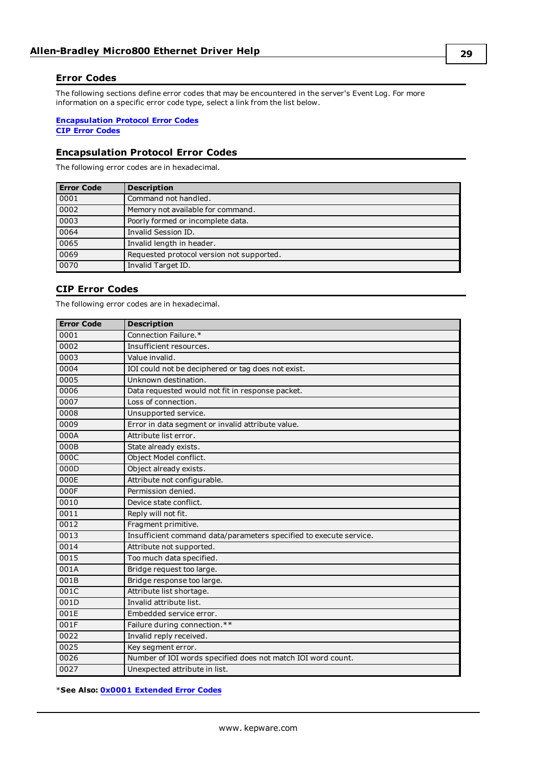## Error Codes

The following sections define error codes that may be encountered in the server's Event Log. For more information on a specific error code type, select a link from the list below.

**Encapsulation Protocol Error Codes**
**CIP Error Codes**

## Encapsulation Protocol Error Codes

The following error codes are in hexadecimal.

| Error Code | Description |
|---|---|
| 0001 | Command not handled. |
| 0002 | Memory not available for command. |
| 0003 | Poorly formed or incomplete data. |
| 0064 | Invalid Session ID. |
| 0065 | Invalid length in header. |
| 0069 | Requested protocol version not supported. |
| 0070 | Invalid Target ID. |

## CIP Error Codes

The following error codes are in hexadecimal.

| Error Code | Description |
|---|---|
| 0001 | Connection Failure.* |
| 0002 | Insufficient resources. |
| 0003 | Value invalid. |
| 0004 | IOI could not be deciphered or tag does not exist. |
| 0005 | Unknown destination. |
| 0006 | Data requested would not fit in response packet. |
| 0007 | Loss of connection. |
| 0008 | Unsupported service. |
| 0009 | Error in data segment or invalid attribute value. |
| 000A | Attribute list error. |
| 000B | State already exists. |
| 000C | Object Model conflict. |
| 000D | Object already exists. |
| 000E | Attribute not configurable. |
| 000F | Permission denied. |
| 0010 | Device state conflict. |
| 0011 | Reply will not fit. |
| 0012 | Fragment primitive. |
| 0013 | Insufficient command data/parameters specified to execute service. |
| 0014 | Attribute not supported. |
| 0015 | Too much data specified. |
| 001A | Bridge request too large. |
| 001B | Bridge response too large. |
| 001C | Attribute list shortage. |
| 001D | Invalid attribute list. |
| 001E | Embedded service error. |
| 001F | Failure during connection.** |
| 0022 | Invalid reply received. |
| 0025 | Key segment error. |
| 0026 | Number of IOI words specified does not match IOI word count. |
| 0027 | Unexpected attribute in list. |

***See Also: 0x0001 Extended Error Codes**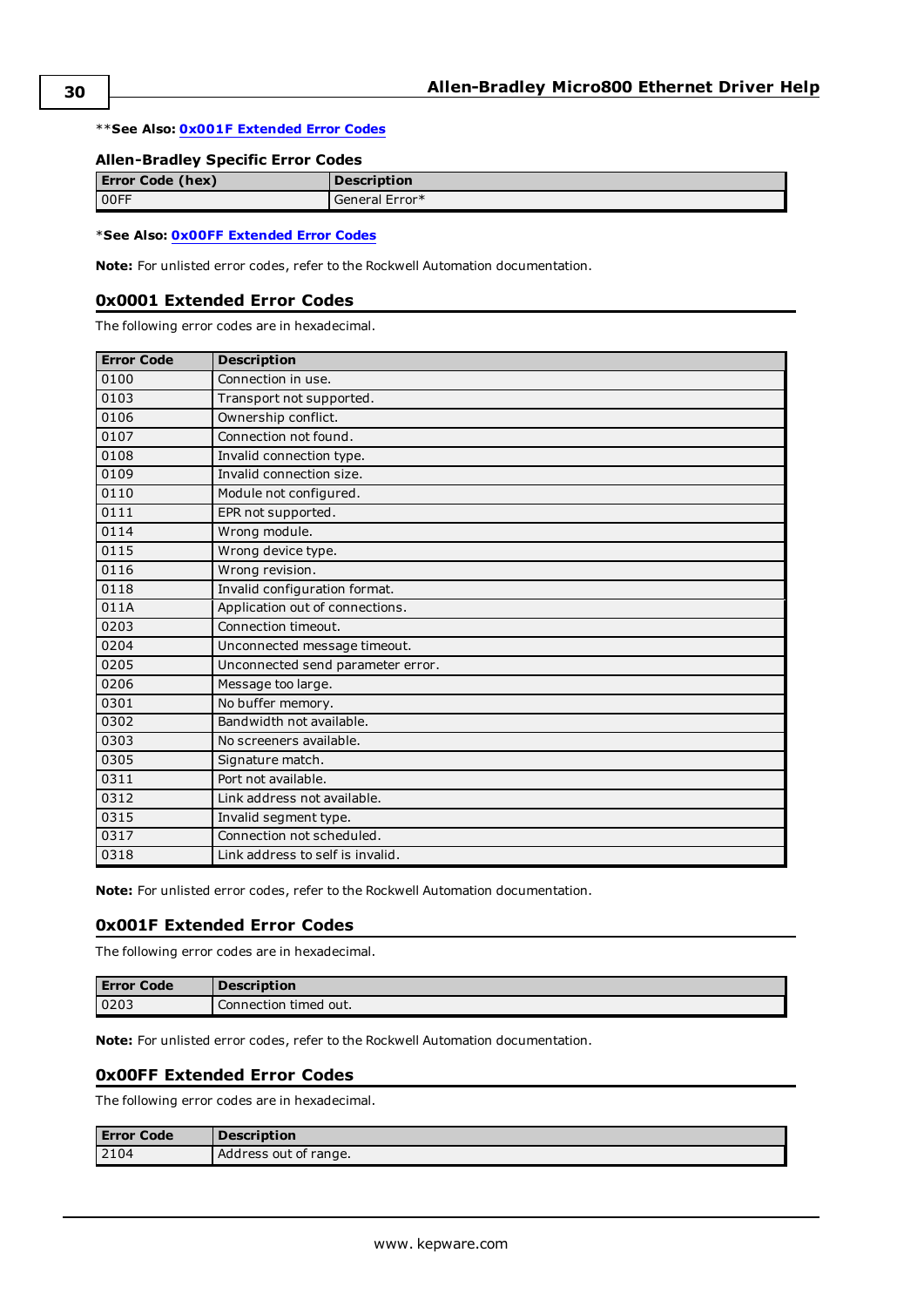**See Also: 0x001F Extended Error Codes**

### Allen-Bradley Specific Error Codes

| Error Code (hex) | Description |
|---|---|
| 00FF | General Error* |

*See Also: **0x00FF Extended Error Codes**

**Note:** For unlisted error codes, refer to the Rockwell Automation documentation.

## 0x0001 Extended Error Codes

The following error codes are in hexadecimal.

| Error Code | Description |
|---|---|
| 0100 | Connection in use. |
| 0103 | Transport not supported. |
| 0106 | Ownership conflict. |
| 0107 | Connection not found. |
| 0108 | Invalid connection type. |
| 0109 | Invalid connection size. |
| 0110 | Module not configured. |
| 0111 | EPR not supported. |
| 0114 | Wrong module. |
| 0115 | Wrong device type. |
| 0116 | Wrong revision. |
| 0118 | Invalid configuration format. |
| 011A | Application out of connections. |
| 0203 | Connection timeout. |
| 0204 | Unconnected message timeout. |
| 0205 | Unconnected send parameter error. |
| 0206 | Message too large. |
| 0301 | No buffer memory. |
| 0302 | Bandwidth not available. |
| 0303 | No screeners available. |
| 0305 | Signature match. |
| 0311 | Port not available. |
| 0312 | Link address not available. |
| 0315 | Invalid segment type. |
| 0317 | Connection not scheduled. |
| 0318 | Link address to self is invalid. |

**Note:** For unlisted error codes, refer to the Rockwell Automation documentation.

## 0x001F Extended Error Codes

The following error codes are in hexadecimal.

| Error Code | Description |
|---|---|
| 0203 | Connection timed out. |

**Note:** For unlisted error codes, refer to the Rockwell Automation documentation.

## 0x00FF Extended Error Codes

The following error codes are in hexadecimal.

| Error Code | Description |
|---|---|
| 2104 | Address out of range. |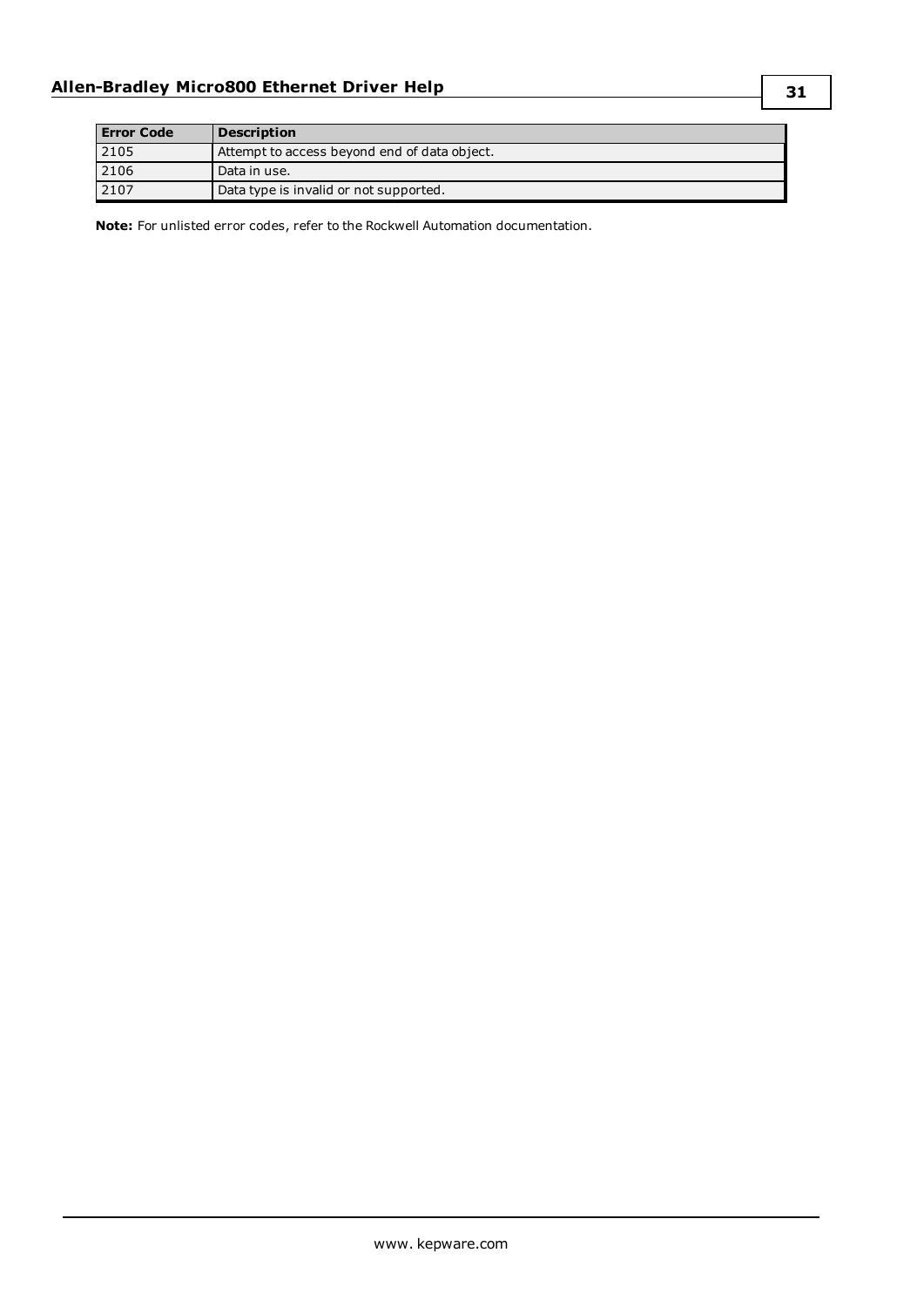| Error Code | Description |
| --- | --- |
| 2105 | Attempt to access beyond end of data object. |
| 2106 | Data in use. |
| 2107 | Data type is invalid or not supported. |

**Note:** For unlisted error codes, refer to the Rockwell Automation documentation.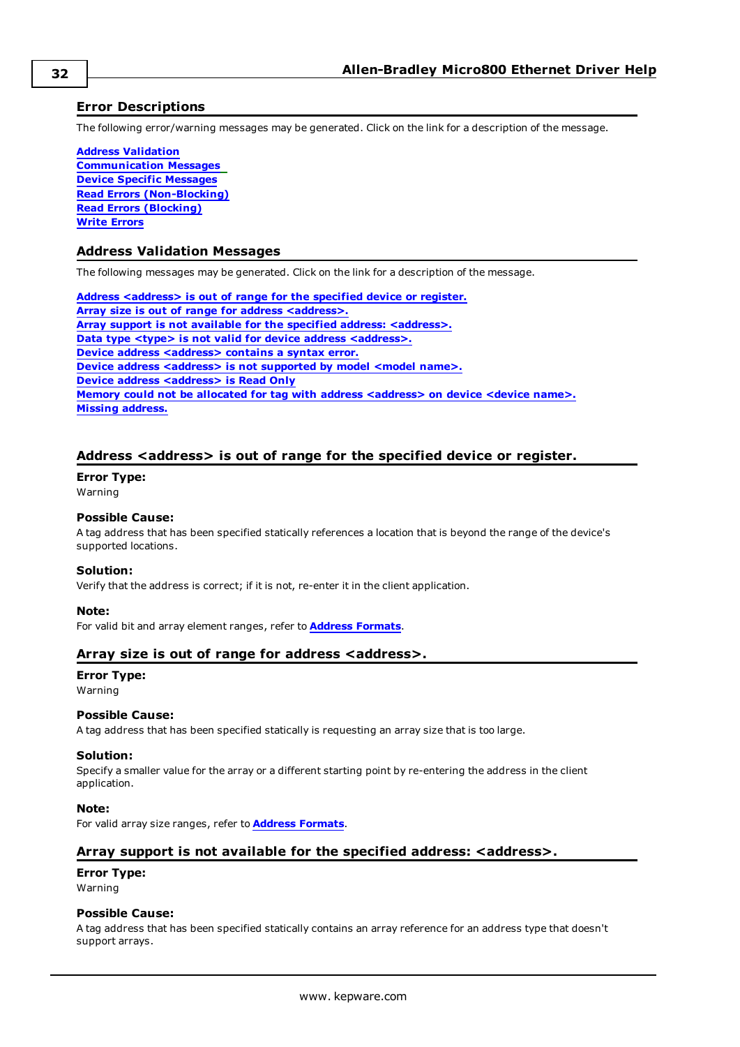## Error Descriptions

The following error/warning messages may be generated. Click on the link for a description of the message.

**Address Validation**
**Communication Messages**
**Device Specific Messages**
**Read Errors (Non-Blocking)**
**Read Errors (Blocking)**
**Write Errors**

## Address Validation Messages

The following messages may be generated. Click on the link for a description of the message.

**Address <address> is out of range for the specified device or register.**
**Array size is out of range for address <address>.**
**Array support is not available for the specified address: <address>.**
**Data type <type> is not valid for device address <address>.**
**Device address <address> contains a syntax error.**
**Device address <address> is not supported by model <model name>.**
**Device address <address> is Read Only**
**Memory could not be allocated for tag with address <address> on device <device name>.**
**Missing address.**

## Address <address> is out of range for the specified device or register.

**Error Type:**
Warning

**Possible Cause:**
A tag address that has been specified statically references a location that is beyond the range of the device's supported locations.

**Solution:**
Verify that the address is correct; if it is not, re-enter it in the client application.

**Note:**
For valid bit and array element ranges, refer to **Address Formats**.

## Array size is out of range for address <address>.

**Error Type:**
Warning

**Possible Cause:**
A tag address that has been specified statically is requesting an array size that is too large.

**Solution:**
Specify a smaller value for the array or a different starting point by re-entering the address in the client application.

**Note:**
For valid array size ranges, refer to **Address Formats**.

## Array support is not available for the specified address: <address>.

**Error Type:**
Warning

**Possible Cause:**
A tag address that has been specified statically contains an array reference for an address type that doesn't support arrays.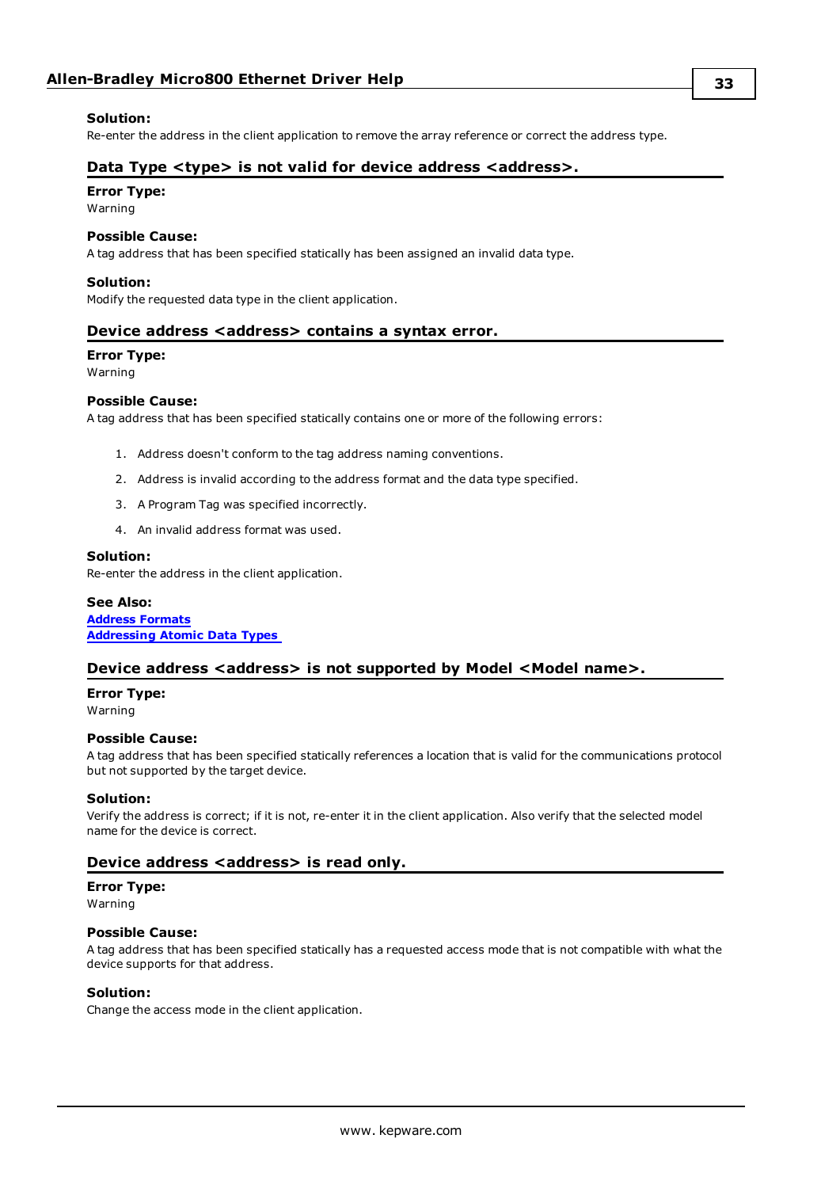**Solution:**
Re-enter the address in the client application to remove the array reference or correct the address type.

## Data Type <type> is not valid for device address <address>.

**Error Type:**
Warning

**Possible Cause:**
A tag address that has been specified statically has been assigned an invalid data type.

**Solution:**
Modify the requested data type in the client application.

## Device address <address> contains a syntax error.

**Error Type:**
Warning

**Possible Cause:**
A tag address that has been specified statically contains one or more of the following errors:

1. Address doesn't conform to the tag address naming conventions.
2. Address is invalid according to the address format and the data type specified.
3. A Program Tag was specified incorrectly.
4. An invalid address format was used.

**Solution:**
Re-enter the address in the client application.

**See Also:**
**Address Formats**
**Addressing Atomic Data Types**

## Device address <address> is not supported by Model <Model name>.

**Error Type:**
Warning

**Possible Cause:**
A tag address that has been specified statically references a location that is valid for the communications protocol but not supported by the target device.

**Solution:**
Verify the address is correct; if it is not, re-enter it in the client application. Also verify that the selected model name for the device is correct.

## Device address <address> is read only.

**Error Type:**
Warning

**Possible Cause:**
A tag address that has been specified statically has a requested access mode that is not compatible with what the device supports for that address.

**Solution:**
Change the access mode in the client application.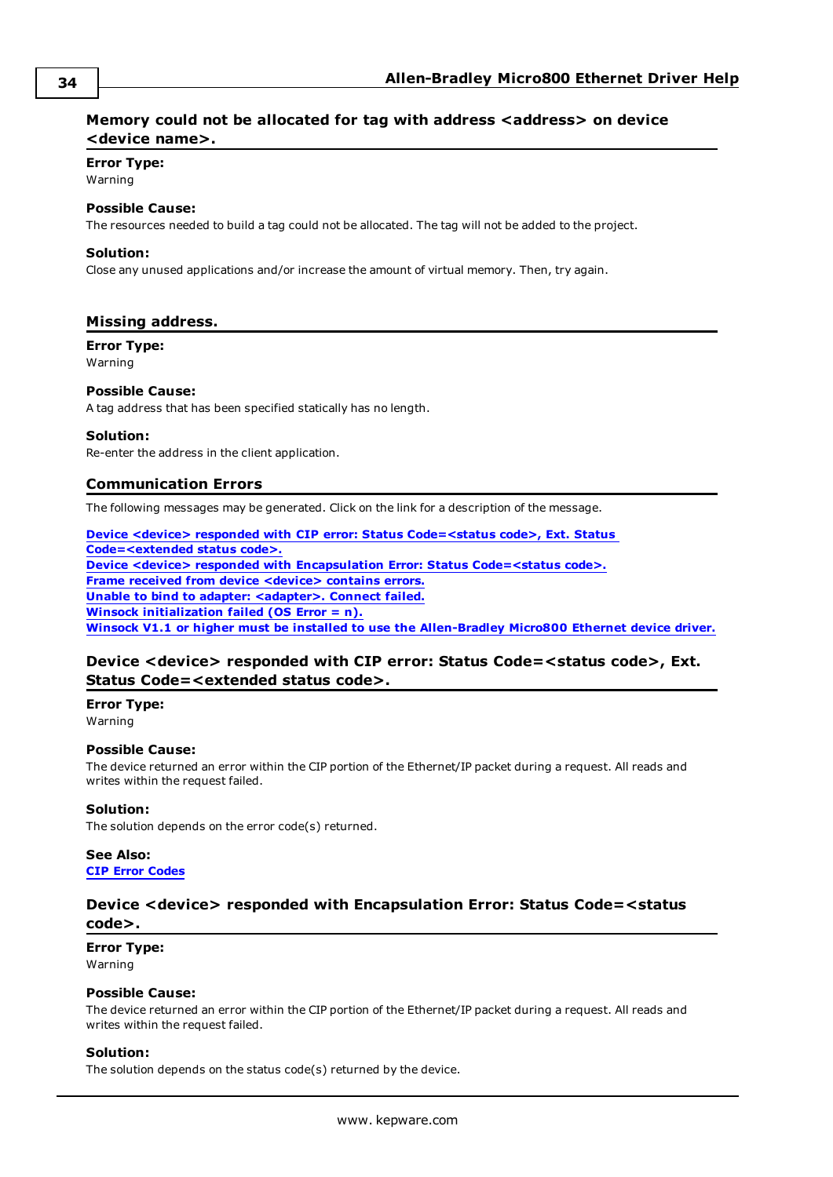### Memory could not be allocated for tag with address <address> on device <device name>.

**Error Type:**
Warning

**Possible Cause:**
The resources needed to build a tag could not be allocated. The tag will not be added to the project.

**Solution:**
Close any unused applications and/or increase the amount of virtual memory. Then, try again.

### Missing address.

**Error Type:**
Warning

**Possible Cause:**
A tag address that has been specified statically has no length.

**Solution:**
Re-enter the address in the client application.

## Communication Errors

The following messages may be generated. Click on the link for a description of the message.

**Device <device> responded with CIP error: Status Code=<status code>, Ext. Status Code=<extended status code>.**
**Device <device> responded with Encapsulation Error: Status Code=<status code>.**
**Frame received from device <device> contains errors.**
**Unable to bind to adapter: <adapter>. Connect failed.**
**Winsock initialization failed (OS Error = n).**
**Winsock V1.1 or higher must be installed to use the Allen-Bradley Micro800 Ethernet device driver.**

### Device <device> responded with CIP error: Status Code=<status code>, Ext. Status Code=<extended status code>.

**Error Type:**
Warning

**Possible Cause:**
The device returned an error within the CIP portion of the Ethernet/IP packet during a request. All reads and writes within the request failed.

**Solution:**
The solution depends on the error code(s) returned.

**See Also:**
**CIP Error Codes**

### Device <device> responded with Encapsulation Error: Status Code=<status code>.

**Error Type:**
Warning

**Possible Cause:**
The device returned an error within the CIP portion of the Ethernet/IP packet during a request. All reads and writes within the request failed.

**Solution:**
The solution depends on the status code(s) returned by the device.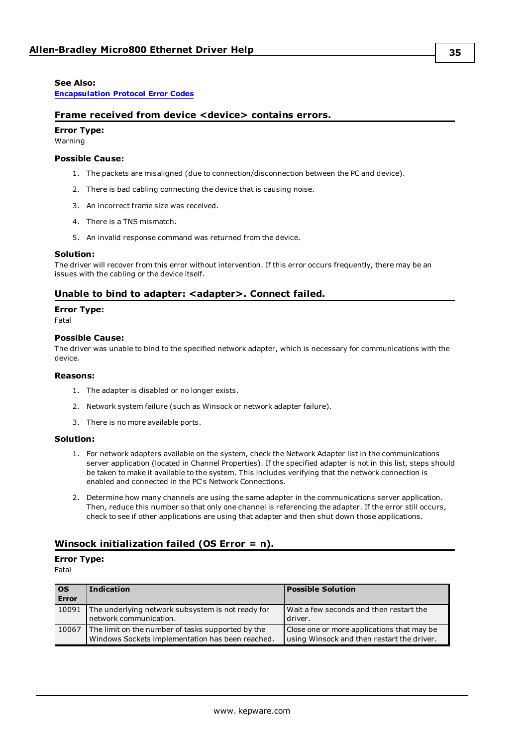**See Also:**
[Encapsulation Protocol Error Codes]

## Frame received from device <device> contains errors.

**Error Type:**
Warning

**Possible Cause:**

1. The packets are misaligned (due to connection/disconnection between the PC and device).
2. There is bad cabling connecting the device that is causing noise.
3. An incorrect frame size was received.
4. There is a TNS mismatch.
5. An invalid response command was returned from the device.

**Solution:**
The driver will recover from this error without intervention. If this error occurs frequently, there may be an issues with the cabling or the device itself.

## Unable to bind to adapter: <adapter>. Connect failed.

**Error Type:**
Fatal

**Possible Cause:**
The driver was unable to bind to the specified network adapter, which is necessary for communications with the device.

**Reasons:**

1. The adapter is disabled or no longer exists.
2. Network system failure (such as Winsock or network adapter failure).
3. There is no more available ports.

**Solution:**

1. For network adapters available on the system, check the Network Adapter list in the communications server application (located in Channel Properties). If the specified adapter is not in this list, steps should be taken to make it available to the system. This includes verifying that the network connection is enabled and connected in the PC's Network Connections.
2. Determine how many channels are using the same adapter in the communications server application. Then, reduce this number so that only one channel is referencing the adapter. If the error still occurs, check to see if other applications are using that adapter and then shut down those applications.

## Winsock initialization failed (OS Error = n).

**Error Type:**
Fatal

| OS Error | Indication | Possible Solution |
|---|---|---|
| 10091 | The underlying network subsystem is not ready for network communication. | Wait a few seconds and then restart the driver. |
| 10067 | The limit on the number of tasks supported by the Windows Sockets implementation has been reached. | Close one or more applications that may be using Winsock and then restart the driver. |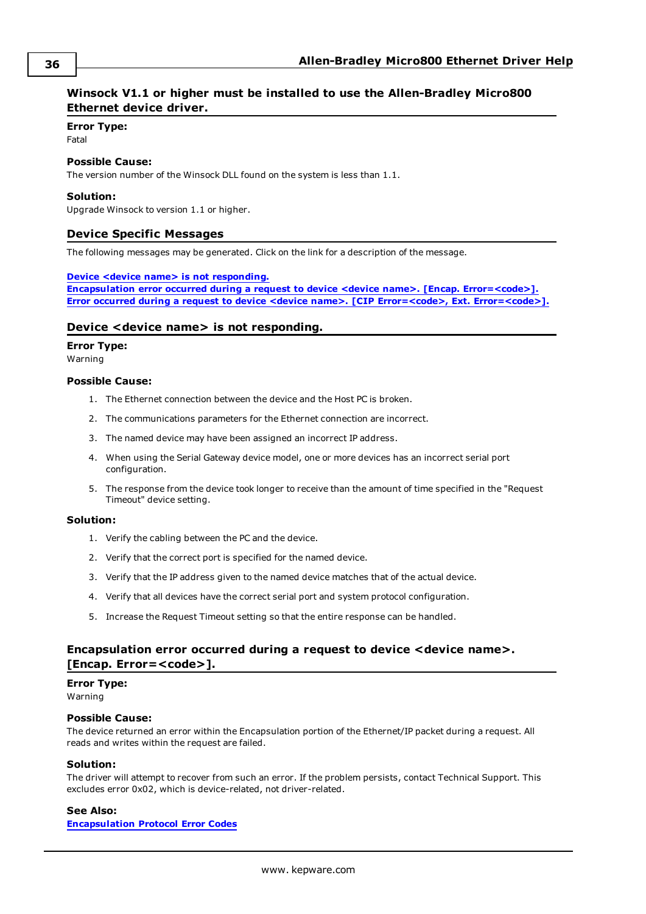## Winsock V1.1 or higher must be installed to use the Allen-Bradley Micro800 Ethernet device driver.

**Error Type:**
Fatal

**Possible Cause:**
The version number of the Winsock DLL found on the system is less than 1.1.

**Solution:**
Upgrade Winsock to version 1.1 or higher.

## Device Specific Messages

The following messages may be generated. Click on the link for a description of the message.

**Device <device name> is not responding.**
**Encapsulation error occurred during a request to device <device name>. [Encap. Error=<code>].**
**Error occurred during a request to device <device name>. [CIP Error=<code>, Ext. Error=<code>].**

## Device <device name> is not responding.

**Error Type:**
Warning

**Possible Cause:**

1. The Ethernet connection between the device and the Host PC is broken.
2. The communications parameters for the Ethernet connection are incorrect.
3. The named device may have been assigned an incorrect IP address.
4. When using the Serial Gateway device model, one or more devices has an incorrect serial port configuration.
5. The response from the device took longer to receive than the amount of time specified in the "Request Timeout" device setting.

**Solution:**

1. Verify the cabling between the PC and the device.
2. Verify that the correct port is specified for the named device.
3. Verify that the IP address given to the named device matches that of the actual device.
4. Verify that all devices have the correct serial port and system protocol configuration.
5. Increase the Request Timeout setting so that the entire response can be handled.

## Encapsulation error occurred during a request to device <device name>. [Encap. Error=<code>].

**Error Type:**
Warning

**Possible Cause:**
The device returned an error within the Encapsulation portion of the Ethernet/IP packet during a request. All reads and writes within the request are failed.

**Solution:**
The driver will attempt to recover from such an error. If the problem persists, contact Technical Support. This excludes error 0x02, which is device-related, not driver-related.

**See Also:**
**Encapsulation Protocol Error Codes**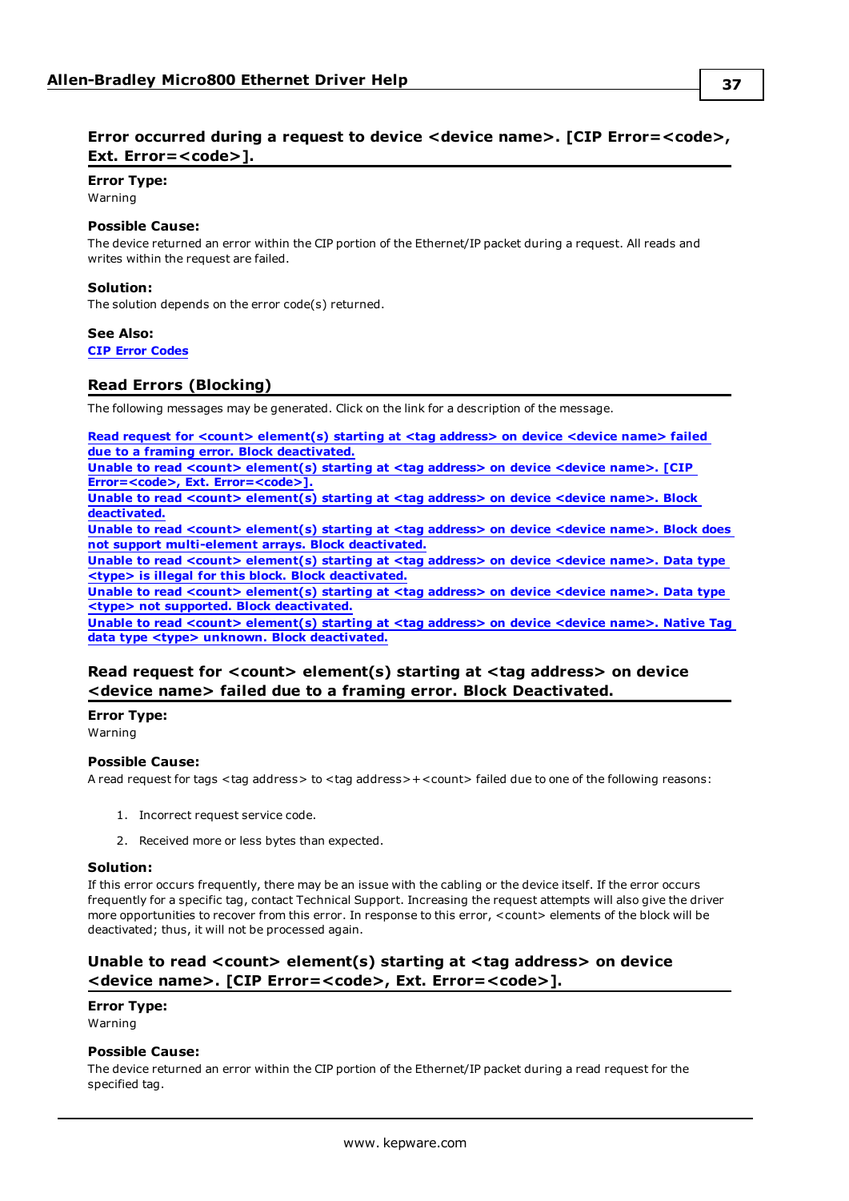## Error occurred during a request to device <device name>. [CIP Error=<code>, Ext. Error=<code>].

**Error Type:**
Warning

**Possible Cause:**
The device returned an error within the CIP portion of the Ethernet/IP packet during a request. All reads and writes within the request are failed.

**Solution:**
The solution depends on the error code(s) returned.

**See Also:**
**CIP Error Codes**

## Read Errors (Blocking)

The following messages may be generated. Click on the link for a description of the message.

**Read request for <count> element(s) starting at <tag address> on device <device name> failed due to a framing error. Block deactivated.**
**Unable to read <count> element(s) starting at <tag address> on device <device name>. [CIP Error=<code>, Ext. Error=<code>].**
**Unable to read <count> element(s) starting at <tag address> on device <device name>. Block deactivated.**
**Unable to read <count> element(s) starting at <tag address> on device <device name>. Block does not support multi-element arrays. Block deactivated.**
**Unable to read <count> element(s) starting at <tag address> on device <device name>. Data type <type> is illegal for this block. Block deactivated.**
**Unable to read <count> element(s) starting at <tag address> on device <device name>. Data type <type> not supported. Block deactivated.**
**Unable to read <count> element(s) starting at <tag address> on device <device name>. Native Tag data type <type> unknown. Block deactivated.**

## Read request for <count> element(s) starting at <tag address> on device <device name> failed due to a framing error. Block Deactivated.

**Error Type:**
Warning

**Possible Cause:**
A read request for tags <tag address> to <tag address>+<count> failed due to one of the following reasons:

1. Incorrect request service code.
2. Received more or less bytes than expected.

**Solution:**
If this error occurs frequently, there may be an issue with the cabling or the device itself. If the error occurs frequently for a specific tag, contact Technical Support. Increasing the request attempts will also give the driver more opportunities to recover from this error. In response to this error, <count> elements of the block will be deactivated; thus, it will not be processed again.

## Unable to read <count> element(s) starting at <tag address> on device <device name>. [CIP Error=<code>, Ext. Error=<code>].

**Error Type:**
Warning

**Possible Cause:**
The device returned an error within the CIP portion of the Ethernet/IP packet during a read request for the specified tag.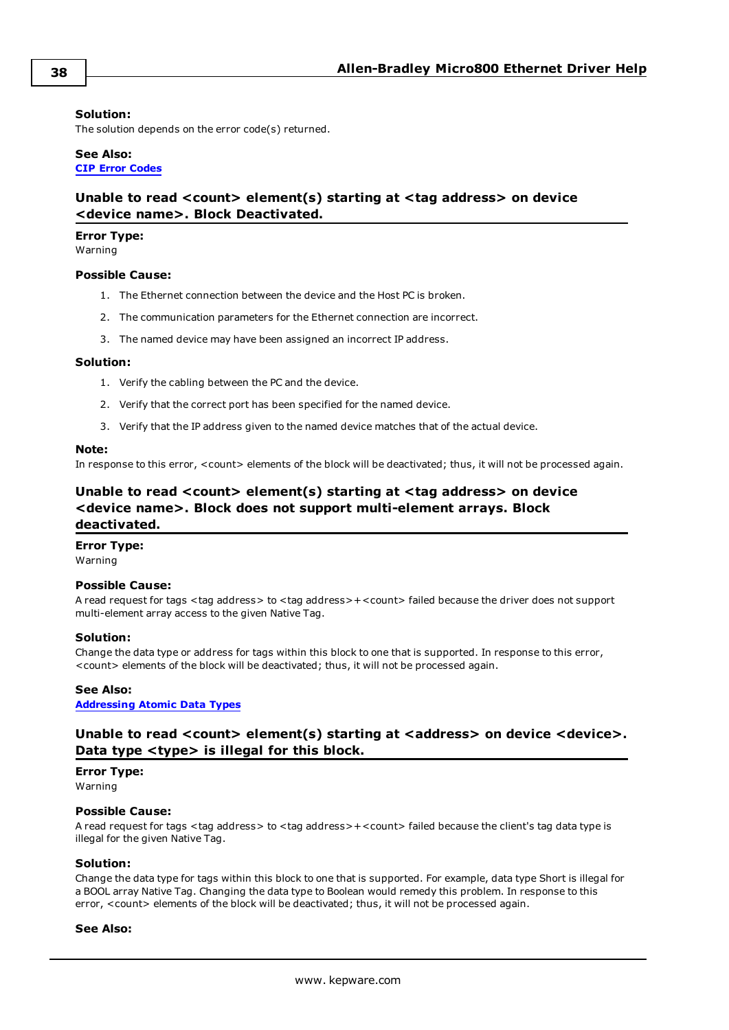**Solution:**
The solution depends on the error code(s) returned.

**See Also:**
**CIP Error Codes**

### Unable to read <count> element(s) starting at <tag address> on device <device name>. Block Deactivated.

**Error Type:**
Warning

**Possible Cause:**

1. The Ethernet connection between the device and the Host PC is broken.
2. The communication parameters for the Ethernet connection are incorrect.
3. The named device may have been assigned an incorrect IP address.

**Solution:**

1. Verify the cabling between the PC and the device.
2. Verify that the correct port has been specified for the named device.
3. Verify that the IP address given to the named device matches that of the actual device.

**Note:**
In response to this error, <count> elements of the block will be deactivated; thus, it will not be processed again.

### Unable to read <count> element(s) starting at <tag address> on device <device name>. Block does not support multi-element arrays. Block deactivated.

**Error Type:**
Warning

**Possible Cause:**
A read request for tags <tag address> to <tag address>+<count> failed because the driver does not support multi-element array access to the given Native Tag.

**Solution:**
Change the data type or address for tags within this block to one that is supported. In response to this error, <count> elements of the block will be deactivated; thus, it will not be processed again.

**See Also:**
**Addressing Atomic Data Types**

### Unable to read <count> element(s) starting at <address> on device <device>. Data type <type> is illegal for this block.

**Error Type:**
Warning

**Possible Cause:**
A read request for tags <tag address> to <tag address>+<count> failed because the client's tag data type is illegal for the given Native Tag.

**Solution:**
Change the data type for tags within this block to one that is supported. For example, data type Short is illegal for a BOOL array Native Tag. Changing the data type to Boolean would remedy this problem. In response to this error, <count> elements of the block will be deactivated; thus, it will not be processed again.

**See Also:**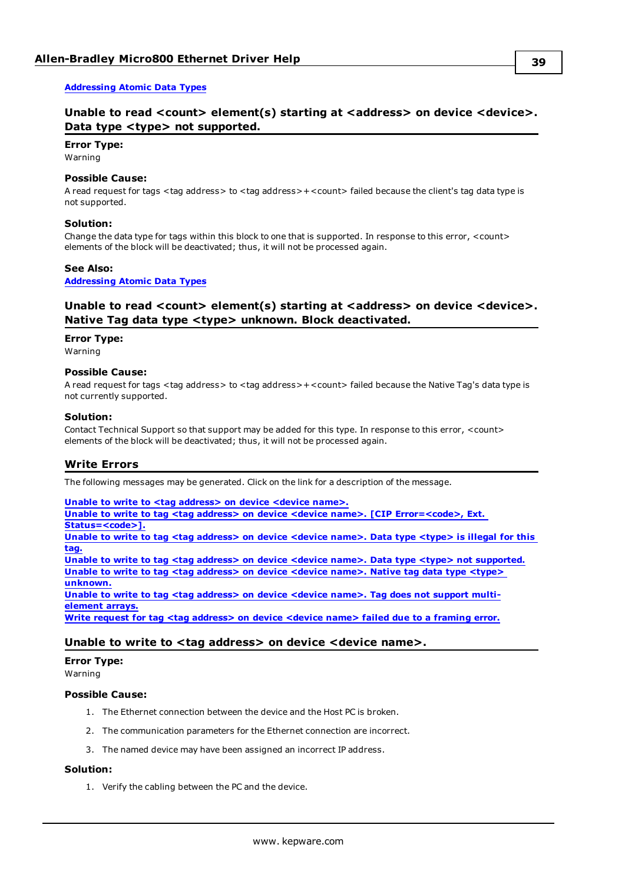[Addressing Atomic Data Types](#)

### Unable to read <count> element(s) starting at <address> on device <device>. Data type <type> not supported.

**Error Type:**
Warning

**Possible Cause:**
A read request for tags <tag address> to <tag address>+<count> failed because the client's tag data type is not supported.

**Solution:**
Change the data type for tags within this block to one that is supported. In response to this error, <count> elements of the block will be deactivated; thus, it will not be processed again.

**See Also:**
[Addressing Atomic Data Types](#)

### Unable to read <count> element(s) starting at <address> on device <device>. Native Tag data type <type> unknown. Block deactivated.

**Error Type:**
Warning

**Possible Cause:**
A read request for tags <tag address> to <tag address>+<count> failed because the Native Tag's data type is not currently supported.

**Solution:**
Contact Technical Support so that support may be added for this type. In response to this error, <count> elements of the block will be deactivated; thus, it will not be processed again.

## Write Errors

The following messages may be generated. Click on the link for a description of the message.

[Unable to write to <tag address> on device <device name>.](#)
[Unable to write to tag <tag address> on device <device name>. [CIP Error=<code>, Ext. Status=<code>].](#)
[Unable to write to tag <tag address> on device <device name>. Data type <type> is illegal for this tag.](#)
[Unable to write to tag <tag address> on device <device name>. Data type <type> not supported.](#)
[Unable to write to tag <tag address> on device <device name>. Native tag data type <type> unknown.](#)
[Unable to write to tag <tag address> on device <device name>. Tag does not support multi-element arrays.](#)
[Write request for tag <tag address> on device <device name> failed due to a framing error.](#)

### Unable to write to <tag address> on device <device name>.

**Error Type:**
Warning

**Possible Cause:**

1. The Ethernet connection between the device and the Host PC is broken.
2. The communication parameters for the Ethernet connection are incorrect.
3. The named device may have been assigned an incorrect IP address.

**Solution:**

1. Verify the cabling between the PC and the device.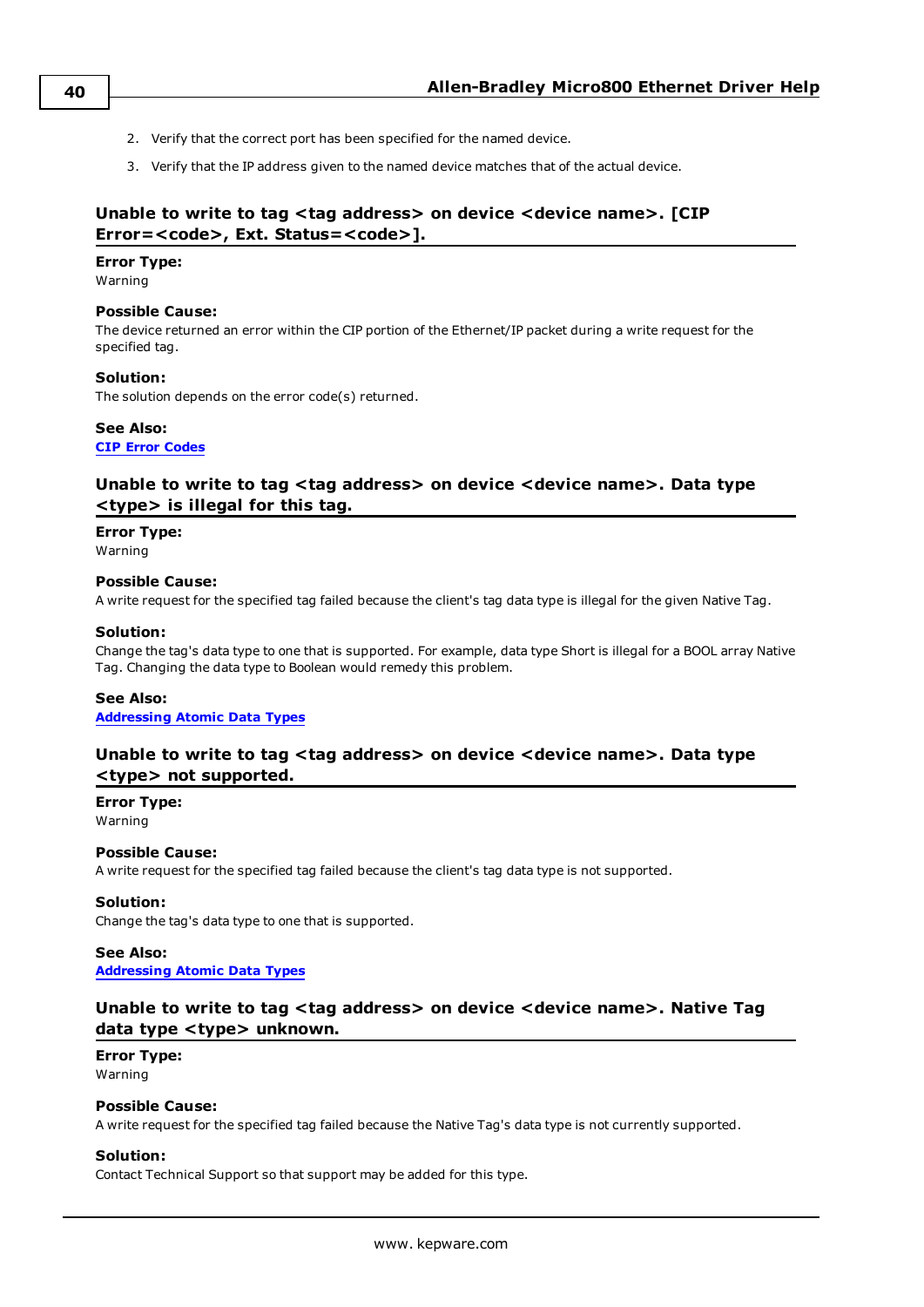2. Verify that the correct port has been specified for the named device.
3. Verify that the IP address given to the named device matches that of the actual device.

## Unable to write to tag <tag address> on device <device name>. [CIP Error=<code>, Ext. Status=<code>].

**Error Type:**
Warning

**Possible Cause:**
The device returned an error within the CIP portion of the Ethernet/IP packet during a write request for the specified tag.

**Solution:**
The solution depends on the error code(s) returned.

**See Also:**
**CIP Error Codes**

## Unable to write to tag <tag address> on device <device name>. Data type <type> is illegal for this tag.

**Error Type:**
Warning

**Possible Cause:**
A write request for the specified tag failed because the client's tag data type is illegal for the given Native Tag.

**Solution:**
Change the tag's data type to one that is supported. For example, data type Short is illegal for a BOOL array Native Tag. Changing the data type to Boolean would remedy this problem.

**See Also:**
**Addressing Atomic Data Types**

## Unable to write to tag <tag address> on device <device name>. Data type <type> not supported.

**Error Type:**
Warning

**Possible Cause:**
A write request for the specified tag failed because the client's tag data type is not supported.

**Solution:**
Change the tag's data type to one that is supported.

**See Also:**
**Addressing Atomic Data Types**

## Unable to write to tag <tag address> on device <device name>. Native Tag data type <type> unknown.

**Error Type:**
Warning

**Possible Cause:**
A write request for the specified tag failed because the Native Tag's data type is not currently supported.

**Solution:**
Contact Technical Support so that support may be added for this type.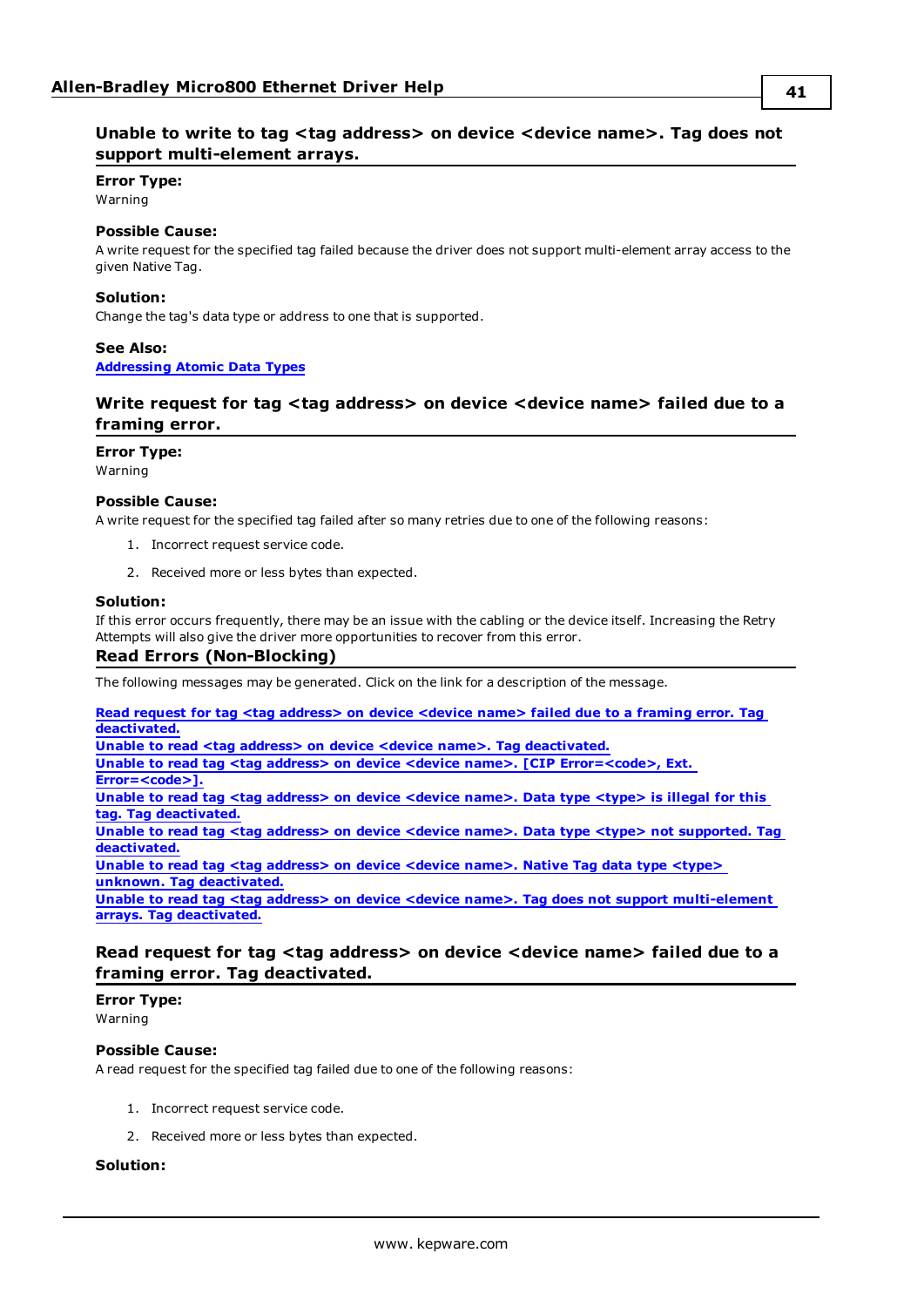### Unable to write to tag <tag address> on device <device name>. Tag does not support multi-element arrays.

**Error Type:**
Warning

**Possible Cause:**
A write request for the specified tag failed because the driver does not support multi-element array access to the given Native Tag.

**Solution:**
Change the tag's data type or address to one that is supported.

**See Also:**
[Addressing Atomic Data Types]()

### Write request for tag <tag address> on device <device name> failed due to a framing error.

**Error Type:**
Warning

**Possible Cause:**
A write request for the specified tag failed after so many retries due to one of the following reasons:

1. Incorrect request service code.
2. Received more or less bytes than expected.

**Solution:**
If this error occurs frequently, there may be an issue with the cabling or the device itself. Increasing the Retry Attempts will also give the driver more opportunities to recover from this error.

## Read Errors (Non-Blocking)

The following messages may be generated. Click on the link for a description of the message.

[Read request for tag <tag address> on device <device name> failed due to a framing error. Tag deactivated.]()
[Unable to read <tag address> on device <device name>. Tag deactivated.]()
[Unable to read tag <tag address> on device <device name>. [CIP Error=<code>, Ext. Error=<code>].]()
[Unable to read tag <tag address> on device <device name>. Data type <type> is illegal for this tag. Tag deactivated.]()
[Unable to read tag <tag address> on device <device name>. Data type <type> not supported. Tag deactivated.]()
[Unable to read tag <tag address> on device <device name>. Native Tag data type <type> unknown. Tag deactivated.]()
[Unable to read tag <tag address> on device <device name>. Tag does not support multi-element arrays. Tag deactivated.]()

### Read request for tag <tag address> on device <device name> failed due to a framing error. Tag deactivated.

**Error Type:**
Warning

**Possible Cause:**
A read request for the specified tag failed due to one of the following reasons:

1. Incorrect request service code.
2. Received more or less bytes than expected.

**Solution:**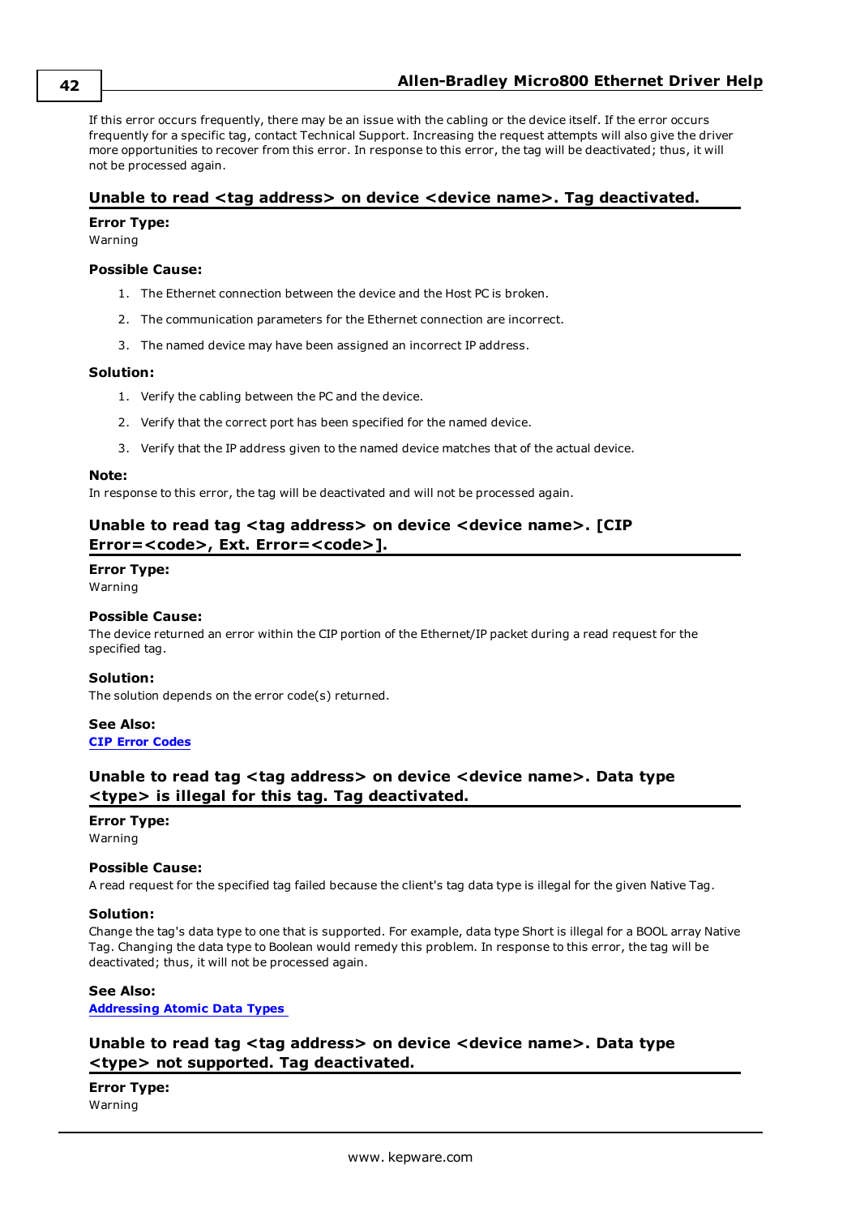If this error occurs frequently, there may be an issue with the cabling or the device itself. If the error occurs frequently for a specific tag, contact Technical Support. Increasing the request attempts will also give the driver more opportunities to recover from this error. In response to this error, the tag will be deactivated; thus, it will not be processed again.

## Unable to read <tag address> on device <device name>. Tag deactivated.

**Error Type:**
Warning

**Possible Cause:**

1. The Ethernet connection between the device and the Host PC is broken.
2. The communication parameters for the Ethernet connection are incorrect.
3. The named device may have been assigned an incorrect IP address.

**Solution:**

1. Verify the cabling between the PC and the device.
2. Verify that the correct port has been specified for the named device.
3. Verify that the IP address given to the named device matches that of the actual device.

**Note:**
In response to this error, the tag will be deactivated and will not be processed again.

## Unable to read tag <tag address> on device <device name>. [CIP Error=<code>, Ext. Error=<code>].

**Error Type:**
Warning

**Possible Cause:**
The device returned an error within the CIP portion of the Ethernet/IP packet during a read request for the specified tag.

**Solution:**
The solution depends on the error code(s) returned.

**See Also:**
**CIP Error Codes**

## Unable to read tag <tag address> on device <device name>. Data type <type> is illegal for this tag. Tag deactivated.

**Error Type:**
Warning

**Possible Cause:**
A read request for the specified tag failed because the client's tag data type is illegal for the given Native Tag.

**Solution:**
Change the tag's data type to one that is supported. For example, data type Short is illegal for a BOOL array Native Tag. Changing the data type to Boolean would remedy this problem. In response to this error, the tag will be deactivated; thus, it will not be processed again.

**See Also:**
**Addressing Atomic Data Types**

## Unable to read tag <tag address> on device <device name>. Data type <type> not supported. Tag deactivated.

**Error Type:**
Warning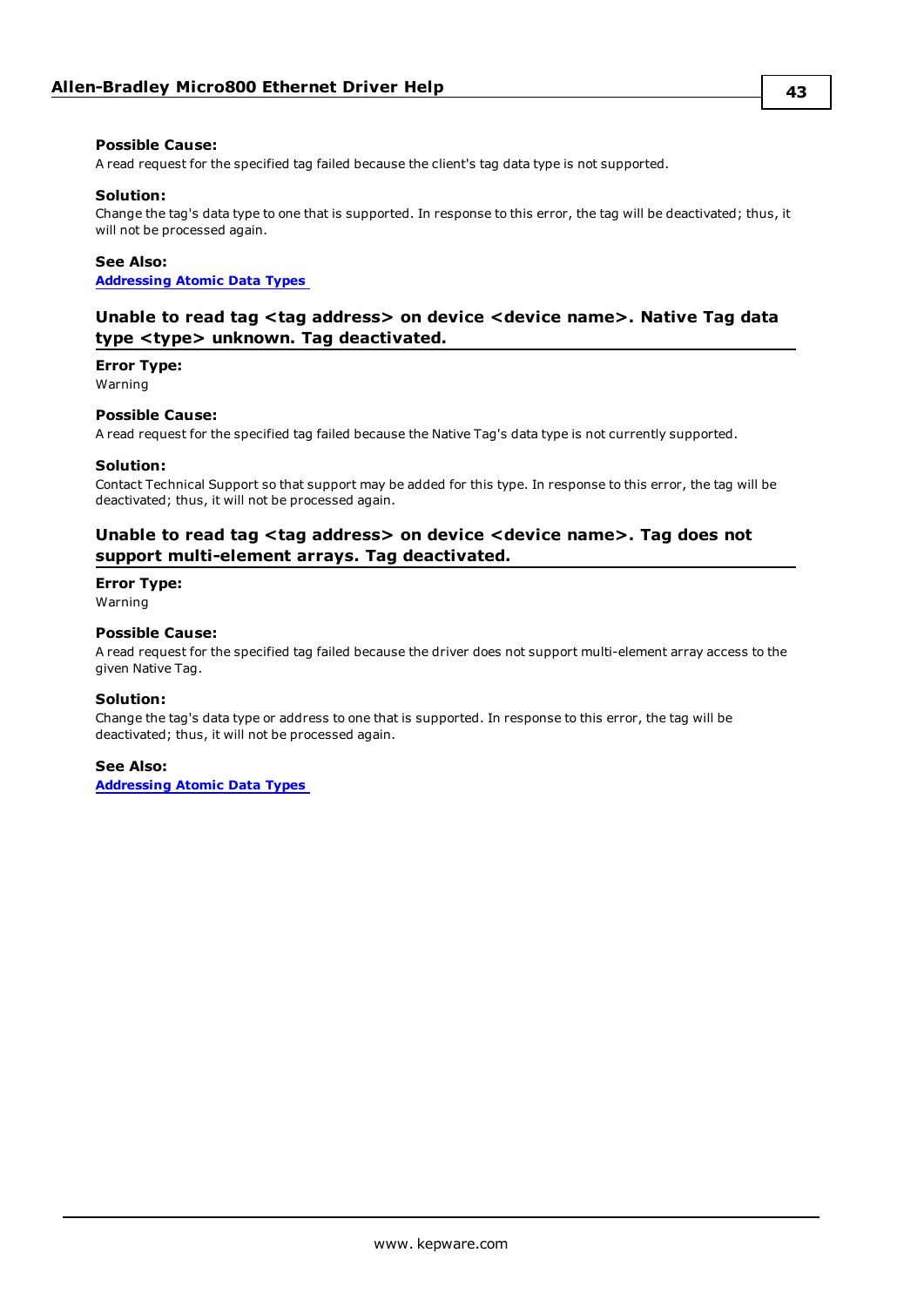**Possible Cause:**
A read request for the specified tag failed because the client's tag data type is not supported.

**Solution:**
Change the tag's data type to one that is supported. In response to this error, the tag will be deactivated; thus, it will not be processed again.

**See Also:**
**Addressing Atomic Data Types**

### Unable to read tag <tag address> on device <device name>. Native Tag data type <type> unknown. Tag deactivated.

**Error Type:**
Warning

**Possible Cause:**
A read request for the specified tag failed because the Native Tag's data type is not currently supported.

**Solution:**
Contact Technical Support so that support may be added for this type. In response to this error, the tag will be deactivated; thus, it will not be processed again.

### Unable to read tag <tag address> on device <device name>. Tag does not support multi-element arrays. Tag deactivated.

**Error Type:**
Warning

**Possible Cause:**
A read request for the specified tag failed because the driver does not support multi-element array access to the given Native Tag.

**Solution:**
Change the tag's data type or address to one that is supported. In response to this error, the tag will be deactivated; thus, it will not be processed again.

**See Also:**
**Addressing Atomic Data Types**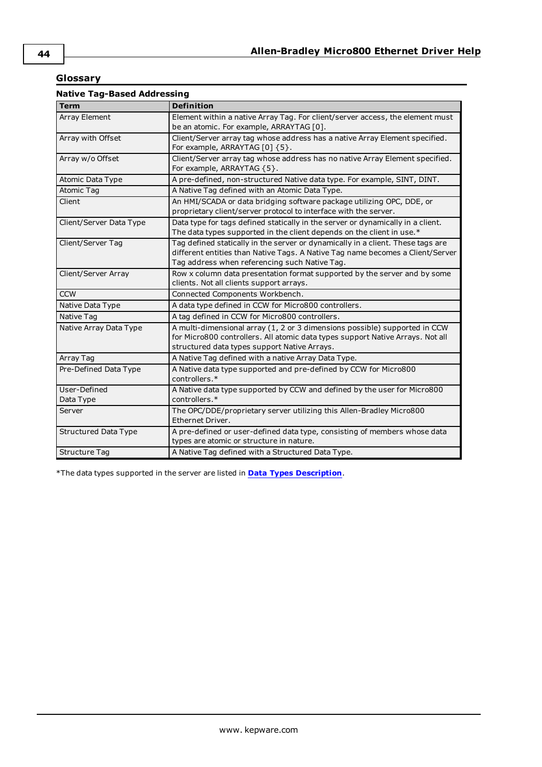## Glossary

### Native Tag-Based Addressing

| Term | Definition |
|---|---|
| Array Element | Element within a native Array Tag. For client/server access, the element must be an atomic. For example, ARRAYTAG [0]. |
| Array with Offset | Client/Server array tag whose address has a native Array Element specified. For example, ARRAYTAG [0] {5}. |
| Array w/o Offset | Client/Server array tag whose address has no native Array Element specified. For example, ARRAYTAG {5}. |
| Atomic Data Type | A pre-defined, non-structured Native data type. For example, SINT, DINT. |
| Atomic Tag | A Native Tag defined with an Atomic Data Type. |
| Client | An HMI/SCADA or data bridging software package utilizing OPC, DDE, or proprietary client/server protocol to interface with the server. |
| Client/Server Data Type | Data type for tags defined statically in the server or dynamically in a client. The data types supported in the client depends on the client in use.* |
| Client/Server Tag | Tag defined statically in the server or dynamically in a client. These tags are different entities than Native Tags. A Native Tag name becomes a Client/Server Tag address when referencing such Native Tag. |
| Client/Server Array | Row x column data presentation format supported by the server and by some clients. Not all clients support arrays. |
| CCW | Connected Components Workbench. |
| Native Data Type | A data type defined in CCW for Micro800 controllers. |
| Native Tag | A tag defined in CCW for Micro800 controllers. |
| Native Array Data Type | A multi-dimensional array (1, 2 or 3 dimensions possible) supported in CCW for Micro800 controllers. All atomic data types support Native Arrays. Not all structured data types support Native Arrays. |
| Array Tag | A Native Tag defined with a native Array Data Type. |
| Pre-Defined Data Type | A Native data type supported and pre-defined by CCW for Micro800 controllers.* |
| User-Defined Data Type | A Native data type supported by CCW and defined by the user for Micro800 controllers.* |
| Server | The OPC/DDE/proprietary server utilizing this Allen-Bradley Micro800 Ethernet Driver. |
| Structured Data Type | A pre-defined or user-defined data type, consisting of members whose data types are atomic or structure in nature. |
| Structure Tag | A Native Tag defined with a Structured Data Type. |

*The data types supported in the server are listed in **Data Types Description**.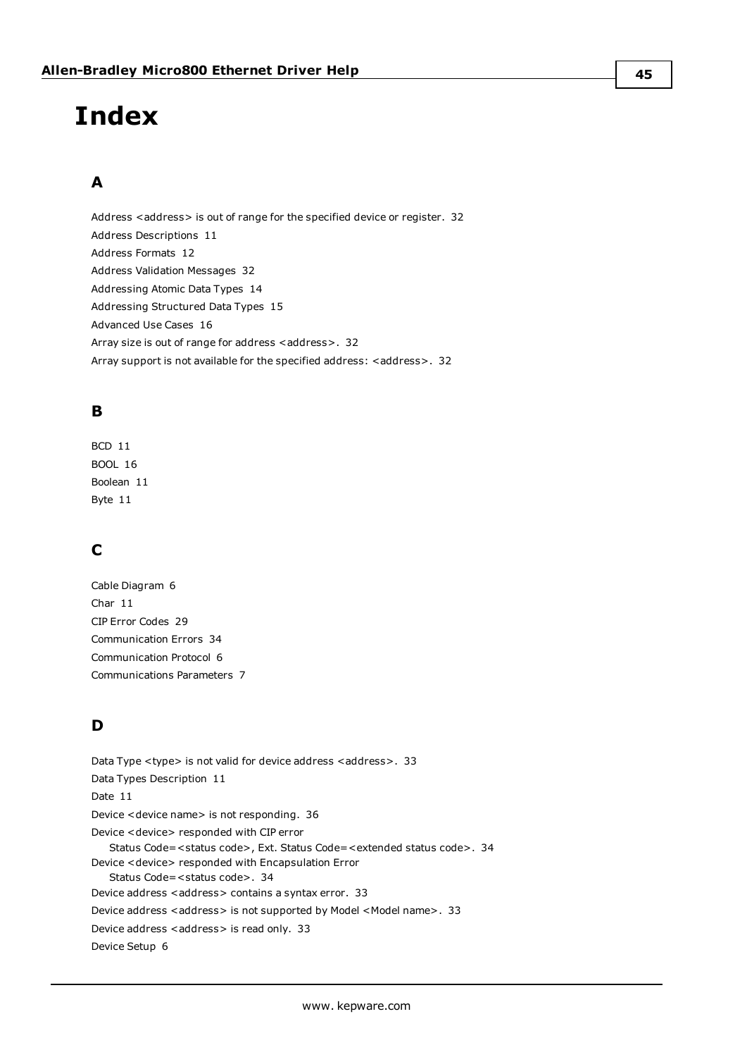# Index

## A

Address <address> is out of range for the specified device or register. 32
Address Descriptions 11
Address Formats 12
Address Validation Messages 32
Addressing Atomic Data Types 14
Addressing Structured Data Types 15
Advanced Use Cases 16
Array size is out of range for address <address>. 32
Array support is not available for the specified address: <address>. 32

## B

BCD 11
BOOL 16
Boolean 11
Byte 11

## C

Cable Diagram 6
Char 11
CIP Error Codes 29
Communication Errors 34
Communication Protocol 6
Communications Parameters 7

## D

Data Type <type> is not valid for device address <address>. 33
Data Types Description 11
Date 11
Device <device name> is not responding. 36
Device <device> responded with CIP error
    Status Code=<status code>, Ext. Status Code=<extended status code>. 34
Device <device> responded with Encapsulation Error
    Status Code=<status code>. 34
Device address <address> contains a syntax error. 33
Device address <address> is not supported by Model <Model name>. 33
Device address <address> is read only. 33
Device Setup 6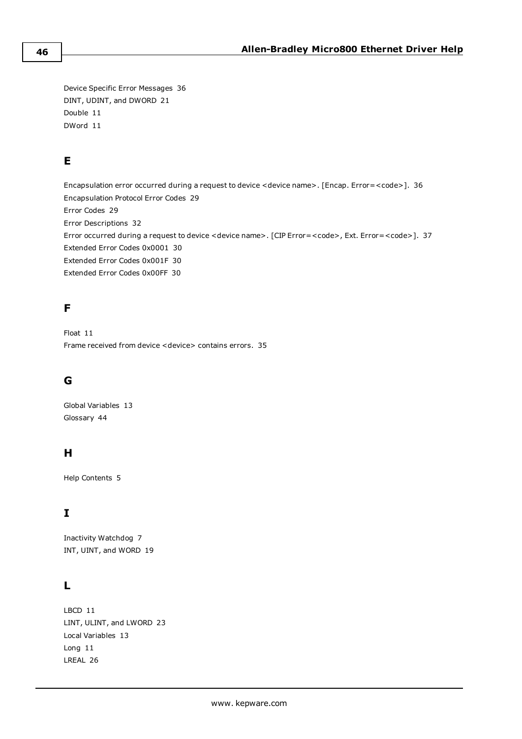Device Specific Error Messages 36
DINT, UDINT, and DWORD 21
Double 11
DWord 11

## E

Encapsulation error occurred during a request to device <device name>. [Encap. Error=<code>]. 36
Encapsulation Protocol Error Codes 29
Error Codes 29
Error Descriptions 32
Error occurred during a request to device <device name>. [CIP Error=<code>, Ext. Error=<code>]. 37
Extended Error Codes 0x0001 30
Extended Error Codes 0x001F 30
Extended Error Codes 0x00FF 30

## F

Float 11
Frame received from device <device> contains errors. 35

## G

Global Variables 13
Glossary 44

## H

Help Contents 5

## I

Inactivity Watchdog 7
INT, UINT, and WORD 19

## L

LBCD 11
LINT, ULINT, and LWORD 23
Local Variables 13
Long 11
LREAL 26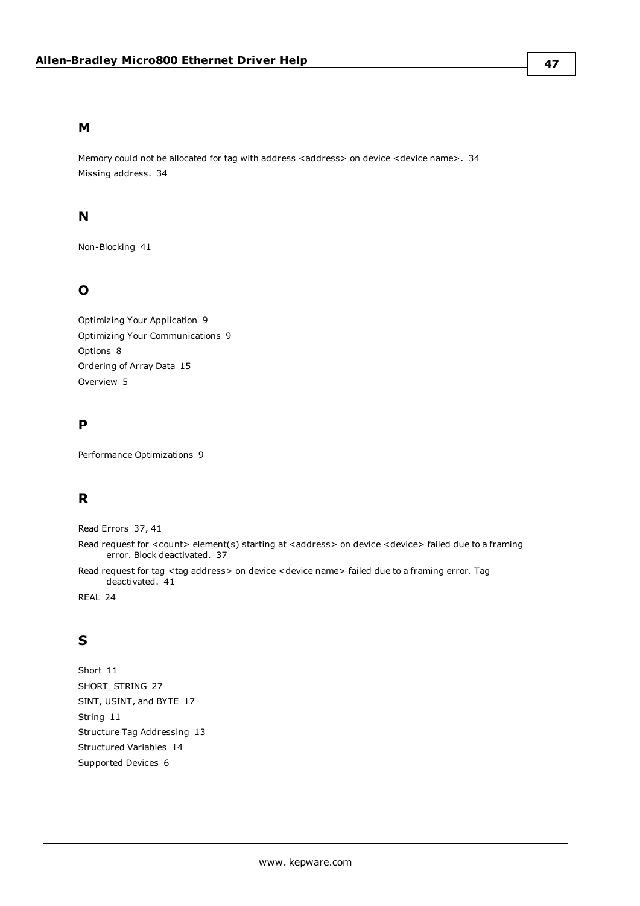## M

Memory could not be allocated for tag with address <address> on device <device name>. 34

Missing address. 34

## N

Non-Blocking 41

## O

Optimizing Your Application 9

Optimizing Your Communications 9

Options 8

Ordering of Array Data 15

Overview 5

## P

Performance Optimizations 9

## R

Read Errors 37, 41

Read request for <count> element(s) starting at <address> on device <device> failed due to a framing error. Block deactivated. 37

Read request for tag <tag address> on device <device name> failed due to a framing error. Tag deactivated. 41

REAL 24

## S

Short 11

SHORT_STRING 27

SINT, USINT, and BYTE 17

String 11

Structure Tag Addressing 13

Structured Variables 14

Supported Devices 6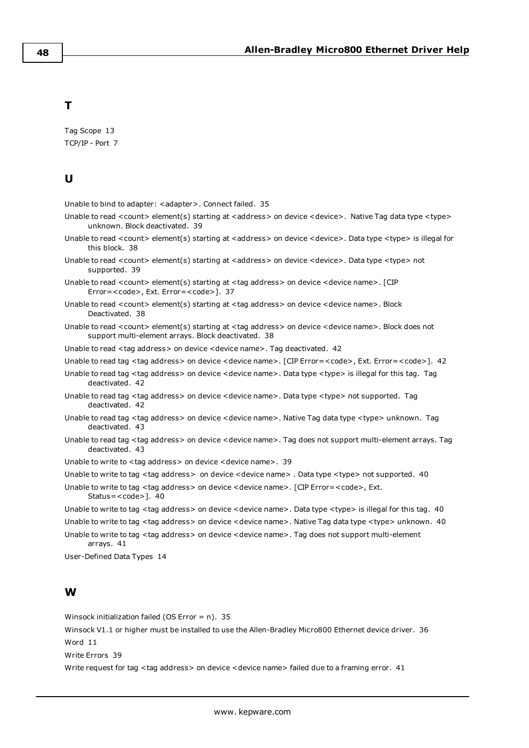## T

Tag Scope 13

TCP/IP - Port 7

## U

Unable to bind to adapter: <adapter>. Connect failed. 35

Unable to read <count> element(s) starting at <address> on device <device>. Native Tag data type <type> unknown. Block deactivated. 39

Unable to read <count> element(s) starting at <address> on device <device>. Data type <type> is illegal for this block. 38

Unable to read <count> element(s) starting at <address> on device <device>. Data type <type> not supported. 39

Unable to read <count> element(s) starting at <tag address> on device <device name>. [CIP Error=<code>, Ext. Error=<code>]. 37

Unable to read <count> element(s) starting at <tag address> on device <device name>. Block Deactivated. 38

Unable to read <count> element(s) starting at <tag address> on device <device name>. Block does not support multi-element arrays. Block deactivated. 38

Unable to read <tag address> on device <device name>. Tag deactivated. 42

Unable to read tag <tag address> on device <device name>. [CIP Error=<code>, Ext. Error=<code>]. 42

Unable to read tag <tag address> on device <device name>. Data type <type> is illegal for this tag. Tag deactivated. 42

Unable to read tag <tag address> on device <device name>. Data type <type> not supported. Tag deactivated. 42

Unable to read tag <tag address> on device <device name>. Native Tag data type <type> unknown. Tag deactivated. 43

Unable to read tag <tag address> on device <device name>. Tag does not support multi-element arrays. Tag deactivated. 43

Unable to write to <tag address> on device <device name>. 39

Unable to write to tag <tag address> on device <device name> . Data type <type> not supported. 40

Unable to write to tag <tag address> on device <device name>. [CIP Error=<code>, Ext. Status=<code>]. 40

Unable to write to tag <tag address> on device <device name>. Data type <type> is illegal for this tag. 40

Unable to write to tag <tag address> on device <device name>. Native Tag data type <type> unknown. 40

Unable to write to tag <tag address> on device <device name>. Tag does not support multi-element arrays. 41

User-Defined Data Types 14

## W

Winsock initialization failed (OS Error = n). 35

Winsock V1.1 or higher must be installed to use the Allen-Bradley Micro800 Ethernet device driver. 36

Word 11

Write Errors 39

Write request for tag <tag address> on device <device name> failed due to a framing error. 41